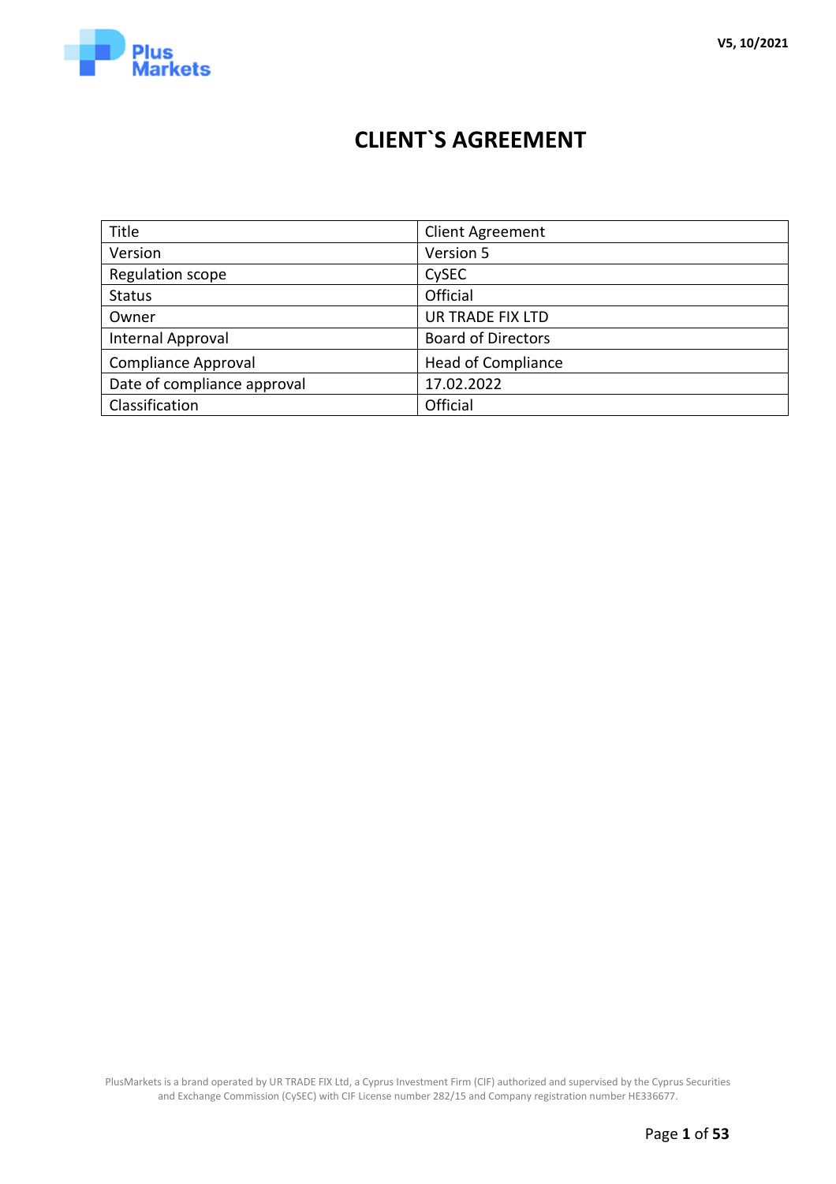# CLIENT`S AGREEMENT

| Title | Client Agreement |
|---|---|
| Version | Version 5 |
| Regulation scope | CySEC |
| Status | Official |
| Owner | UR TRADE FIX LTD |
| Internal Approval | Board of Directors |
| Compliance Approval | Head of Compliance |
| Date of compliance approval | 17.02.2022 |
| Classification | Official |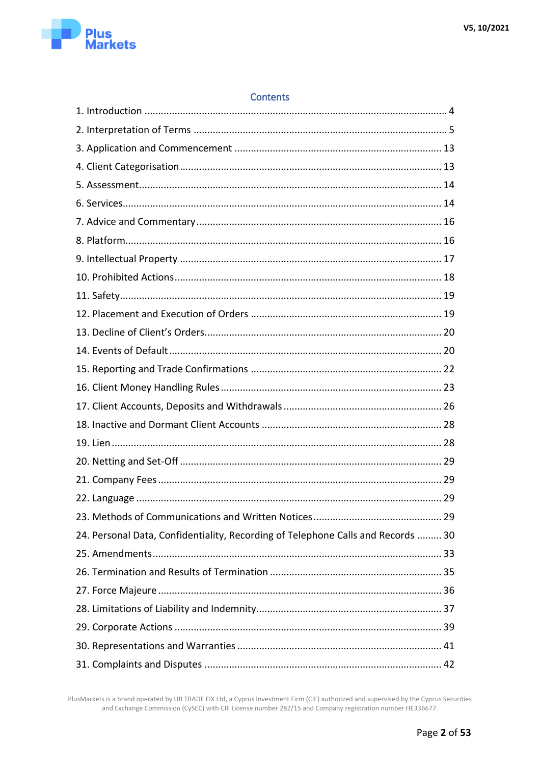## Contents

1. Introduction ........................................................................................................ 4
2. Interpretation of Terms ........................................................................................ 5
3. Application and Commencement ........................................................................ 13
4. Client Categorisation .......................................................................................... 13
5. Assessment ......................................................................................................... 14
6. Services ................................................................................................................ 14
7. Advice and Commentary ..................................................................................... 16
8. Platform ............................................................................................................... 16
9. Intellectual Property ........................................................................................... 17
10. Prohibited Actions ............................................................................................. 18
11. Safety ................................................................................................................. 19
12. Placement and Execution of Orders .................................................................. 19
13. Decline of Client's Orders .................................................................................. 20
14. Events of Default ............................................................................................... 20
15. Reporting and Trade Confirmations .................................................................. 22
16. Client Money Handling Rules ............................................................................. 23
17. Client Accounts, Deposits and Withdrawals ...................................................... 26
18. Inactive and Dormant Client Accounts .............................................................. 28
19. Lien .................................................................................................................... 28
20. Netting and Set-Off ............................................................................................ 29
21. Company Fees .................................................................................................... 29
22. Language ............................................................................................................ 29
23. Methods of Communications and Written Notices ............................................ 29
24. Personal Data, Confidentiality, Recording of Telephone Calls and Records ......... 30
25. Amendments ...................................................................................................... 33
26. Termination and Results of Termination ............................................................ 35
27. Force Majeure .................................................................................................... 36
28. Limitations of Liability and Indemnity ................................................................. 37
29. Corporate Actions .............................................................................................. 39
30. Representations and Warranties ........................................................................ 41
31. Complaints and Disputes .................................................................................... 42

PlusMarkets is a brand operated by UR TRADE FIX Ltd, a Cyprus Investment Firm (CIF) authorized and supervised by the Cyprus Securities and Exchange Commission (CySEC) with CIF License number 282/15 and Company registration number HE336677.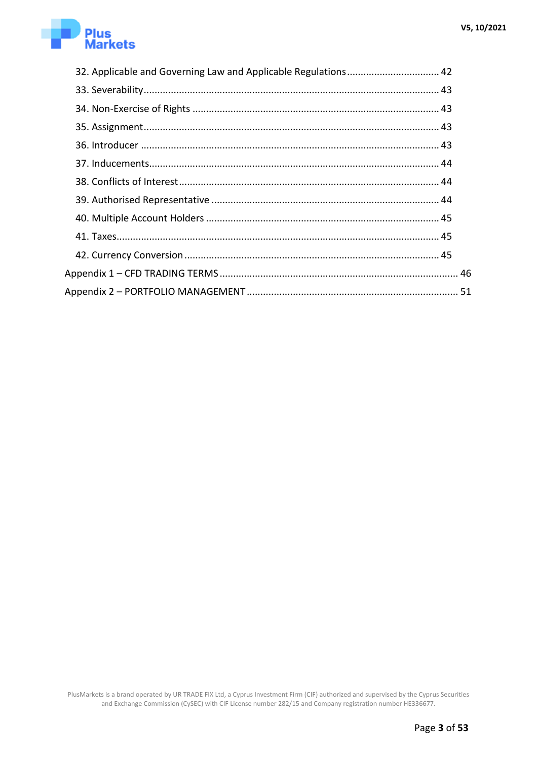32. Applicable and Governing Law and Applicable Regulations .................................. 42
33. Severability ............................................................................................................ 43
34. Non-Exercise of Rights ......................................................................................... 43
35. Assignment ............................................................................................................ 43
36. Introducer ............................................................................................................. 43
37. Inducements ........................................................................................................... 44
38. Conflicts of Interest ............................................................................................... 44
39. Authorised Representative ................................................................................... 44
40. Multiple Account Holders ..................................................................................... 45
41. Taxes ...................................................................................................................... 45
42. Currency Conversion ............................................................................................. 45

Appendix 1 – CFD TRADING TERMS ...................................................................................... 46

Appendix 2 – PORTFOLIO MANAGEMENT ............................................................................ 51

PlusMarkets is a brand operated by UR TRADE FIX Ltd, a Cyprus Investment Firm (CIF) authorized and supervised by the Cyprus Securities and Exchange Commission (CySEC) with CIF License number 282/15 and Company registration number HE336677.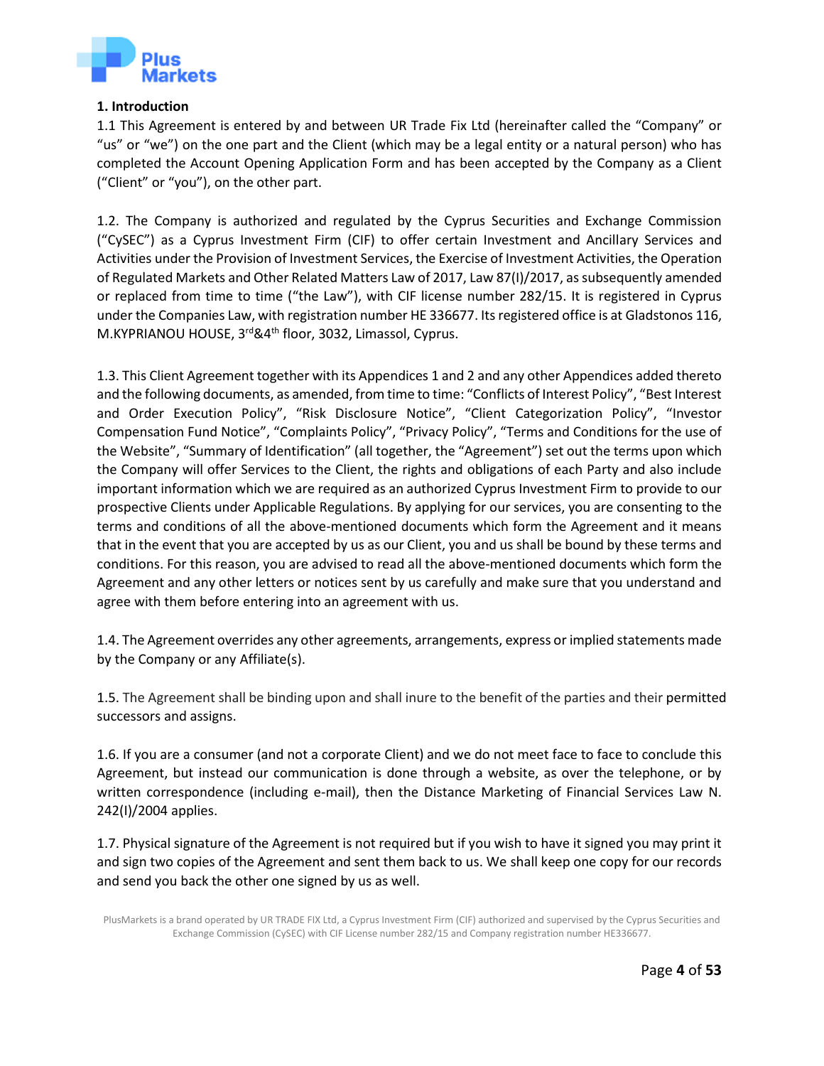## 1. Introduction

1.1 This Agreement is entered by and between UR Trade Fix Ltd (hereinafter called the "Company" or "us" or "we") on the one part and the Client (which may be a legal entity or a natural person) who has completed the Account Opening Application Form and has been accepted by the Company as a Client ("Client" or "you"), on the other part.

1.2. The Company is authorized and regulated by the Cyprus Securities and Exchange Commission ("CySEC") as a Cyprus Investment Firm (CIF) to offer certain Investment and Ancillary Services and Activities under the Provision of Investment Services, the Exercise of Investment Activities, the Operation of Regulated Markets and Other Related Matters Law of 2017, Law 87(I)/2017, as subsequently amended or replaced from time to time ("the Law"), with CIF license number 282/15. It is registered in Cyprus under the Companies Law, with registration number HE 336677. Its registered office is at Gladstonos 116, M.KYPRIANOU HOUSE, 3rd&4th floor, 3032, Limassol, Cyprus.

1.3. This Client Agreement together with its Appendices 1 and 2 and any other Appendices added thereto and the following documents, as amended, from time to time: "Conflicts of Interest Policy", "Best Interest and Order Execution Policy", "Risk Disclosure Notice", "Client Categorization Policy", "Investor Compensation Fund Notice", "Complaints Policy", "Privacy Policy", "Terms and Conditions for the use of the Website", "Summary of Identification" (all together, the "Agreement") set out the terms upon which the Company will offer Services to the Client, the rights and obligations of each Party and also include important information which we are required as an authorized Cyprus Investment Firm to provide to our prospective Clients under Applicable Regulations. By applying for our services, you are consenting to the terms and conditions of all the above-mentioned documents which form the Agreement and it means that in the event that you are accepted by us as our Client, you and us shall be bound by these terms and conditions. For this reason, you are advised to read all the above-mentioned documents which form the Agreement and any other letters or notices sent by us carefully and make sure that you understand and agree with them before entering into an agreement with us.

1.4. The Agreement overrides any other agreements, arrangements, express or implied statements made by the Company or any Affiliate(s).

1.5. The Agreement shall be binding upon and shall inure to the benefit of the parties and their permitted successors and assigns.

1.6. If you are a consumer (and not a corporate Client) and we do not meet face to face to conclude this Agreement, but instead our communication is done through a website, as over the telephone, or by written correspondence (including e-mail), then the Distance Marketing of Financial Services Law N. 242(I)/2004 applies.

1.7. Physical signature of the Agreement is not required but if you wish to have it signed you may print it and sign two copies of the Agreement and sent them back to us. We shall keep one copy for our records and send you back the other one signed by us as well.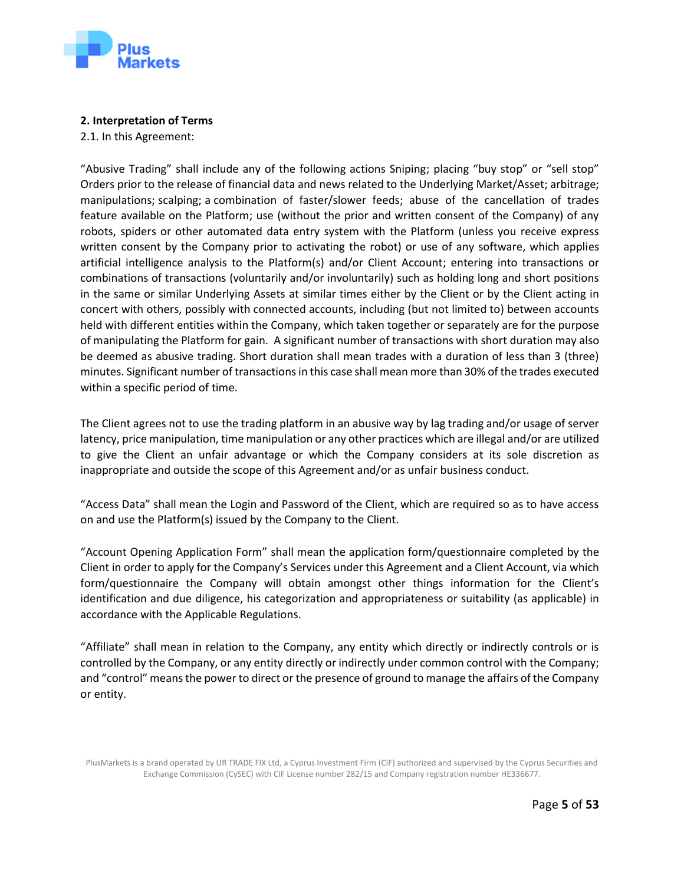## 2. Interpretation of Terms

2.1. In this Agreement:

"Abusive Trading" shall include any of the following actions Sniping; placing "buy stop" or "sell stop" Orders prior to the release of financial data and news related to the Underlying Market/Asset; arbitrage; manipulations; scalping; a combination of faster/slower feeds; abuse of the cancellation of trades feature available on the Platform; use (without the prior and written consent of the Company) of any robots, spiders or other automated data entry system with the Platform (unless you receive express written consent by the Company prior to activating the robot) or use of any software, which applies artificial intelligence analysis to the Platform(s) and/or Client Account; entering into transactions or combinations of transactions (voluntarily and/or involuntarily) such as holding long and short positions in the same or similar Underlying Assets at similar times either by the Client or by the Client acting in concert with others, possibly with connected accounts, including (but not limited to) between accounts held with different entities within the Company, which taken together or separately are for the purpose of manipulating the Platform for gain. A significant number of transactions with short duration may also be deemed as abusive trading. Short duration shall mean trades with a duration of less than 3 (three) minutes. Significant number of transactions in this case shall mean more than 30% of the trades executed within a specific period of time.

The Client agrees not to use the trading platform in an abusive way by lag trading and/or usage of server latency, price manipulation, time manipulation or any other practices which are illegal and/or are utilized to give the Client an unfair advantage or which the Company considers at its sole discretion as inappropriate and outside the scope of this Agreement and/or as unfair business conduct.

"Access Data" shall mean the Login and Password of the Client, which are required so as to have access on and use the Platform(s) issued by the Company to the Client.

"Account Opening Application Form" shall mean the application form/questionnaire completed by the Client in order to apply for the Company's Services under this Agreement and a Client Account, via which form/questionnaire the Company will obtain amongst other things information for the Client's identification and due diligence, his categorization and appropriateness or suitability (as applicable) in accordance with the Applicable Regulations.

"Affiliate" shall mean in relation to the Company, any entity which directly or indirectly controls or is controlled by the Company, or any entity directly or indirectly under common control with the Company; and "control" means the power to direct or the presence of ground to manage the affairs of the Company or entity.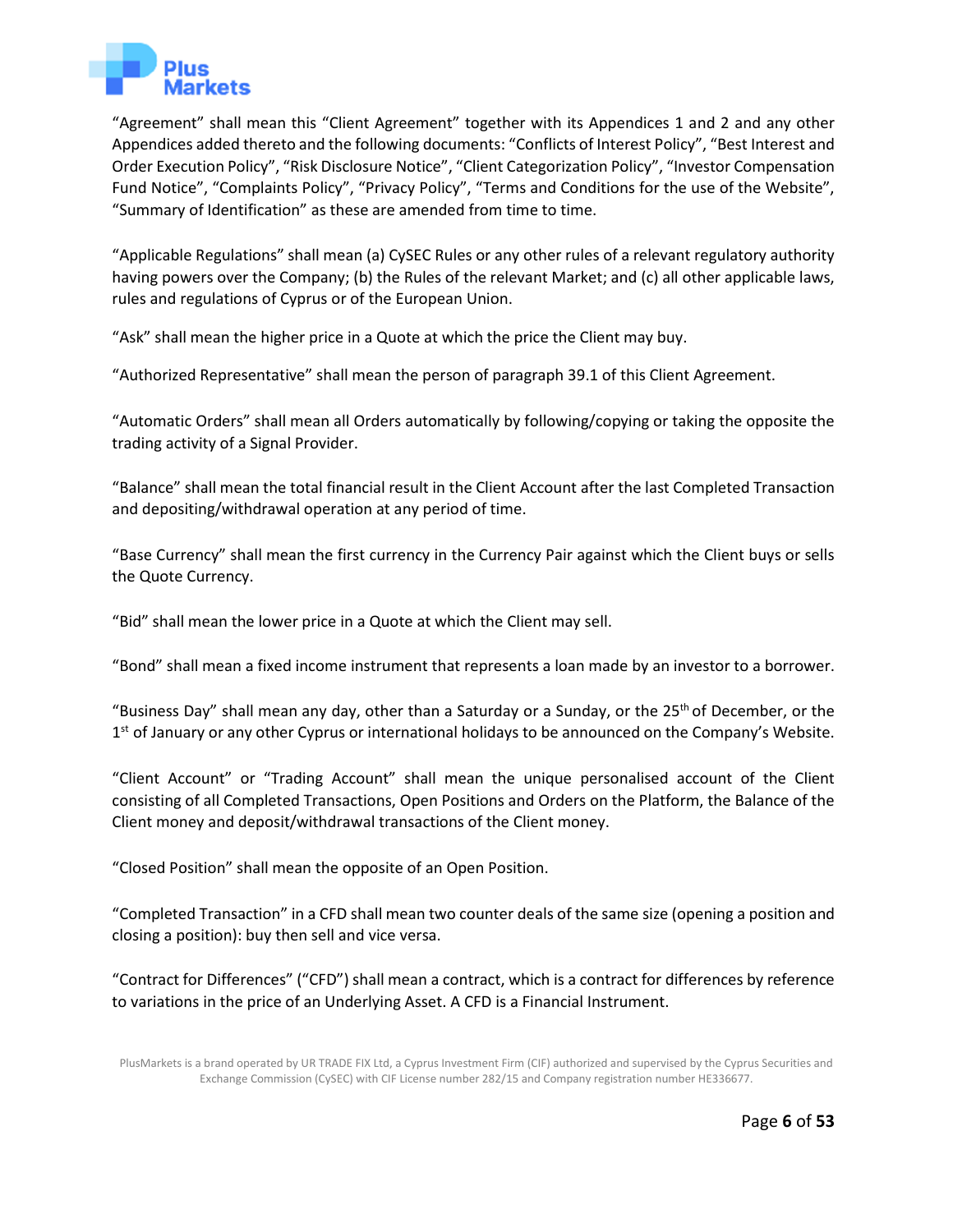"Agreement" shall mean this "Client Agreement" together with its Appendices 1 and 2 and any other Appendices added thereto and the following documents: "Conflicts of Interest Policy", "Best Interest and Order Execution Policy", "Risk Disclosure Notice", "Client Categorization Policy", "Investor Compensation Fund Notice", "Complaints Policy", "Privacy Policy", "Terms and Conditions for the use of the Website", "Summary of Identification" as these are amended from time to time.

"Applicable Regulations" shall mean (a) CySEC Rules or any other rules of a relevant regulatory authority having powers over the Company; (b) the Rules of the relevant Market; and (c) all other applicable laws, rules and regulations of Cyprus or of the European Union.

"Ask" shall mean the higher price in a Quote at which the price the Client may buy.

"Authorized Representative" shall mean the person of paragraph 39.1 of this Client Agreement.

"Automatic Orders" shall mean all Orders automatically by following/copying or taking the opposite the trading activity of a Signal Provider.

"Balance" shall mean the total financial result in the Client Account after the last Completed Transaction and depositing/withdrawal operation at any period of time.

"Base Currency" shall mean the first currency in the Currency Pair against which the Client buys or sells the Quote Currency.

"Bid" shall mean the lower price in a Quote at which the Client may sell.

"Bond" shall mean a fixed income instrument that represents a loan made by an investor to a borrower.

"Business Day" shall mean any day, other than a Saturday or a Sunday, or the 25th of December, or the 1st of January or any other Cyprus or international holidays to be announced on the Company's Website.

"Client Account" or "Trading Account" shall mean the unique personalised account of the Client consisting of all Completed Transactions, Open Positions and Orders on the Platform, the Balance of the Client money and deposit/withdrawal transactions of the Client money.

"Closed Position" shall mean the opposite of an Open Position.

"Completed Transaction" in a CFD shall mean two counter deals of the same size (opening a position and closing a position): buy then sell and vice versa.

"Contract for Differences" ("CFD") shall mean a contract, which is a contract for differences by reference to variations in the price of an Underlying Asset. A CFD is a Financial Instrument.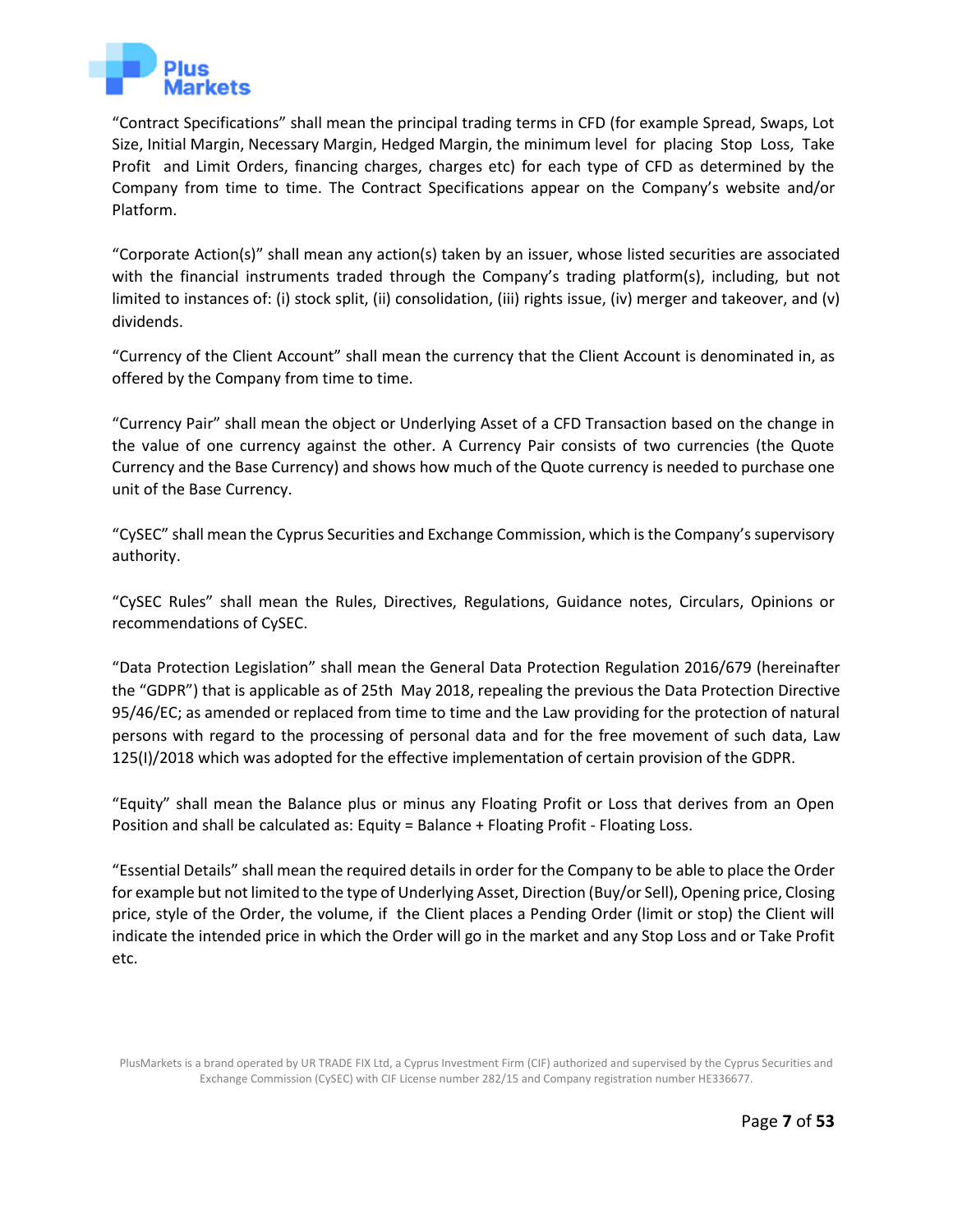“Contract Specifications” shall mean the principal trading terms in CFD (for example Spread, Swaps, Lot Size, Initial Margin, Necessary Margin, Hedged Margin, the minimum level for placing Stop Loss, Take Profit and Limit Orders, financing charges, charges etc) for each type of CFD as determined by the Company from time to time. The Contract Specifications appear on the Company’s website and/or Platform.

“Corporate Action(s)” shall mean any action(s) taken by an issuer, whose listed securities are associated with the financial instruments traded through the Company’s trading platform(s), including, but not limited to instances of: (i) stock split, (ii) consolidation, (iii) rights issue, (iv) merger and takeover, and (v) dividends.

“Currency of the Client Account” shall mean the currency that the Client Account is denominated in, as offered by the Company from time to time.

“Currency Pair” shall mean the object or Underlying Asset of a CFD Transaction based on the change in the value of one currency against the other. A Currency Pair consists of two currencies (the Quote Currency and the Base Currency) and shows how much of the Quote currency is needed to purchase one unit of the Base Currency.

“CySEC” shall mean the Cyprus Securities and Exchange Commission, which is the Company’s supervisory authority.

“CySEC Rules” shall mean the Rules, Directives, Regulations, Guidance notes, Circulars, Opinions or recommendations of CySEC.

“Data Protection Legislation” shall mean the General Data Protection Regulation 2016/679 (hereinafter the “GDPR”) that is applicable as of 25th May 2018, repealing the previous the Data Protection Directive 95/46/EC; as amended or replaced from time to time and the Law providing for the protection of natural persons with regard to the processing of personal data and for the free movement of such data, Law 125(I)/2018 which was adopted for the effective implementation of certain provision of the GDPR.

“Equity” shall mean the Balance plus or minus any Floating Profit or Loss that derives from an Open Position and shall be calculated as: Equity = Balance + Floating Profit - Floating Loss.

“Essential Details” shall mean the required details in order for the Company to be able to place the Order for example but not limited to the type of Underlying Asset, Direction (Buy/or Sell), Opening price, Closing price, style of the Order, the volume, if the Client places a Pending Order (limit or stop) the Client will indicate the intended price in which the Order will go in the market and any Stop Loss and or Take Profit etc.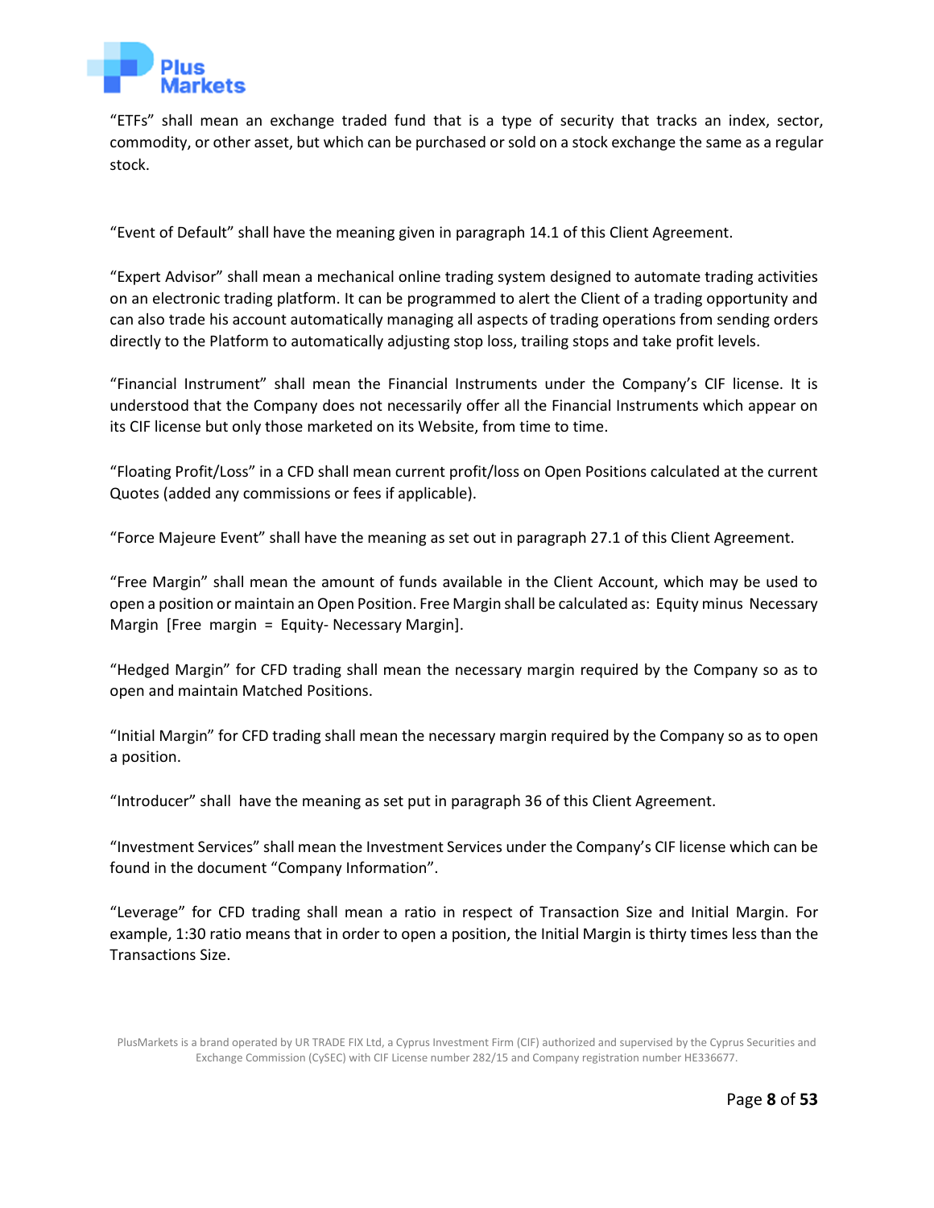"ETFs" shall mean an exchange traded fund that is a type of security that tracks an index, sector, commodity, or other asset, but which can be purchased or sold on a stock exchange the same as a regular stock.

"Event of Default" shall have the meaning given in paragraph 14.1 of this Client Agreement.

"Expert Advisor" shall mean a mechanical online trading system designed to automate trading activities on an electronic trading platform. It can be programmed to alert the Client of a trading opportunity and can also trade his account automatically managing all aspects of trading operations from sending orders directly to the Platform to automatically adjusting stop loss, trailing stops and take profit levels.

"Financial Instrument" shall mean the Financial Instruments under the Company's CIF license. It is understood that the Company does not necessarily offer all the Financial Instruments which appear on its CIF license but only those marketed on its Website, from time to time.

"Floating Profit/Loss" in a CFD shall mean current profit/loss on Open Positions calculated at the current Quotes (added any commissions or fees if applicable).

"Force Majeure Event" shall have the meaning as set out in paragraph 27.1 of this Client Agreement.

"Free Margin" shall mean the amount of funds available in the Client Account, which may be used to open a position or maintain an Open Position. Free Margin shall be calculated as: Equity minus Necessary Margin [Free margin = Equity- Necessary Margin].

"Hedged Margin" for CFD trading shall mean the necessary margin required by the Company so as to open and maintain Matched Positions.

"Initial Margin" for CFD trading shall mean the necessary margin required by the Company so as to open a position.

"Introducer" shall have the meaning as set put in paragraph 36 of this Client Agreement.

"Investment Services" shall mean the Investment Services under the Company's CIF license which can be found in the document "Company Information".

"Leverage" for CFD trading shall mean a ratio in respect of Transaction Size and Initial Margin. For example, 1:30 ratio means that in order to open a position, the Initial Margin is thirty times less than the Transactions Size.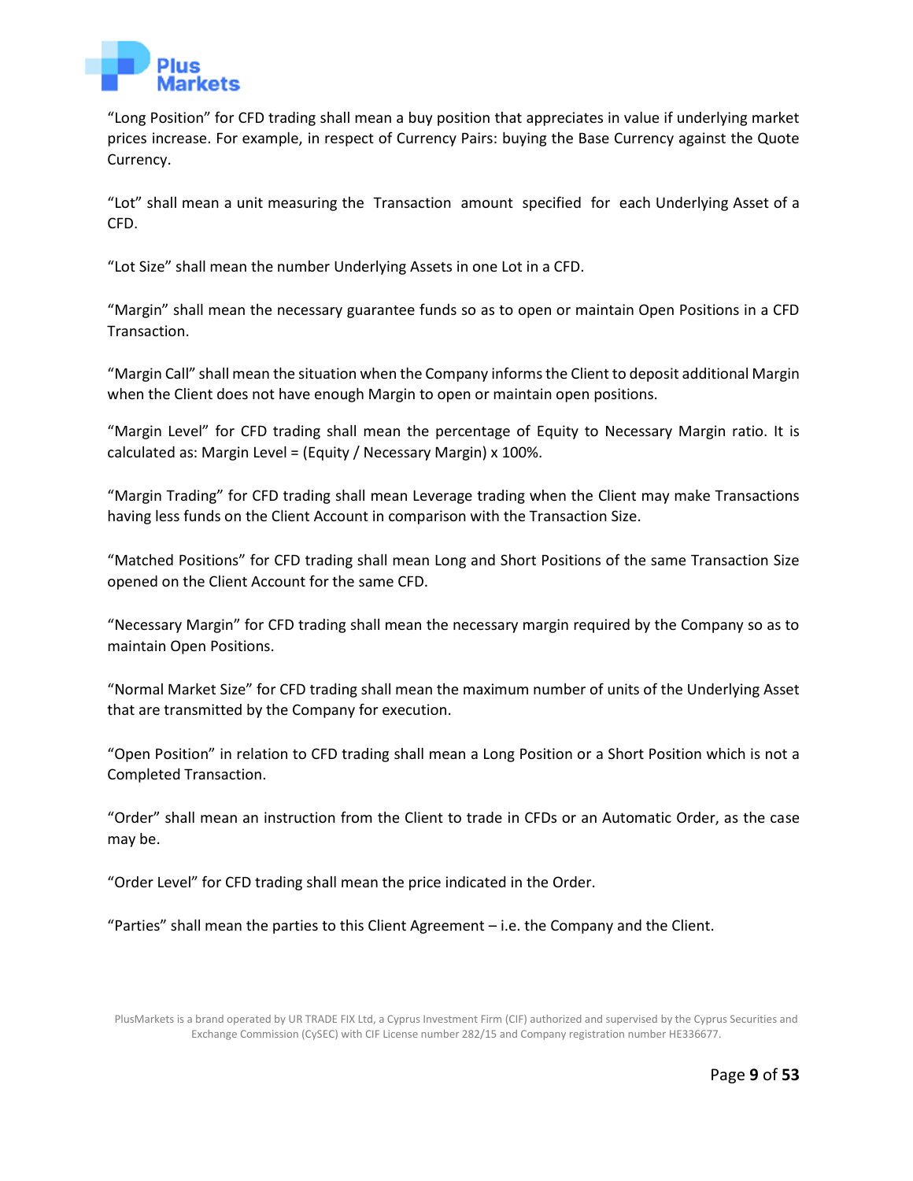"Long Position" for CFD trading shall mean a buy position that appreciates in value if underlying market prices increase. For example, in respect of Currency Pairs: buying the Base Currency against the Quote Currency.

"Lot" shall mean a unit measuring the Transaction amount specified for each Underlying Asset of a CFD.

"Lot Size" shall mean the number Underlying Assets in one Lot in a CFD.

"Margin" shall mean the necessary guarantee funds so as to open or maintain Open Positions in a CFD Transaction.

"Margin Call" shall mean the situation when the Company informs the Client to deposit additional Margin when the Client does not have enough Margin to open or maintain open positions.

"Margin Level" for CFD trading shall mean the percentage of Equity to Necessary Margin ratio. It is calculated as: Margin Level = (Equity / Necessary Margin) x 100%.

"Margin Trading" for CFD trading shall mean Leverage trading when the Client may make Transactions having less funds on the Client Account in comparison with the Transaction Size.

"Matched Positions" for CFD trading shall mean Long and Short Positions of the same Transaction Size opened on the Client Account for the same CFD.

"Necessary Margin" for CFD trading shall mean the necessary margin required by the Company so as to maintain Open Positions.

"Normal Market Size" for CFD trading shall mean the maximum number of units of the Underlying Asset that are transmitted by the Company for execution.

"Open Position" in relation to CFD trading shall mean a Long Position or a Short Position which is not a Completed Transaction.

"Order" shall mean an instruction from the Client to trade in CFDs or an Automatic Order, as the case may be.

"Order Level" for CFD trading shall mean the price indicated in the Order.

"Parties" shall mean the parties to this Client Agreement – i.e. the Company and the Client.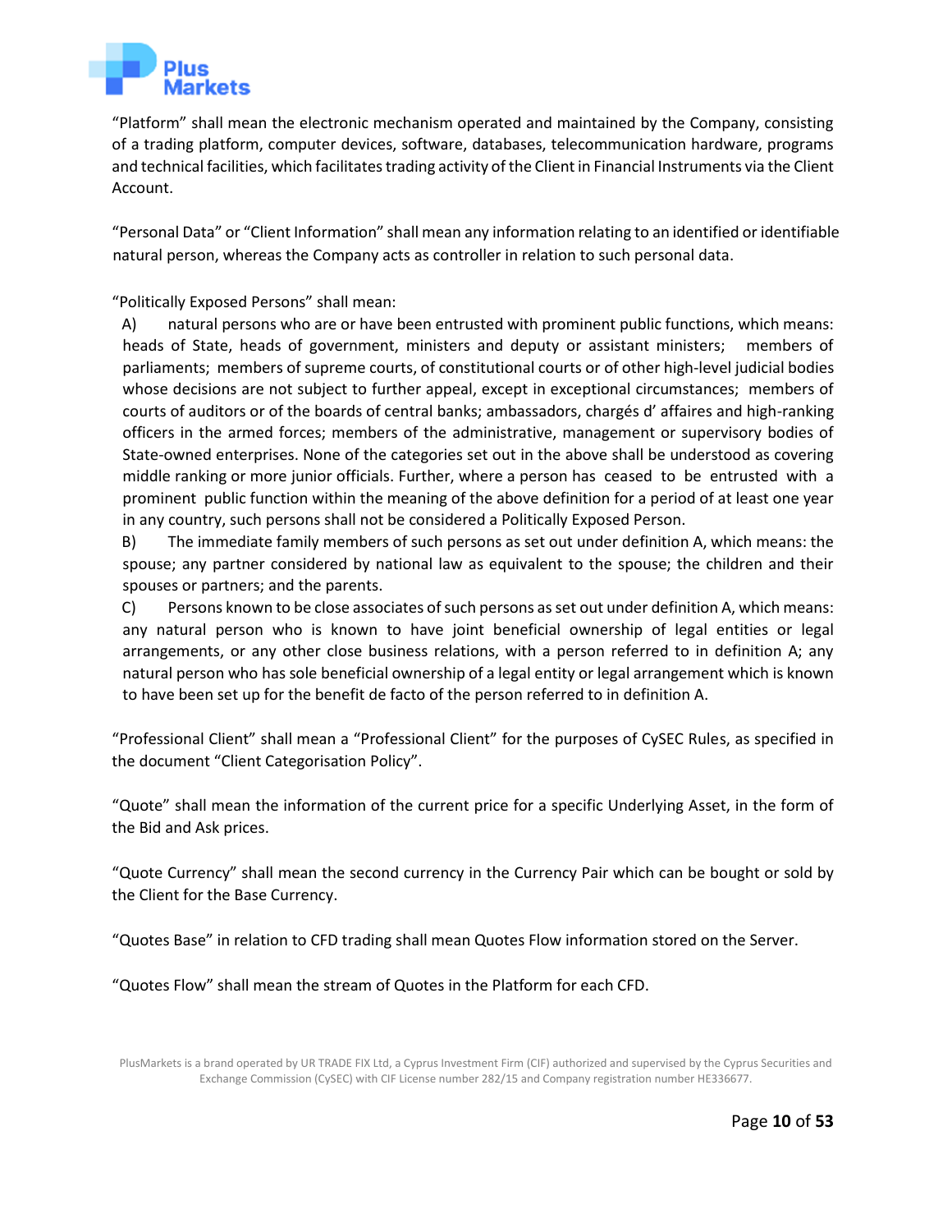“Platform” shall mean the electronic mechanism operated and maintained by the Company, consisting of a trading platform, computer devices, software, databases, telecommunication hardware, programs and technical facilities, which facilitates trading activity of the Client in Financial Instruments via the Client Account.

“Personal Data” or “Client Information” shall mean any information relating to an identified or identifiable natural person, whereas the Company acts as controller in relation to such personal data.

“Politically Exposed Persons” shall mean:

A) natural persons who are or have been entrusted with prominent public functions, which means: heads of State, heads of government, ministers and deputy or assistant ministers; members of parliaments; members of supreme courts, of constitutional courts or of other high-level judicial bodies whose decisions are not subject to further appeal, except in exceptional circumstances; members of courts of auditors or of the boards of central banks; ambassadors, chargés d’ affaires and high-ranking officers in the armed forces; members of the administrative, management or supervisory bodies of State-owned enterprises. None of the categories set out in the above shall be understood as covering middle ranking or more junior officials. Further, where a person has ceased to be entrusted with a prominent public function within the meaning of the above definition for a period of at least one year in any country, such persons shall not be considered a Politically Exposed Person.

B) The immediate family members of such persons as set out under definition A, which means: the spouse; any partner considered by national law as equivalent to the spouse; the children and their spouses or partners; and the parents.

C) Persons known to be close associates of such persons as set out under definition A, which means: any natural person who is known to have joint beneficial ownership of legal entities or legal arrangements, or any other close business relations, with a person referred to in definition A; any natural person who has sole beneficial ownership of a legal entity or legal arrangement which is known to have been set up for the benefit de facto of the person referred to in definition A.

“Professional Client” shall mean a “Professional Client” for the purposes of CySEC Rules, as specified in the document “Client Categorisation Policy”.

“Quote” shall mean the information of the current price for a specific Underlying Asset, in the form of the Bid and Ask prices.

“Quote Currency” shall mean the second currency in the Currency Pair which can be bought or sold by the Client for the Base Currency.

“Quotes Base” in relation to CFD trading shall mean Quotes Flow information stored on the Server.

“Quotes Flow” shall mean the stream of Quotes in the Platform for each CFD.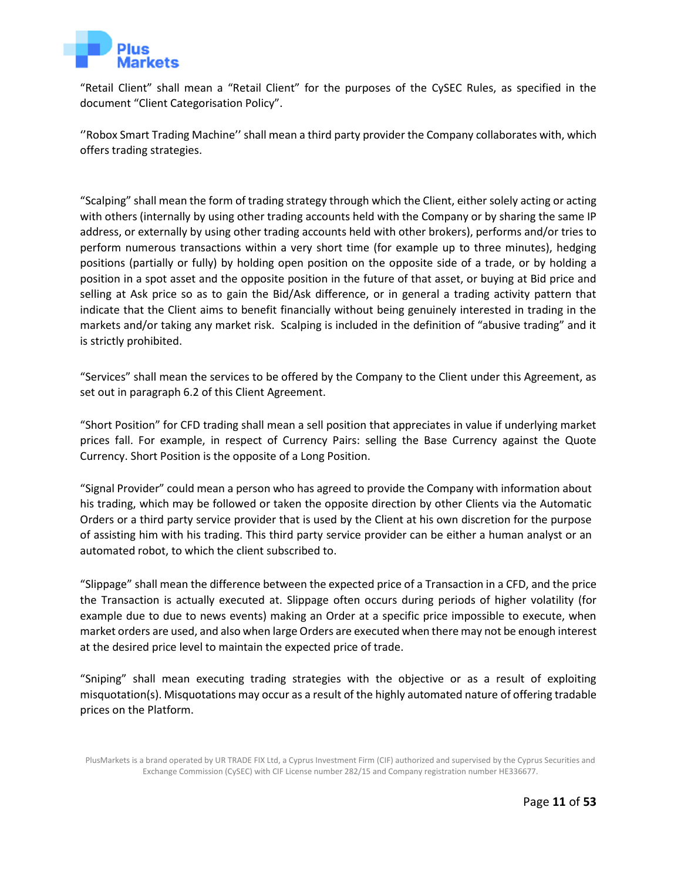"Retail Client" shall mean a "Retail Client" for the purposes of the CySEC Rules, as specified in the document "Client Categorisation Policy".

''Robox Smart Trading Machine'' shall mean a third party provider the Company collaborates with, which offers trading strategies.

"Scalping" shall mean the form of trading strategy through which the Client, either solely acting or acting with others (internally by using other trading accounts held with the Company or by sharing the same IP address, or externally by using other trading accounts held with other brokers), performs and/or tries to perform numerous transactions within a very short time (for example up to three minutes), hedging positions (partially or fully) by holding open position on the opposite side of a trade, or by holding a position in a spot asset and the opposite position in the future of that asset, or buying at Bid price and selling at Ask price so as to gain the Bid/Ask difference, or in general a trading activity pattern that indicate that the Client aims to benefit financially without being genuinely interested in trading in the markets and/or taking any market risk. Scalping is included in the definition of "abusive trading" and it is strictly prohibited.

"Services" shall mean the services to be offered by the Company to the Client under this Agreement, as set out in paragraph 6.2 of this Client Agreement.

"Short Position" for CFD trading shall mean a sell position that appreciates in value if underlying market prices fall. For example, in respect of Currency Pairs: selling the Base Currency against the Quote Currency. Short Position is the opposite of a Long Position.

"Signal Provider" could mean a person who has agreed to provide the Company with information about his trading, which may be followed or taken the opposite direction by other Clients via the Automatic Orders or a third party service provider that is used by the Client at his own discretion for the purpose of assisting him with his trading. This third party service provider can be either a human analyst or an automated robot, to which the client subscribed to.

"Slippage" shall mean the difference between the expected price of a Transaction in a CFD, and the price the Transaction is actually executed at. Slippage often occurs during periods of higher volatility (for example due to due to news events) making an Order at a specific price impossible to execute, when market orders are used, and also when large Orders are executed when there may not be enough interest at the desired price level to maintain the expected price of trade.

"Sniping" shall mean executing trading strategies with the objective or as a result of exploiting misquotation(s). Misquotations may occur as a result of the highly automated nature of offering tradable prices on the Platform.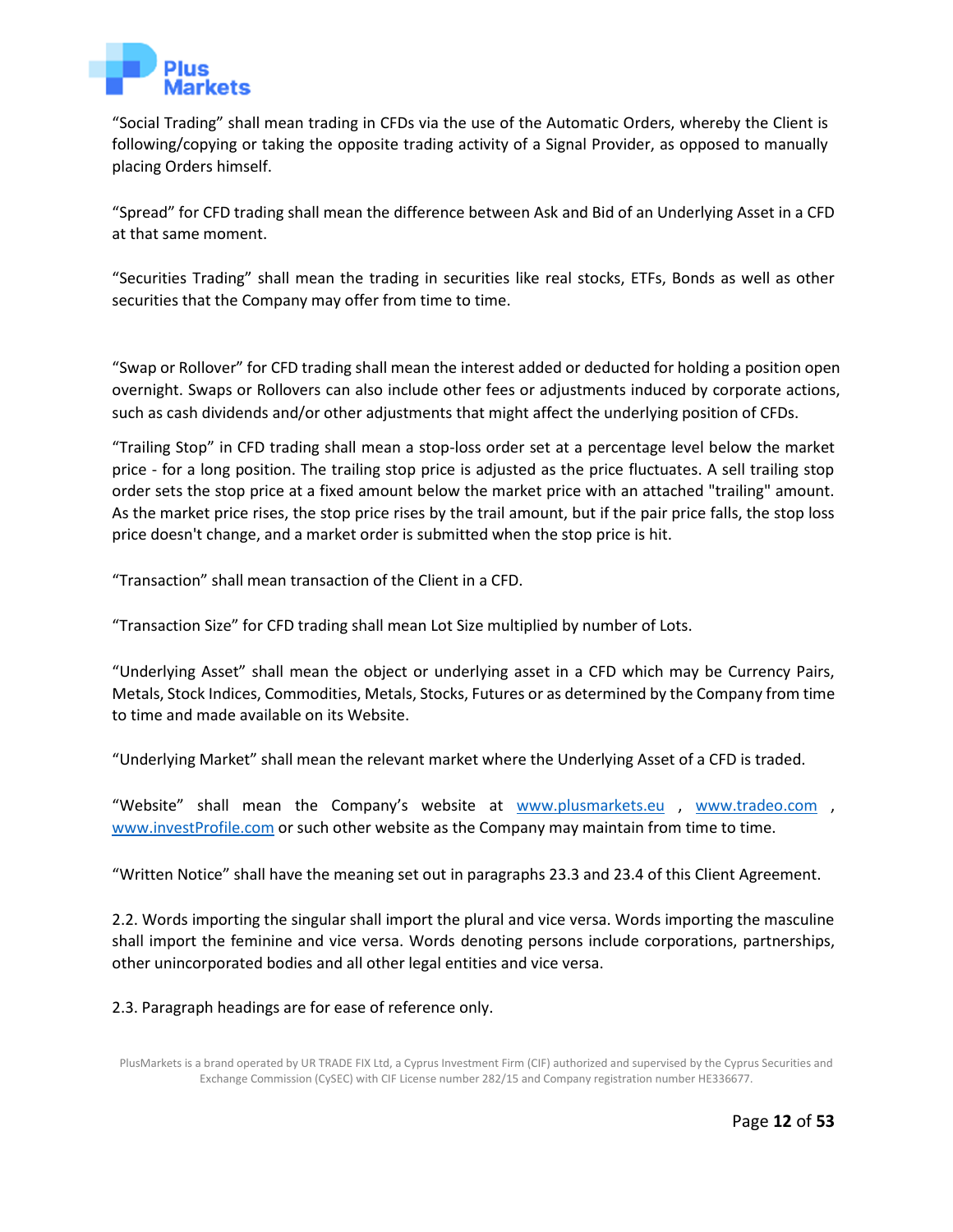"Social Trading" shall mean trading in CFDs via the use of the Automatic Orders, whereby the Client is following/copying or taking the opposite trading activity of a Signal Provider, as opposed to manually placing Orders himself.

"Spread" for CFD trading shall mean the difference between Ask and Bid of an Underlying Asset in a CFD at that same moment.

"Securities Trading" shall mean the trading in securities like real stocks, ETFs, Bonds as well as other securities that the Company may offer from time to time.

"Swap or Rollover" for CFD trading shall mean the interest added or deducted for holding a position open overnight. Swaps or Rollovers can also include other fees or adjustments induced by corporate actions, such as cash dividends and/or other adjustments that might affect the underlying position of CFDs.

"Trailing Stop" in CFD trading shall mean a stop-loss order set at a percentage level below the market price - for a long position. The trailing stop price is adjusted as the price fluctuates. A sell trailing stop order sets the stop price at a fixed amount below the market price with an attached "trailing" amount. As the market price rises, the stop price rises by the trail amount, but if the pair price falls, the stop loss price doesn't change, and a market order is submitted when the stop price is hit.

"Transaction" shall mean transaction of the Client in a CFD.

"Transaction Size" for CFD trading shall mean Lot Size multiplied by number of Lots.

"Underlying Asset" shall mean the object or underlying asset in a CFD which may be Currency Pairs, Metals, Stock Indices, Commodities, Metals, Stocks, Futures or as determined by the Company from time to time and made available on its Website.

"Underlying Market" shall mean the relevant market where the Underlying Asset of a CFD is traded.

"Website" shall mean the Company's website at www.plusmarkets.eu , www.tradeo.com , www.investProfile.com or such other website as the Company may maintain from time to time.

"Written Notice" shall have the meaning set out in paragraphs 23.3 and 23.4 of this Client Agreement.

2.2. Words importing the singular shall import the plural and vice versa. Words importing the masculine shall import the feminine and vice versa. Words denoting persons include corporations, partnerships, other unincorporated bodies and all other legal entities and vice versa.

2.3. Paragraph headings are for ease of reference only.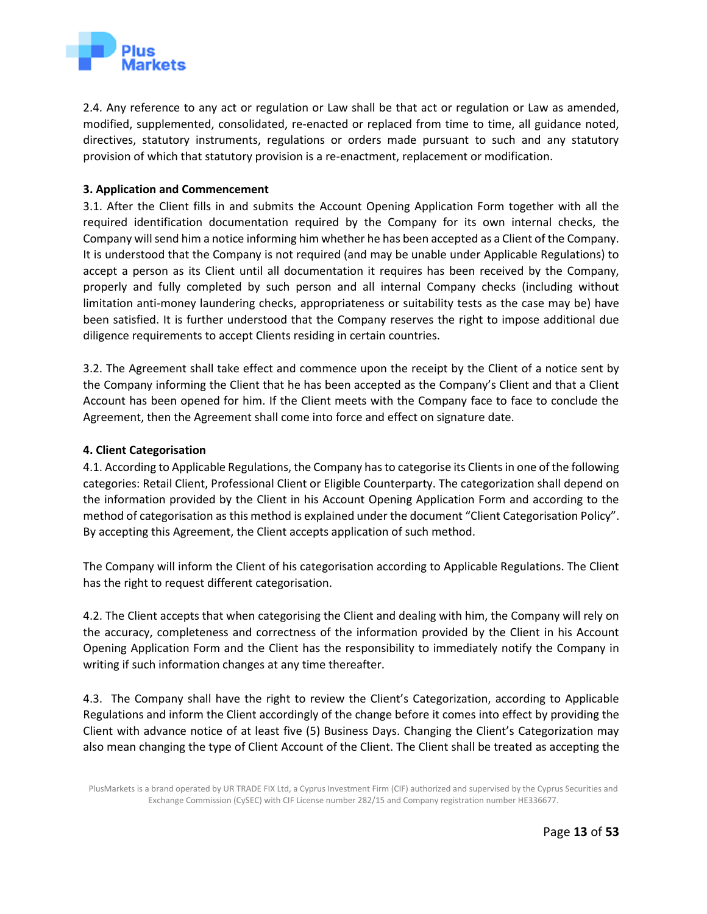2.4. Any reference to any act or regulation or Law shall be that act or regulation or Law as amended, modified, supplemented, consolidated, re-enacted or replaced from time to time, all guidance noted, directives, statutory instruments, regulations or orders made pursuant to such and any statutory provision of which that statutory provision is a re-enactment, replacement or modification.

**3. Application and Commencement**

3.1. After the Client fills in and submits the Account Opening Application Form together with all the required identification documentation required by the Company for its own internal checks, the Company will send him a notice informing him whether he has been accepted as a Client of the Company. It is understood that the Company is not required (and may be unable under Applicable Regulations) to accept a person as its Client until all documentation it requires has been received by the Company, properly and fully completed by such person and all internal Company checks (including without limitation anti-money laundering checks, appropriateness or suitability tests as the case may be) have been satisfied. It is further understood that the Company reserves the right to impose additional due diligence requirements to accept Clients residing in certain countries.

3.2. The Agreement shall take effect and commence upon the receipt by the Client of a notice sent by the Company informing the Client that he has been accepted as the Company's Client and that a Client Account has been opened for him. If the Client meets with the Company face to face to conclude the Agreement, then the Agreement shall come into force and effect on signature date.

**4. Client Categorisation**

4.1. According to Applicable Regulations, the Company has to categorise its Clients in one of the following categories: Retail Client, Professional Client or Eligible Counterparty. The categorization shall depend on the information provided by the Client in his Account Opening Application Form and according to the method of categorisation as this method is explained under the document "Client Categorisation Policy". By accepting this Agreement, the Client accepts application of such method.

The Company will inform the Client of his categorisation according to Applicable Regulations. The Client has the right to request different categorisation.

4.2. The Client accepts that when categorising the Client and dealing with him, the Company will rely on the accuracy, completeness and correctness of the information provided by the Client in his Account Opening Application Form and the Client has the responsibility to immediately notify the Company in writing if such information changes at any time thereafter.

4.3. The Company shall have the right to review the Client's Categorization, according to Applicable Regulations and inform the Client accordingly of the change before it comes into effect by providing the Client with advance notice of at least five (5) Business Days. Changing the Client's Categorization may also mean changing the type of Client Account of the Client. The Client shall be treated as accepting the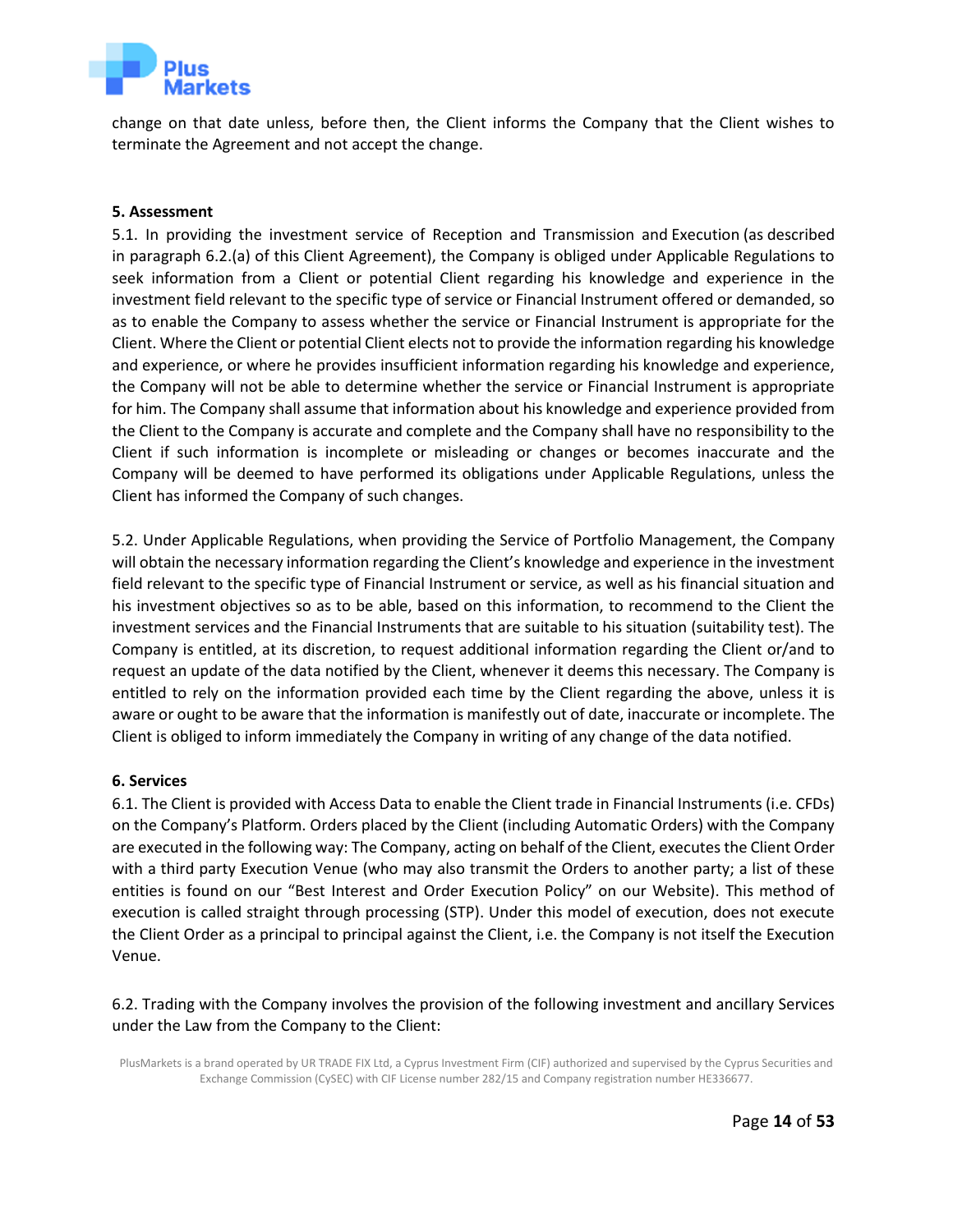change on that date unless, before then, the Client informs the Company that the Client wishes to terminate the Agreement and not accept the change.

**5. Assessment**

5.1. In providing the investment service of Reception and Transmission and Execution (as described in paragraph 6.2.(a) of this Client Agreement), the Company is obliged under Applicable Regulations to seek information from a Client or potential Client regarding his knowledge and experience in the investment field relevant to the specific type of service or Financial Instrument offered or demanded, so as to enable the Company to assess whether the service or Financial Instrument is appropriate for the Client. Where the Client or potential Client elects not to provide the information regarding his knowledge and experience, or where he provides insufficient information regarding his knowledge and experience, the Company will not be able to determine whether the service or Financial Instrument is appropriate for him. The Company shall assume that information about his knowledge and experience provided from the Client to the Company is accurate and complete and the Company shall have no responsibility to the Client if such information is incomplete or misleading or changes or becomes inaccurate and the Company will be deemed to have performed its obligations under Applicable Regulations, unless the Client has informed the Company of such changes.

5.2. Under Applicable Regulations, when providing the Service of Portfolio Management, the Company will obtain the necessary information regarding the Client's knowledge and experience in the investment field relevant to the specific type of Financial Instrument or service, as well as his financial situation and his investment objectives so as to be able, based on this information, to recommend to the Client the investment services and the Financial Instruments that are suitable to his situation (suitability test). The Company is entitled, at its discretion, to request additional information regarding the Client or/and to request an update of the data notified by the Client, whenever it deems this necessary. The Company is entitled to rely on the information provided each time by the Client regarding the above, unless it is aware or ought to be aware that the information is manifestly out of date, inaccurate or incomplete. The Client is obliged to inform immediately the Company in writing of any change of the data notified.

**6. Services**

6.1. The Client is provided with Access Data to enable the Client trade in Financial Instruments (i.e. CFDs) on the Company's Platform. Orders placed by the Client (including Automatic Orders) with the Company are executed in the following way: The Company, acting on behalf of the Client, executes the Client Order with a third party Execution Venue (who may also transmit the Orders to another party; a list of these entities is found on our "Best Interest and Order Execution Policy" on our Website). This method of execution is called straight through processing (STP). Under this model of execution, does not execute the Client Order as a principal to principal against the Client, i.e. the Company is not itself the Execution Venue.

6.2. Trading with the Company involves the provision of the following investment and ancillary Services under the Law from the Company to the Client:

PlusMarkets is a brand operated by UR TRADE FIX Ltd, a Cyprus Investment Firm (CIF) authorized and supervised by the Cyprus Securities and Exchange Commission (CySEC) with CIF License number 282/15 and Company registration number HE336677.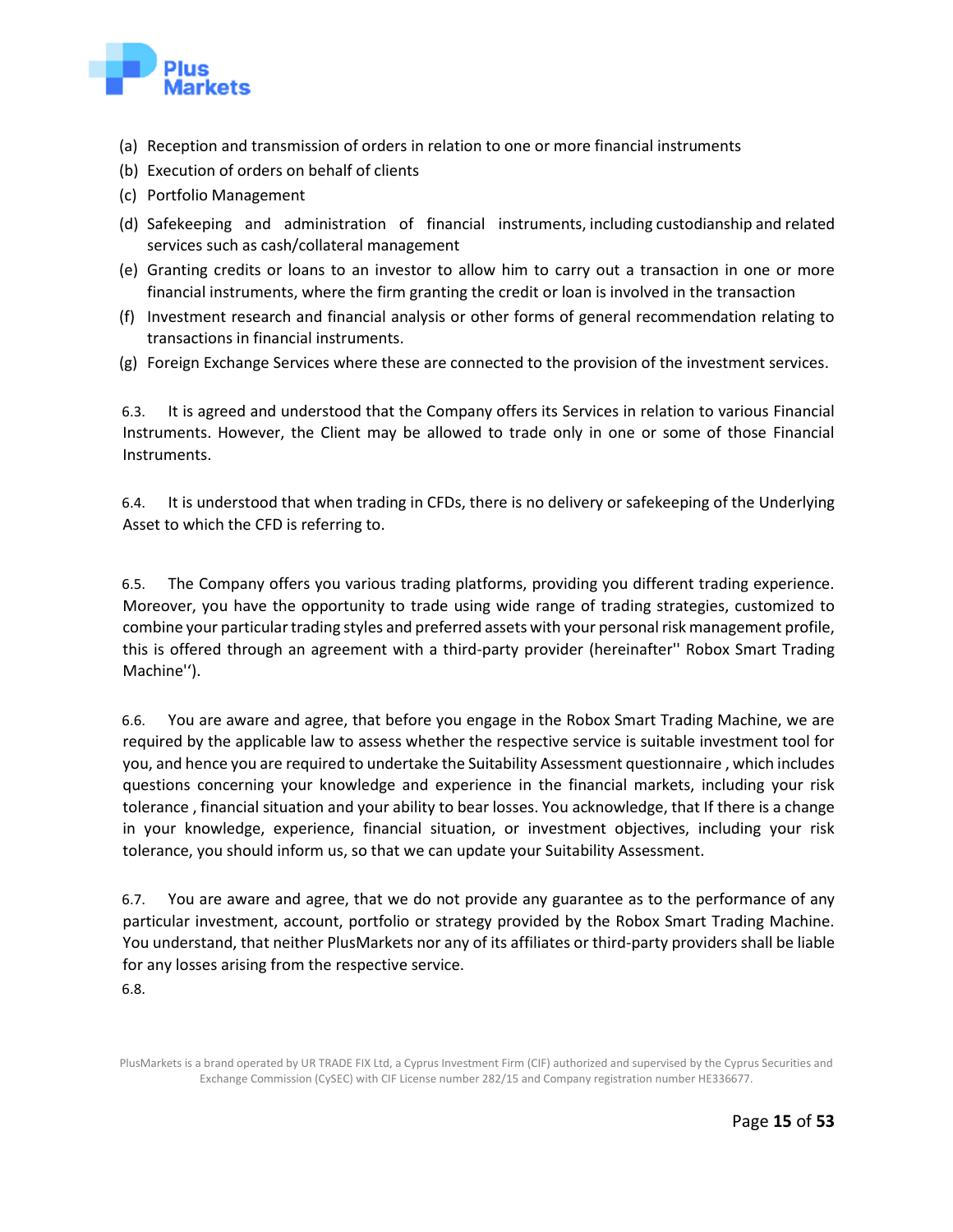(a) Reception and transmission of orders in relation to one or more financial instruments

(b) Execution of orders on behalf of clients

(c) Portfolio Management

(d) Safekeeping and administration of financial instruments, including custodianship and related services such as cash/collateral management

(e) Granting credits or loans to an investor to allow him to carry out a transaction in one or more financial instruments, where the firm granting the credit or loan is involved in the transaction

(f) Investment research and financial analysis or other forms of general recommendation relating to transactions in financial instruments.

(g) Foreign Exchange Services where these are connected to the provision of the investment services.

6.3. It is agreed and understood that the Company offers its Services in relation to various Financial Instruments. However, the Client may be allowed to trade only in one or some of those Financial Instruments.

6.4. It is understood that when trading in CFDs, there is no delivery or safekeeping of the Underlying Asset to which the CFD is referring to.

6.5. The Company offers you various trading platforms, providing you different trading experience. Moreover, you have the opportunity to trade using wide range of trading strategies, customized to combine your particular trading styles and preferred assets with your personal risk management profile, this is offered through an agreement with a third-party provider (hereinafter'' Robox Smart Trading Machine'').

6.6. You are aware and agree, that before you engage in the Robox Smart Trading Machine, we are required by the applicable law to assess whether the respective service is suitable investment tool for you, and hence you are required to undertake the Suitability Assessment questionnaire , which includes questions concerning your knowledge and experience in the financial markets, including your risk tolerance , financial situation and your ability to bear losses. You acknowledge, that If there is a change in your knowledge, experience, financial situation, or investment objectives, including your risk tolerance, you should inform us, so that we can update your Suitability Assessment.

6.7. You are aware and agree, that we do not provide any guarantee as to the performance of any particular investment, account, portfolio or strategy provided by the Robox Smart Trading Machine. You understand, that neither PlusMarkets nor any of its affiliates or third-party providers shall be liable for any losses arising from the respective service.

6.8.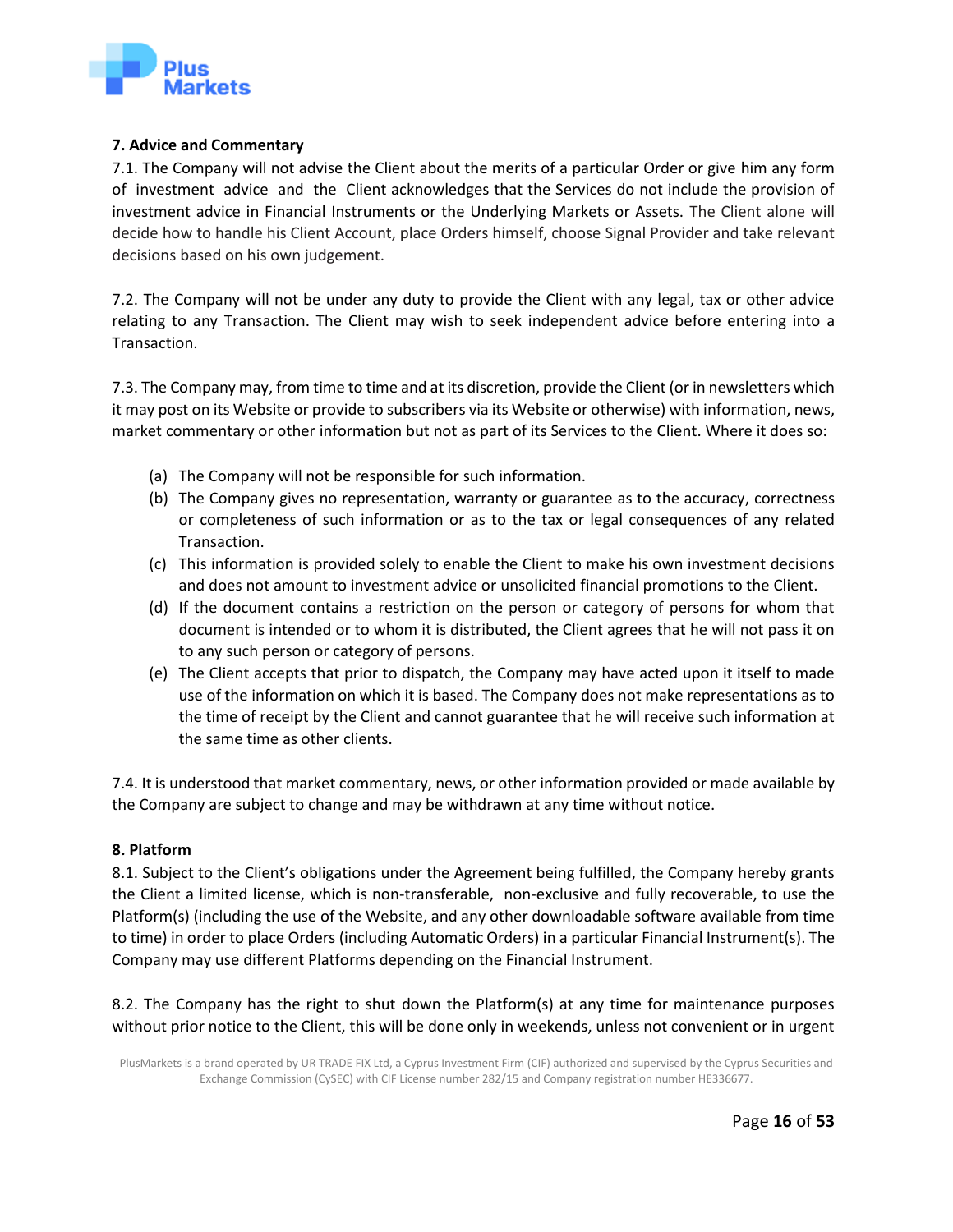### 7. Advice and Commentary

7.1. The Company will not advise the Client about the merits of a particular Order or give him any form of investment advice and the Client acknowledges that the Services do not include the provision of investment advice in Financial Instruments or the Underlying Markets or Assets. The Client alone will decide how to handle his Client Account, place Orders himself, choose Signal Provider and take relevant decisions based on his own judgement.

7.2. The Company will not be under any duty to provide the Client with any legal, tax or other advice relating to any Transaction. The Client may wish to seek independent advice before entering into a Transaction.

7.3. The Company may, from time to time and at its discretion, provide the Client (or in newsletters which it may post on its Website or provide to subscribers via its Website or otherwise) with information, news, market commentary or other information but not as part of its Services to the Client. Where it does so:

(a) The Company will not be responsible for such information.

(b) The Company gives no representation, warranty or guarantee as to the accuracy, correctness or completeness of such information or as to the tax or legal consequences of any related Transaction.

(c) This information is provided solely to enable the Client to make his own investment decisions and does not amount to investment advice or unsolicited financial promotions to the Client.

(d) If the document contains a restriction on the person or category of persons for whom that document is intended or to whom it is distributed, the Client agrees that he will not pass it on to any such person or category of persons.

(e) The Client accepts that prior to dispatch, the Company may have acted upon it itself to made use of the information on which it is based. The Company does not make representations as to the time of receipt by the Client and cannot guarantee that he will receive such information at the same time as other clients.

7.4. It is understood that market commentary, news, or other information provided or made available by the Company are subject to change and may be withdrawn at any time without notice.

### 8. Platform

8.1. Subject to the Client's obligations under the Agreement being fulfilled, the Company hereby grants the Client a limited license, which is non-transferable, non-exclusive and fully recoverable, to use the Platform(s) (including the use of the Website, and any other downloadable software available from time to time) in order to place Orders (including Automatic Orders) in a particular Financial Instrument(s). The Company may use different Platforms depending on the Financial Instrument.

8.2. The Company has the right to shut down the Platform(s) at any time for maintenance purposes without prior notice to the Client, this will be done only in weekends, unless not convenient or in urgent

PlusMarkets is a brand operated by UR TRADE FIX Ltd, a Cyprus Investment Firm (CIF) authorized and supervised by the Cyprus Securities and Exchange Commission (CySEC) with CIF License number 282/15 and Company registration number HE336677.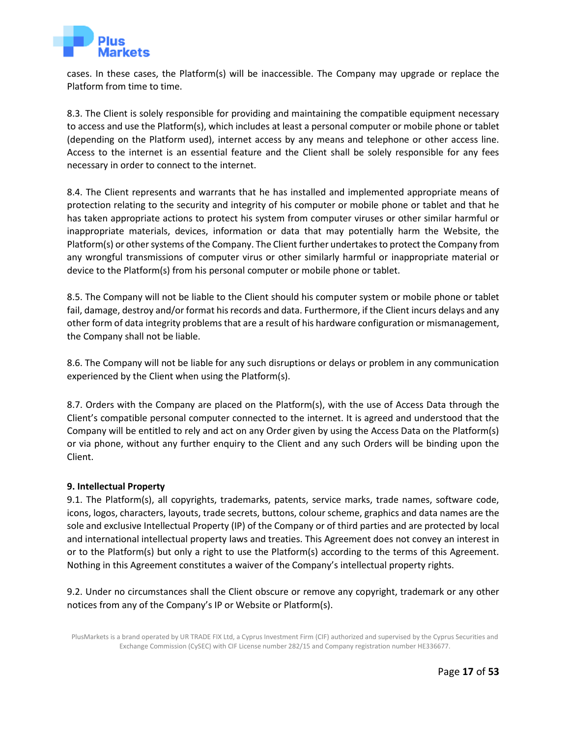cases. In these cases, the Platform(s) will be inaccessible. The Company may upgrade or replace the Platform from time to time.

8.3. The Client is solely responsible for providing and maintaining the compatible equipment necessary to access and use the Platform(s), which includes at least a personal computer or mobile phone or tablet (depending on the Platform used), internet access by any means and telephone or other access line. Access to the internet is an essential feature and the Client shall be solely responsible for any fees necessary in order to connect to the internet.

8.4. The Client represents and warrants that he has installed and implemented appropriate means of protection relating to the security and integrity of his computer or mobile phone or tablet and that he has taken appropriate actions to protect his system from computer viruses or other similar harmful or inappropriate materials, devices, information or data that may potentially harm the Website, the Platform(s) or other systems of the Company. The Client further undertakes to protect the Company from any wrongful transmissions of computer virus or other similarly harmful or inappropriate material or device to the Platform(s) from his personal computer or mobile phone or tablet.

8.5. The Company will not be liable to the Client should his computer system or mobile phone or tablet fail, damage, destroy and/or format his records and data. Furthermore, if the Client incurs delays and any other form of data integrity problems that are a result of his hardware configuration or mismanagement, the Company shall not be liable.

8.6. The Company will not be liable for any such disruptions or delays or problem in any communication experienced by the Client when using the Platform(s).

8.7. Orders with the Company are placed on the Platform(s), with the use of Access Data through the Client's compatible personal computer connected to the internet. It is agreed and understood that the Company will be entitled to rely and act on any Order given by using the Access Data on the Platform(s) or via phone, without any further enquiry to the Client and any such Orders will be binding upon the Client.

**9. Intellectual Property**

9.1. The Platform(s), all copyrights, trademarks, patents, service marks, trade names, software code, icons, logos, characters, layouts, trade secrets, buttons, colour scheme, graphics and data names are the sole and exclusive Intellectual Property (IP) of the Company or of third parties and are protected by local and international intellectual property laws and treaties. This Agreement does not convey an interest in or to the Platform(s) but only a right to use the Platform(s) according to the terms of this Agreement. Nothing in this Agreement constitutes a waiver of the Company's intellectual property rights.

9.2. Under no circumstances shall the Client obscure or remove any copyright, trademark or any other notices from any of the Company's IP or Website or Platform(s).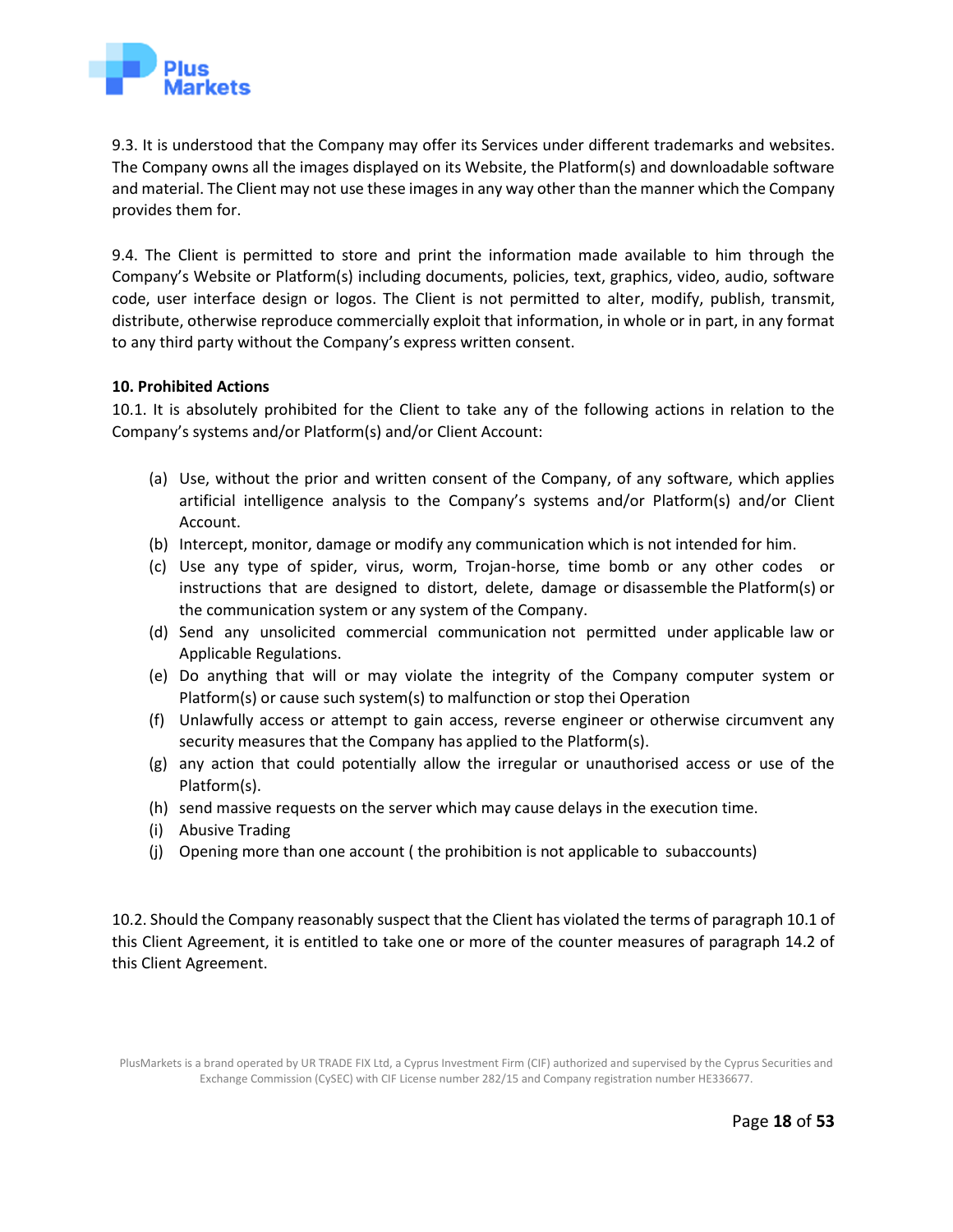9.3. It is understood that the Company may offer its Services under different trademarks and websites. The Company owns all the images displayed on its Website, the Platform(s) and downloadable software and material. The Client may not use these images in any way other than the manner which the Company provides them for.

9.4. The Client is permitted to store and print the information made available to him through the Company's Website or Platform(s) including documents, policies, text, graphics, video, audio, software code, user interface design or logos. The Client is not permitted to alter, modify, publish, transmit, distribute, otherwise reproduce commercially exploit that information, in whole or in part, in any format to any third party without the Company's express written consent.

**10. Prohibited Actions**

10.1. It is absolutely prohibited for the Client to take any of the following actions in relation to the Company's systems and/or Platform(s) and/or Client Account:

(a) Use, without the prior and written consent of the Company, of any software, which applies artificial intelligence analysis to the Company's systems and/or Platform(s) and/or Client Account.

(b) Intercept, monitor, damage or modify any communication which is not intended for him.

(c) Use any type of spider, virus, worm, Trojan-horse, time bomb or any other codes or instructions that are designed to distort, delete, damage or disassemble the Platform(s) or the communication system or any system of the Company.

(d) Send any unsolicited commercial communication not permitted under applicable law or Applicable Regulations.

(e) Do anything that will or may violate the integrity of the Company computer system or Platform(s) or cause such system(s) to malfunction or stop thei Operation

(f) Unlawfully access or attempt to gain access, reverse engineer or otherwise circumvent any security measures that the Company has applied to the Platform(s).

(g) any action that could potentially allow the irregular or unauthorised access or use of the Platform(s).

(h) send massive requests on the server which may cause delays in the execution time.

(i) Abusive Trading

(j) Opening more than one account ( the prohibition is not applicable to subaccounts)

10.2. Should the Company reasonably suspect that the Client has violated the terms of paragraph 10.1 of this Client Agreement, it is entitled to take one or more of the counter measures of paragraph 14.2 of this Client Agreement.

PlusMarkets is a brand operated by UR TRADE FIX Ltd, a Cyprus Investment Firm (CIF) authorized and supervised by the Cyprus Securities and Exchange Commission (CySEC) with CIF License number 282/15 and Company registration number HE336677.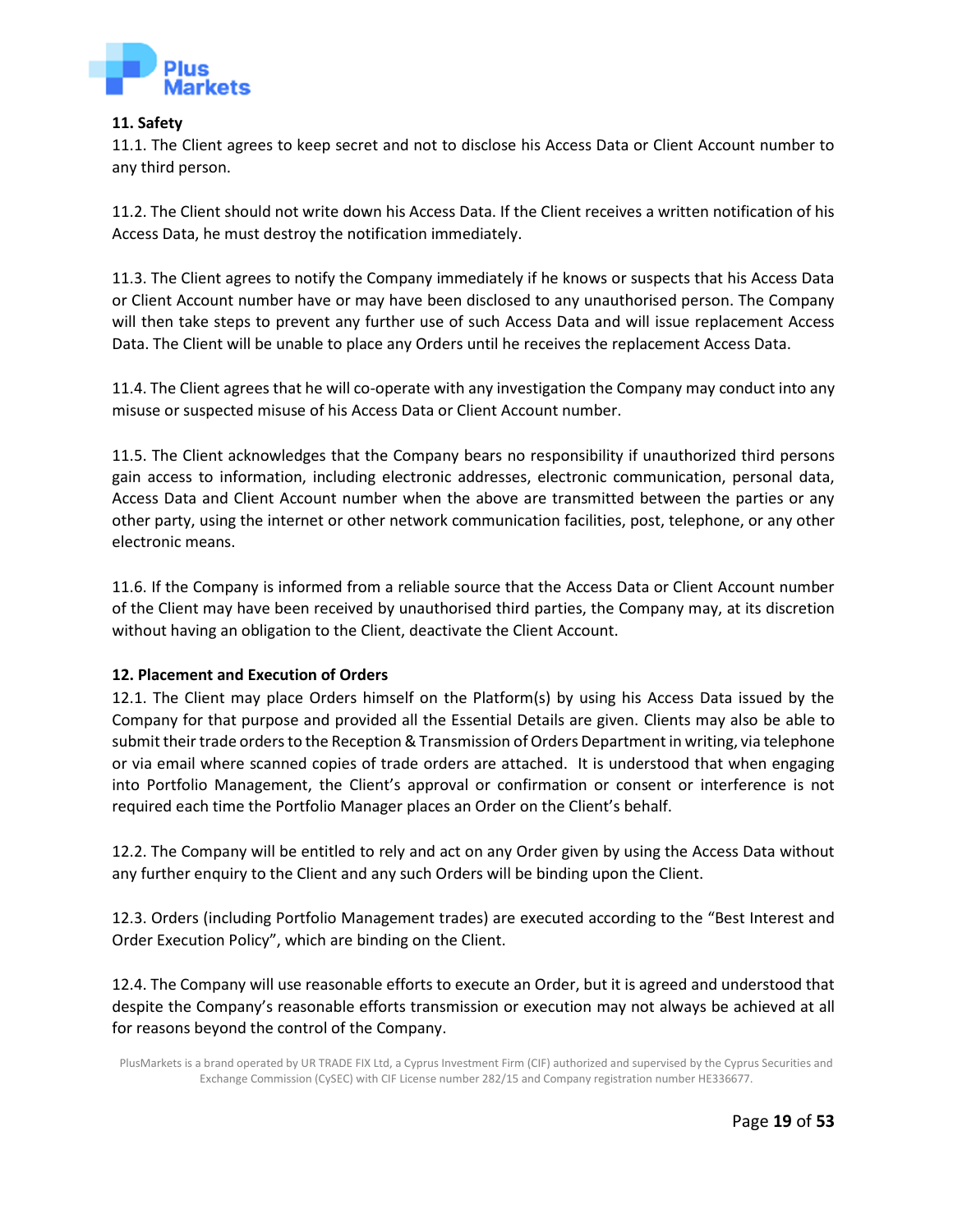**11. Safety**

11.1. The Client agrees to keep secret and not to disclose his Access Data or Client Account number to any third person.

11.2. The Client should not write down his Access Data. If the Client receives a written notification of his Access Data, he must destroy the notification immediately.

11.3. The Client agrees to notify the Company immediately if he knows or suspects that his Access Data or Client Account number have or may have been disclosed to any unauthorised person. The Company will then take steps to prevent any further use of such Access Data and will issue replacement Access Data. The Client will be unable to place any Orders until he receives the replacement Access Data.

11.4. The Client agrees that he will co-operate with any investigation the Company may conduct into any misuse or suspected misuse of his Access Data or Client Account number.

11.5. The Client acknowledges that the Company bears no responsibility if unauthorized third persons gain access to information, including electronic addresses, electronic communication, personal data, Access Data and Client Account number when the above are transmitted between the parties or any other party, using the internet or other network communication facilities, post, telephone, or any other electronic means.

11.6. If the Company is informed from a reliable source that the Access Data or Client Account number of the Client may have been received by unauthorised third parties, the Company may, at its discretion without having an obligation to the Client, deactivate the Client Account.

**12. Placement and Execution of Orders**

12.1. The Client may place Orders himself on the Platform(s) by using his Access Data issued by the Company for that purpose and provided all the Essential Details are given. Clients may also be able to submit their trade orders to the Reception & Transmission of Orders Department in writing, via telephone or via email where scanned copies of trade orders are attached. It is understood that when engaging into Portfolio Management, the Client's approval or confirmation or consent or interference is not required each time the Portfolio Manager places an Order on the Client's behalf.

12.2. The Company will be entitled to rely and act on any Order given by using the Access Data without any further enquiry to the Client and any such Orders will be binding upon the Client.

12.3. Orders (including Portfolio Management trades) are executed according to the "Best Interest and Order Execution Policy", which are binding on the Client.

12.4. The Company will use reasonable efforts to execute an Order, but it is agreed and understood that despite the Company's reasonable efforts transmission or execution may not always be achieved at all for reasons beyond the control of the Company.

PlusMarkets is a brand operated by UR TRADE FIX Ltd, a Cyprus Investment Firm (CIF) authorized and supervised by the Cyprus Securities and Exchange Commission (CySEC) with CIF License number 282/15 and Company registration number HE336677.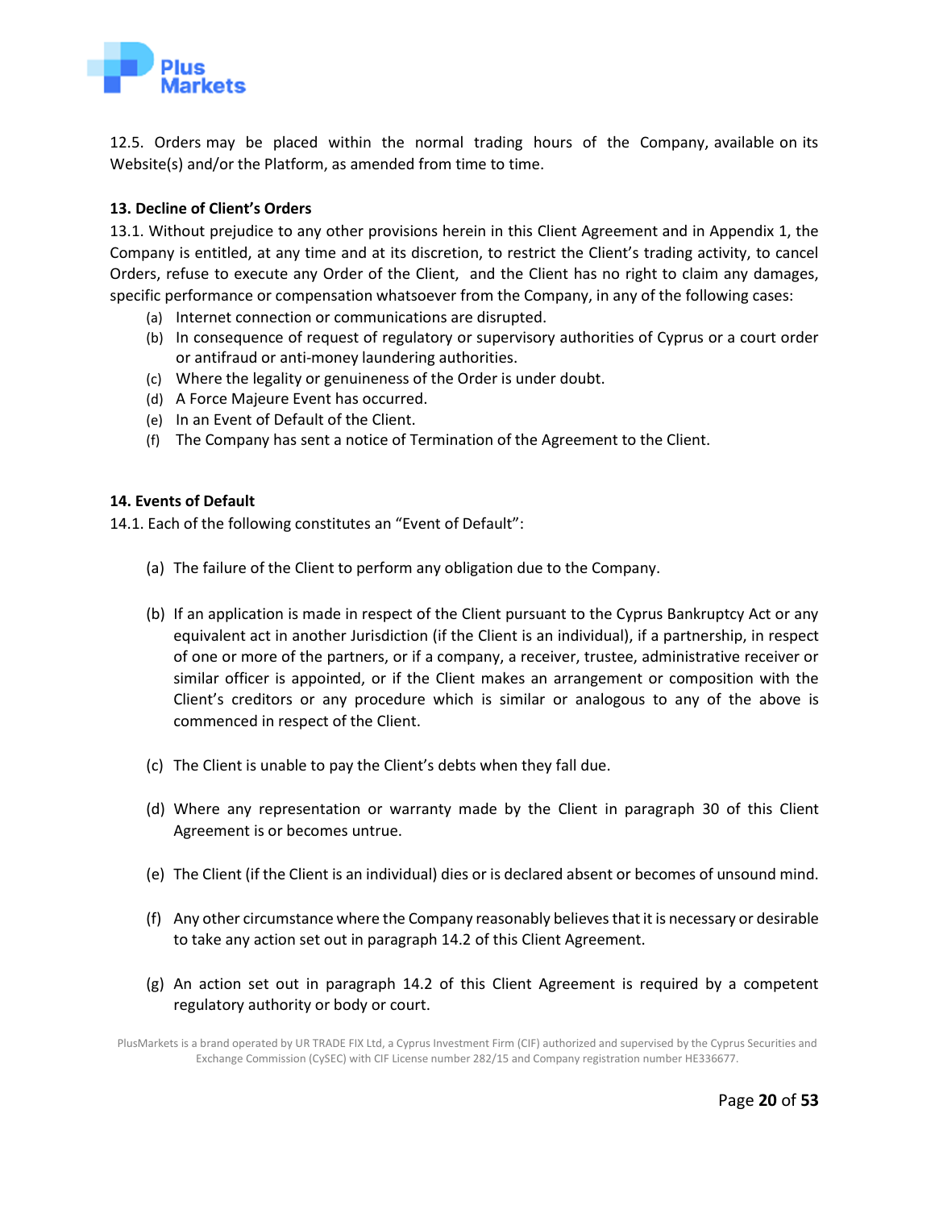12.5. Orders may be placed within the normal trading hours of the Company, available on its Website(s) and/or the Platform, as amended from time to time.

**13. Decline of Client's Orders**

13.1. Without prejudice to any other provisions herein in this Client Agreement and in Appendix 1, the Company is entitled, at any time and at its discretion, to restrict the Client's trading activity, to cancel Orders, refuse to execute any Order of the Client, and the Client has no right to claim any damages, specific performance or compensation whatsoever from the Company, in any of the following cases:

(a) Internet connection or communications are disrupted.

(b) In consequence of request of regulatory or supervisory authorities of Cyprus or a court order or antifraud or anti-money laundering authorities.

(c) Where the legality or genuineness of the Order is under doubt.

(d) A Force Majeure Event has occurred.

(e) In an Event of Default of the Client.

(f) The Company has sent a notice of Termination of the Agreement to the Client.

**14. Events of Default**

14.1. Each of the following constitutes an "Event of Default":

(a) The failure of the Client to perform any obligation due to the Company.

(b) If an application is made in respect of the Client pursuant to the Cyprus Bankruptcy Act or any equivalent act in another Jurisdiction (if the Client is an individual), if a partnership, in respect of one or more of the partners, or if a company, a receiver, trustee, administrative receiver or similar officer is appointed, or if the Client makes an arrangement or composition with the Client's creditors or any procedure which is similar or analogous to any of the above is commenced in respect of the Client.

(c) The Client is unable to pay the Client's debts when they fall due.

(d) Where any representation or warranty made by the Client in paragraph 30 of this Client Agreement is or becomes untrue.

(e) The Client (if the Client is an individual) dies or is declared absent or becomes of unsound mind.

(f) Any other circumstance where the Company reasonably believes that it is necessary or desirable to take any action set out in paragraph 14.2 of this Client Agreement.

(g) An action set out in paragraph 14.2 of this Client Agreement is required by a competent regulatory authority or body or court.

PlusMarkets is a brand operated by UR TRADE FIX Ltd, a Cyprus Investment Firm (CIF) authorized and supervised by the Cyprus Securities and Exchange Commission (CySEC) with CIF License number 282/15 and Company registration number HE336677.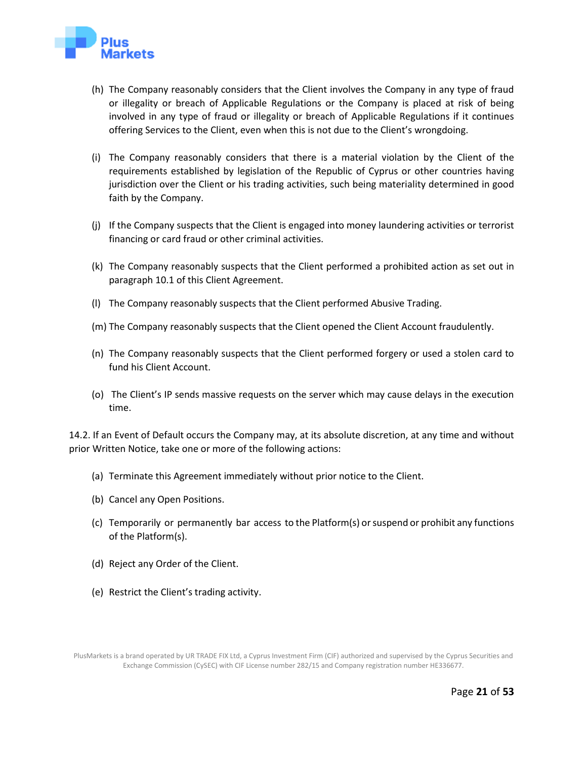(h) The Company reasonably considers that the Client involves the Company in any type of fraud or illegality or breach of Applicable Regulations or the Company is placed at risk of being involved in any type of fraud or illegality or breach of Applicable Regulations if it continues offering Services to the Client, even when this is not due to the Client's wrongdoing.

(i) The Company reasonably considers that there is a material violation by the Client of the requirements established by legislation of the Republic of Cyprus or other countries having jurisdiction over the Client or his trading activities, such being materiality determined in good faith by the Company.

(j) If the Company suspects that the Client is engaged into money laundering activities or terrorist financing or card fraud or other criminal activities.

(k) The Company reasonably suspects that the Client performed a prohibited action as set out in paragraph 10.1 of this Client Agreement.

(l) The Company reasonably suspects that the Client performed Abusive Trading.

(m) The Company reasonably suspects that the Client opened the Client Account fraudulently.

(n) The Company reasonably suspects that the Client performed forgery or used a stolen card to fund his Client Account.

(o) The Client's IP sends massive requests on the server which may cause delays in the execution time.

14.2. If an Event of Default occurs the Company may, at its absolute discretion, at any time and without prior Written Notice, take one or more of the following actions:

(a) Terminate this Agreement immediately without prior notice to the Client.

(b) Cancel any Open Positions.

(c) Temporarily or permanently bar access to the Platform(s) or suspend or prohibit any functions of the Platform(s).

(d) Reject any Order of the Client.

(e) Restrict the Client's trading activity.

PlusMarkets is a brand operated by UR TRADE FIX Ltd, a Cyprus Investment Firm (CIF) authorized and supervised by the Cyprus Securities and Exchange Commission (CySEC) with CIF License number 282/15 and Company registration number HE336677.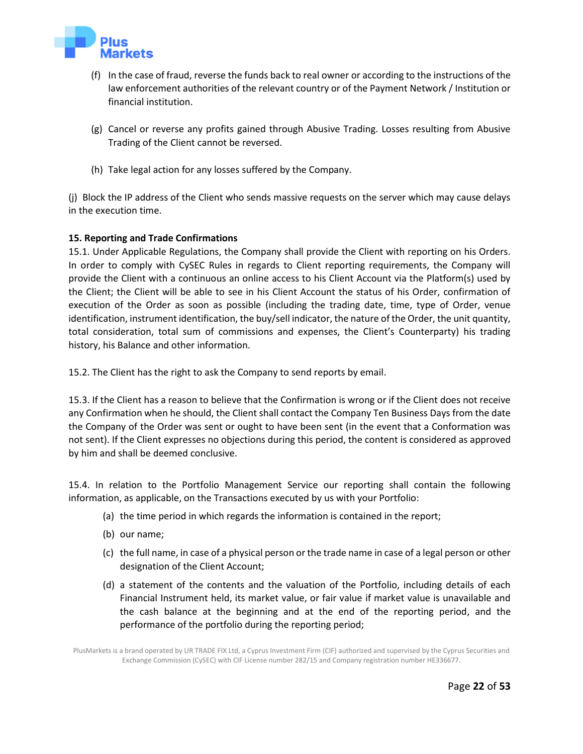(f) In the case of fraud, reverse the funds back to real owner or according to the instructions of the law enforcement authorities of the relevant country or of the Payment Network / Institution or financial institution.

(g) Cancel or reverse any profits gained through Abusive Trading. Losses resulting from Abusive Trading of the Client cannot be reversed.

(h) Take legal action for any losses suffered by the Company.

(j) Block the IP address of the Client who sends massive requests on the server which may cause delays in the execution time.

**15. Reporting and Trade Confirmations**

15.1. Under Applicable Regulations, the Company shall provide the Client with reporting on his Orders. In order to comply with CySEC Rules in regards to Client reporting requirements, the Company will provide the Client with a continuous an online access to his Client Account via the Platform(s) used by the Client; the Client will be able to see in his Client Account the status of his Order, confirmation of execution of the Order as soon as possible (including the trading date, time, type of Order, venue identification, instrument identification, the buy/sell indicator, the nature of the Order, the unit quantity, total consideration, total sum of commissions and expenses, the Client's Counterparty) his trading history, his Balance and other information.

15.2. The Client has the right to ask the Company to send reports by email.

15.3. If the Client has a reason to believe that the Confirmation is wrong or if the Client does not receive any Confirmation when he should, the Client shall contact the Company Ten Business Days from the date the Company of the Order was sent or ought to have been sent (in the event that a Conformation was not sent). If the Client expresses no objections during this period, the content is considered as approved by him and shall be deemed conclusive.

15.4. In relation to the Portfolio Management Service our reporting shall contain the following information, as applicable, on the Transactions executed by us with your Portfolio:

(a) the time period in which regards the information is contained in the report;

(b) our name;

(c) the full name, in case of a physical person or the trade name in case of a legal person or other designation of the Client Account;

(d) a statement of the contents and the valuation of the Portfolio, including details of each Financial Instrument held, its market value, or fair value if market value is unavailable and the cash balance at the beginning and at the end of the reporting period, and the performance of the portfolio during the reporting period;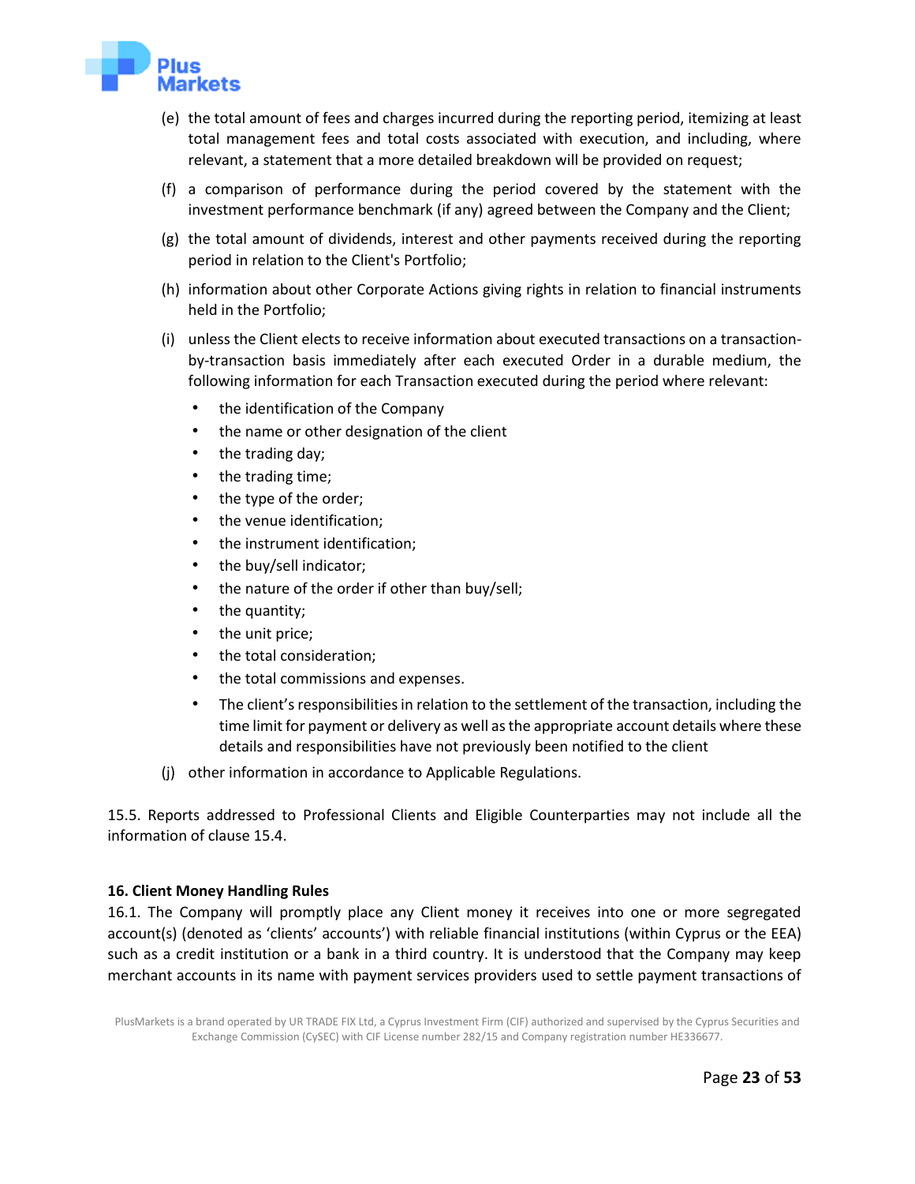(e) the total amount of fees and charges incurred during the reporting period, itemizing at least total management fees and total costs associated with execution, and including, where relevant, a statement that a more detailed breakdown will be provided on request;

(f) a comparison of performance during the period covered by the statement with the investment performance benchmark (if any) agreed between the Company and the Client;

(g) the total amount of dividends, interest and other payments received during the reporting period in relation to the Client's Portfolio;

(h) information about other Corporate Actions giving rights in relation to financial instruments held in the Portfolio;

(i) unless the Client elects to receive information about executed transactions on a transaction-by-transaction basis immediately after each executed Order in a durable medium, the following information for each Transaction executed during the period where relevant:

- the identification of the Company
- the name or other designation of the client
- the trading day;
- the trading time;
- the type of the order;
- the venue identification;
- the instrument identification;
- the buy/sell indicator;
- the nature of the order if other than buy/sell;
- the quantity;
- the unit price;
- the total consideration;
- the total commissions and expenses.
- The client's responsibilities in relation to the settlement of the transaction, including the time limit for payment or delivery as well as the appropriate account details where these details and responsibilities have not previously been notified to the client

(j) other information in accordance to Applicable Regulations.

15.5. Reports addressed to Professional Clients and Eligible Counterparties may not include all the information of clause 15.4.

**16. Client Money Handling Rules**

16.1. The Company will promptly place any Client money it receives into one or more segregated account(s) (denoted as 'clients' accounts') with reliable financial institutions (within Cyprus or the EEA) such as a credit institution or a bank in a third country. It is understood that the Company may keep merchant accounts in its name with payment services providers used to settle payment transactions of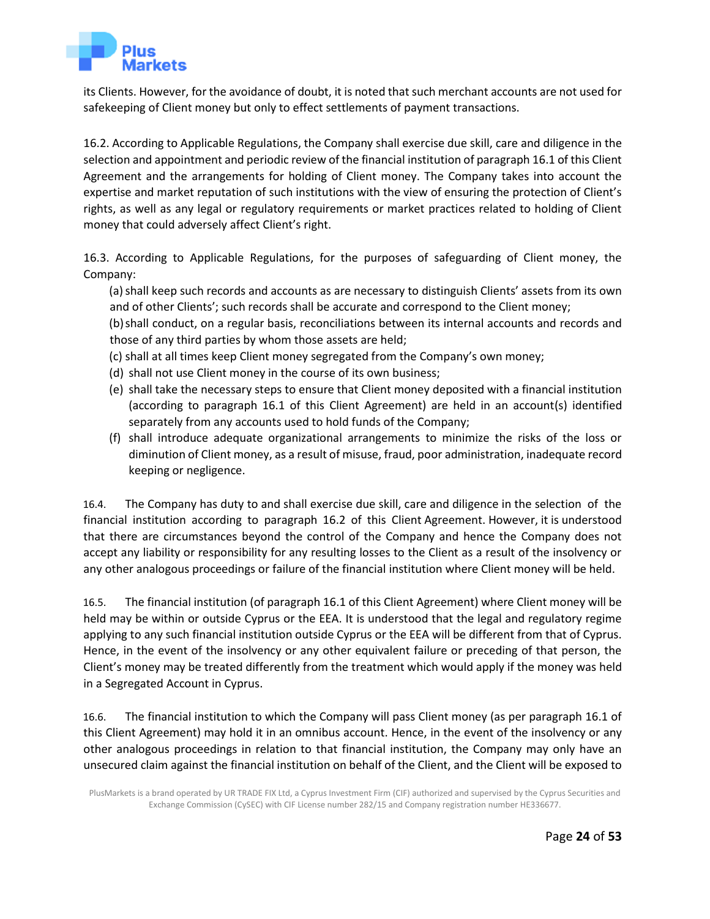its Clients. However, for the avoidance of doubt, it is noted that such merchant accounts are not used for safekeeping of Client money but only to effect settlements of payment transactions.

16.2. According to Applicable Regulations, the Company shall exercise due skill, care and diligence in the selection and appointment and periodic review of the financial institution of paragraph 16.1 of this Client Agreement and the arrangements for holding of Client money. The Company takes into account the expertise and market reputation of such institutions with the view of ensuring the protection of Client's rights, as well as any legal or regulatory requirements or market practices related to holding of Client money that could adversely affect Client's right.

16.3. According to Applicable Regulations, for the purposes of safeguarding of Client money, the Company:

(a) shall keep such records and accounts as are necessary to distinguish Clients' assets from its own and of other Clients'; such records shall be accurate and correspond to the Client money;

(b) shall conduct, on a regular basis, reconciliations between its internal accounts and records and those of any third parties by whom those assets are held;

(c) shall at all times keep Client money segregated from the Company's own money;

(d) shall not use Client money in the course of its own business;

(e) shall take the necessary steps to ensure that Client money deposited with a financial institution (according to paragraph 16.1 of this Client Agreement) are held in an account(s) identified separately from any accounts used to hold funds of the Company;

(f) shall introduce adequate organizational arrangements to minimize the risks of the loss or diminution of Client money, as a result of misuse, fraud, poor administration, inadequate record keeping or negligence.

16.4. The Company has duty to and shall exercise due skill, care and diligence in the selection of the financial institution according to paragraph 16.2 of this Client Agreement. However, it is understood that there are circumstances beyond the control of the Company and hence the Company does not accept any liability or responsibility for any resulting losses to the Client as a result of the insolvency or any other analogous proceedings or failure of the financial institution where Client money will be held.

16.5. The financial institution (of paragraph 16.1 of this Client Agreement) where Client money will be held may be within or outside Cyprus or the EEA. It is understood that the legal and regulatory regime applying to any such financial institution outside Cyprus or the EEA will be different from that of Cyprus. Hence, in the event of the insolvency or any other equivalent failure or preceding of that person, the Client's money may be treated differently from the treatment which would apply if the money was held in a Segregated Account in Cyprus.

16.6. The financial institution to which the Company will pass Client money (as per paragraph 16.1 of this Client Agreement) may hold it in an omnibus account. Hence, in the event of the insolvency or any other analogous proceedings in relation to that financial institution, the Company may only have an unsecured claim against the financial institution on behalf of the Client, and the Client will be exposed to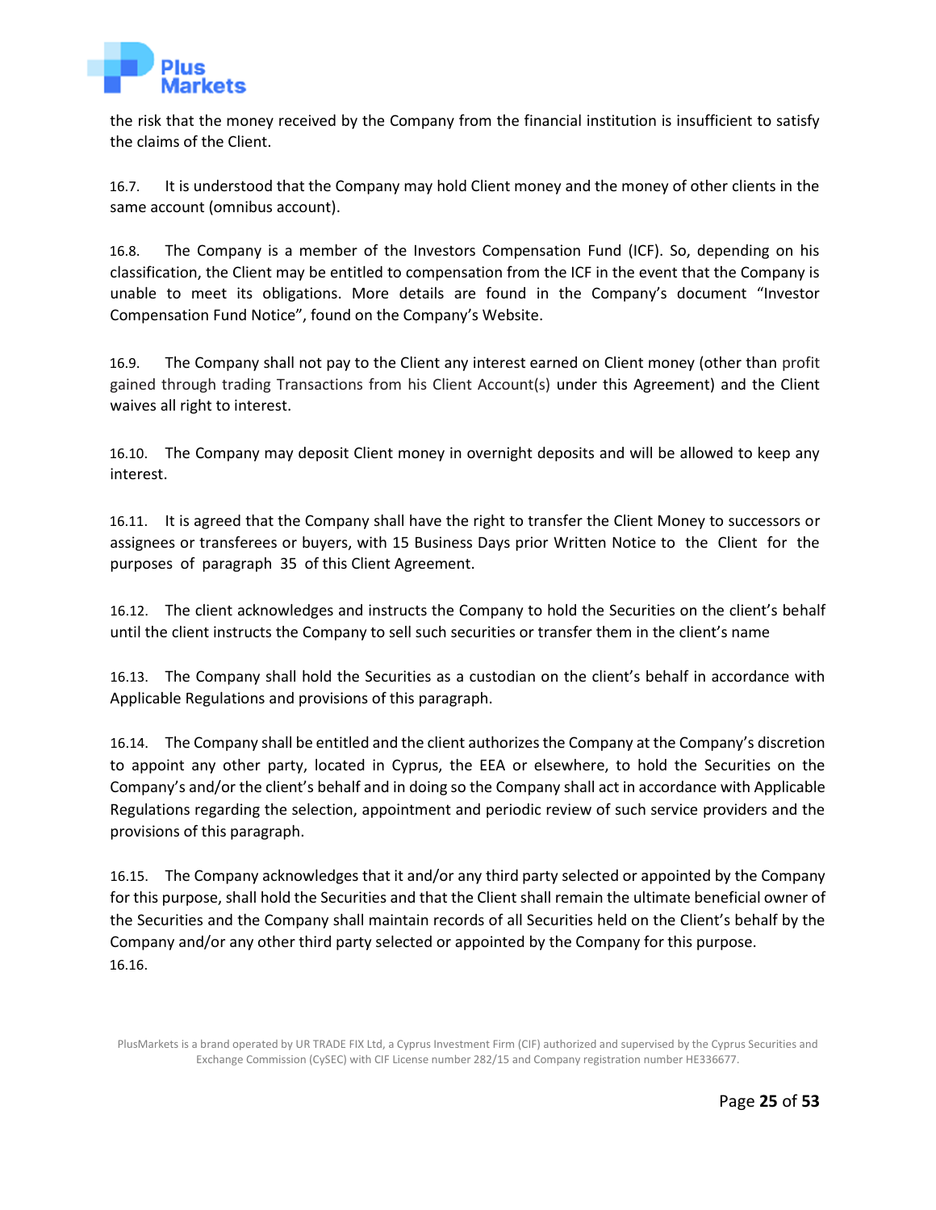the risk that the money received by the Company from the financial institution is insufficient to satisfy the claims of the Client.

16.7. It is understood that the Company may hold Client money and the money of other clients in the same account (omnibus account).

16.8. The Company is a member of the Investors Compensation Fund (ICF). So, depending on his classification, the Client may be entitled to compensation from the ICF in the event that the Company is unable to meet its obligations. More details are found in the Company's document "Investor Compensation Fund Notice", found on the Company's Website.

16.9. The Company shall not pay to the Client any interest earned on Client money (other than profit gained through trading Transactions from his Client Account(s) under this Agreement) and the Client waives all right to interest.

16.10. The Company may deposit Client money in overnight deposits and will be allowed to keep any interest.

16.11. It is agreed that the Company shall have the right to transfer the Client Money to successors or assignees or transferees or buyers, with 15 Business Days prior Written Notice to the Client for the purposes of paragraph 35 of this Client Agreement.

16.12. The client acknowledges and instructs the Company to hold the Securities on the client's behalf until the client instructs the Company to sell such securities or transfer them in the client's name

16.13. The Company shall hold the Securities as a custodian on the client's behalf in accordance with Applicable Regulations and provisions of this paragraph.

16.14. The Company shall be entitled and the client authorizes the Company at the Company's discretion to appoint any other party, located in Cyprus, the EEA or elsewhere, to hold the Securities on the Company's and/or the client's behalf and in doing so the Company shall act in accordance with Applicable Regulations regarding the selection, appointment and periodic review of such service providers and the provisions of this paragraph.

16.15. The Company acknowledges that it and/or any third party selected or appointed by the Company for this purpose, shall hold the Securities and that the Client shall remain the ultimate beneficial owner of the Securities and the Company shall maintain records of all Securities held on the Client's behalf by the Company and/or any other third party selected or appointed by the Company for this purpose.

16.16.

PlusMarkets is a brand operated by UR TRADE FIX Ltd, a Cyprus Investment Firm (CIF) authorized and supervised by the Cyprus Securities and Exchange Commission (CySEC) with CIF License number 282/15 and Company registration number HE336677.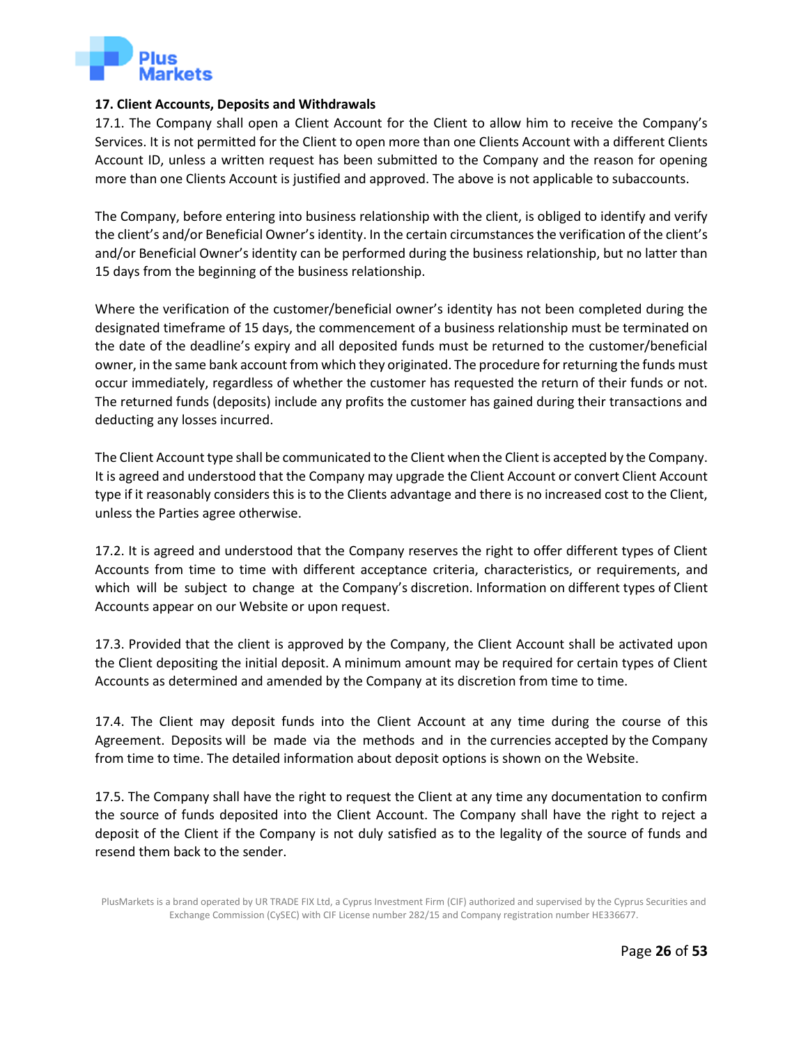**17. Client Accounts, Deposits and Withdrawals**

17.1. The Company shall open a Client Account for the Client to allow him to receive the Company's Services. It is not permitted for the Client to open more than one Clients Account with a different Clients Account ID, unless a written request has been submitted to the Company and the reason for opening more than one Clients Account is justified and approved. The above is not applicable to subaccounts.

The Company, before entering into business relationship with the client, is obliged to identify and verify the client's and/or Beneficial Owner's identity. In the certain circumstances the verification of the client's and/or Beneficial Owner's identity can be performed during the business relationship, but no latter than 15 days from the beginning of the business relationship.

Where the verification of the customer/beneficial owner's identity has not been completed during the designated timeframe of 15 days, the commencement of a business relationship must be terminated on the date of the deadline's expiry and all deposited funds must be returned to the customer/beneficial owner, in the same bank account from which they originated. The procedure for returning the funds must occur immediately, regardless of whether the customer has requested the return of their funds or not. The returned funds (deposits) include any profits the customer has gained during their transactions and deducting any losses incurred.

The Client Account type shall be communicated to the Client when the Client is accepted by the Company. It is agreed and understood that the Company may upgrade the Client Account or convert Client Account type if it reasonably considers this is to the Clients advantage and there is no increased cost to the Client, unless the Parties agree otherwise.

17.2. It is agreed and understood that the Company reserves the right to offer different types of Client Accounts from time to time with different acceptance criteria, characteristics, or requirements, and which will be subject to change at the Company's discretion. Information on different types of Client Accounts appear on our Website or upon request.

17.3. Provided that the client is approved by the Company, the Client Account shall be activated upon the Client depositing the initial deposit. A minimum amount may be required for certain types of Client Accounts as determined and amended by the Company at its discretion from time to time.

17.4. The Client may deposit funds into the Client Account at any time during the course of this Agreement. Deposits will be made via the methods and in the currencies accepted by the Company from time to time. The detailed information about deposit options is shown on the Website.

17.5. The Company shall have the right to request the Client at any time any documentation to confirm the source of funds deposited into the Client Account. The Company shall have the right to reject a deposit of the Client if the Company is not duly satisfied as to the legality of the source of funds and resend them back to the sender.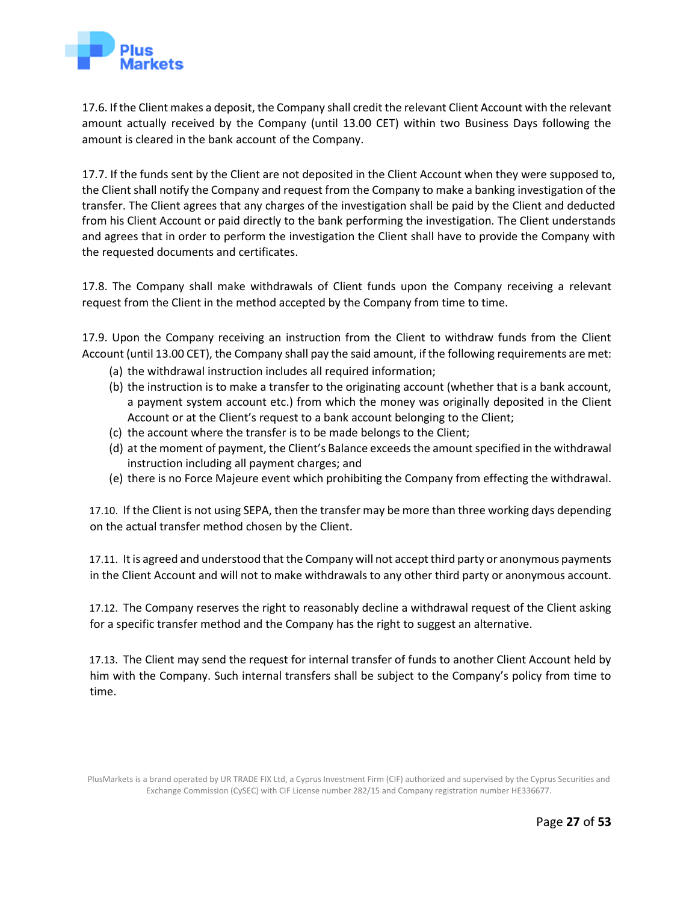17.6. If the Client makes a deposit, the Company shall credit the relevant Client Account with the relevant amount actually received by the Company (until 13.00 CET) within two Business Days following the amount is cleared in the bank account of the Company.

17.7. If the funds sent by the Client are not deposited in the Client Account when they were supposed to, the Client shall notify the Company and request from the Company to make a banking investigation of the transfer. The Client agrees that any charges of the investigation shall be paid by the Client and deducted from his Client Account or paid directly to the bank performing the investigation. The Client understands and agrees that in order to perform the investigation the Client shall have to provide the Company with the requested documents and certificates.

17.8. The Company shall make withdrawals of Client funds upon the Company receiving a relevant request from the Client in the method accepted by the Company from time to time.

17.9. Upon the Company receiving an instruction from the Client to withdraw funds from the Client Account (until 13.00 CET), the Company shall pay the said amount, if the following requirements are met:

(a) the withdrawal instruction includes all required information;
(b) the instruction is to make a transfer to the originating account (whether that is a bank account, a payment system account etc.) from which the money was originally deposited in the Client Account or at the Client's request to a bank account belonging to the Client;
(c) the account where the transfer is to be made belongs to the Client;
(d) at the moment of payment, the Client's Balance exceeds the amount specified in the withdrawal instruction including all payment charges; and
(e) there is no Force Majeure event which prohibiting the Company from effecting the withdrawal.

17.10. If the Client is not using SEPA, then the transfer may be more than three working days depending on the actual transfer method chosen by the Client.

17.11. It is agreed and understood that the Company will not accept third party or anonymous payments in the Client Account and will not to make withdrawals to any other third party or anonymous account.

17.12. The Company reserves the right to reasonably decline a withdrawal request of the Client asking for a specific transfer method and the Company has the right to suggest an alternative.

17.13. The Client may send the request for internal transfer of funds to another Client Account held by him with the Company. Such internal transfers shall be subject to the Company's policy from time to time.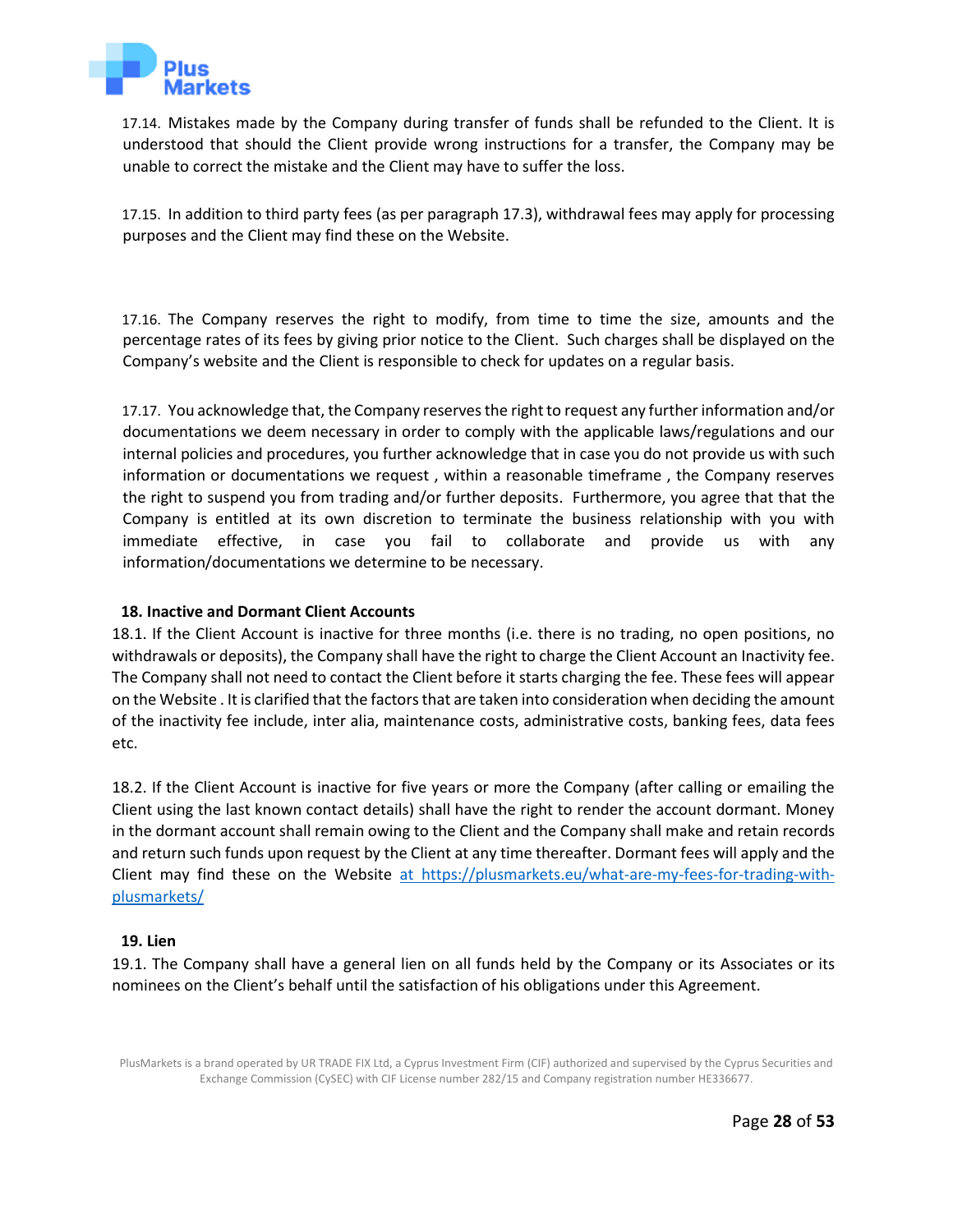17.14. Mistakes made by the Company during transfer of funds shall be refunded to the Client. It is understood that should the Client provide wrong instructions for a transfer, the Company may be unable to correct the mistake and the Client may have to suffer the loss.

17.15. In addition to third party fees (as per paragraph 17.3), withdrawal fees may apply for processing purposes and the Client may find these on the Website.

17.16. The Company reserves the right to modify, from time to time the size, amounts and the percentage rates of its fees by giving prior notice to the Client. Such charges shall be displayed on the Company's website and the Client is responsible to check for updates on a regular basis.

17.17. You acknowledge that, the Company reserves the right to request any further information and/or documentations we deem necessary in order to comply with the applicable laws/regulations and our internal policies and procedures, you further acknowledge that in case you do not provide us with such information or documentations we request , within a reasonable timeframe , the Company reserves the right to suspend you from trading and/or further deposits. Furthermore, you agree that that the Company is entitled at its own discretion to terminate the business relationship with you with immediate effective, in case you fail to collaborate and provide us with any information/documentations we determine to be necessary.

**18. Inactive and Dormant Client Accounts**

18.1. If the Client Account is inactive for three months (i.e. there is no trading, no open positions, no withdrawals or deposits), the Company shall have the right to charge the Client Account an Inactivity fee. The Company shall not need to contact the Client before it starts charging the fee. These fees will appear on the Website . It is clarified that the factors that are taken into consideration when deciding the amount of the inactivity fee include, inter alia, maintenance costs, administrative costs, banking fees, data fees etc.

18.2. If the Client Account is inactive for five years or more the Company (after calling or emailing the Client using the last known contact details) shall have the right to render the account dormant. Money in the dormant account shall remain owing to the Client and the Company shall make and retain records and return such funds upon request by the Client at any time thereafter. Dormant fees will apply and the Client may find these on the Website at https://plusmarkets.eu/what-are-my-fees-for-trading-with-plusmarkets/

**19. Lien**

19.1. The Company shall have a general lien on all funds held by the Company or its Associates or its nominees on the Client's behalf until the satisfaction of his obligations under this Agreement.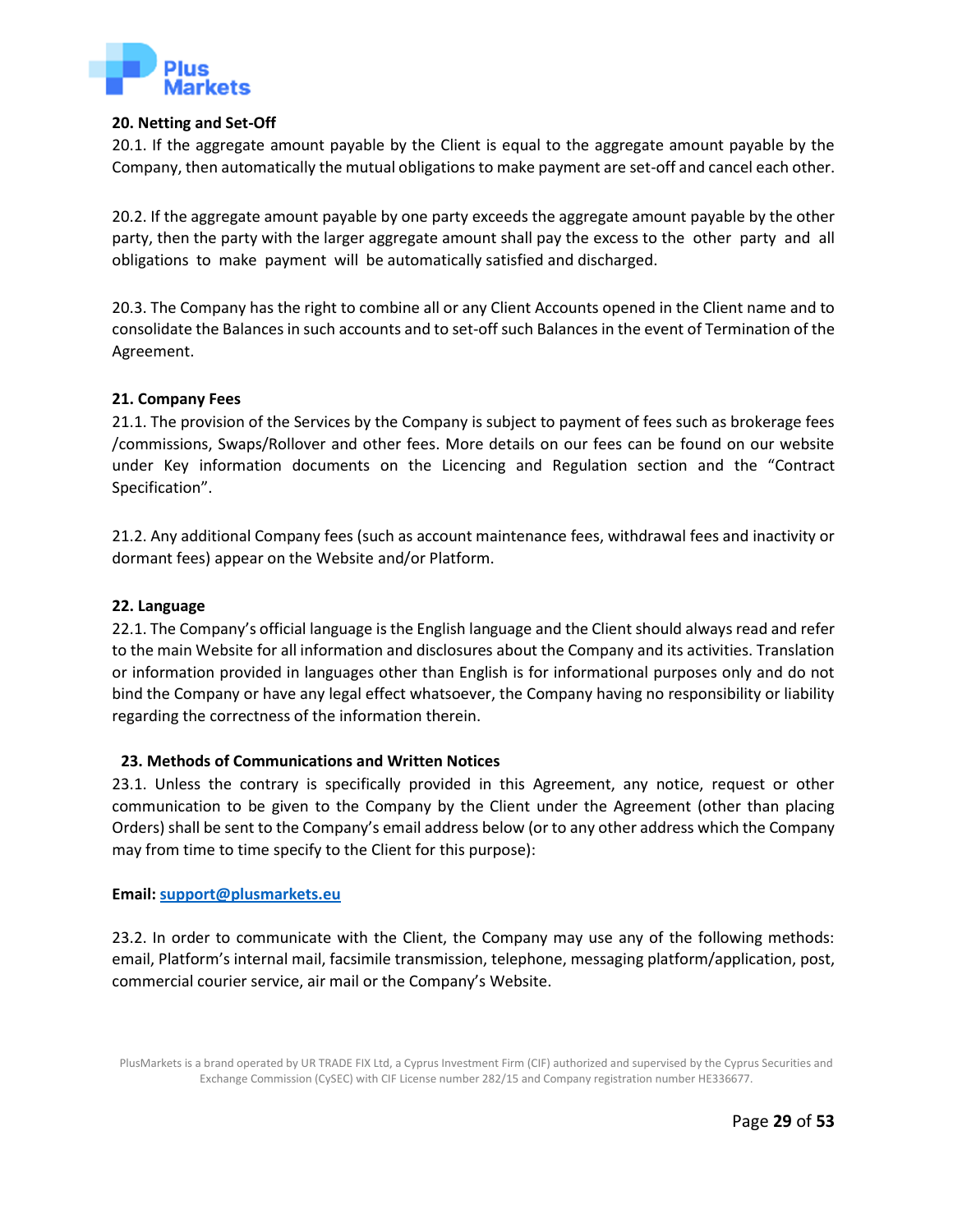**20. Netting and Set-Off**

20.1. If the aggregate amount payable by the Client is equal to the aggregate amount payable by the Company, then automatically the mutual obligations to make payment are set-off and cancel each other.

20.2. If the aggregate amount payable by one party exceeds the aggregate amount payable by the other party, then the party with the larger aggregate amount shall pay the excess to the other party and all obligations to make payment will be automatically satisfied and discharged.

20.3. The Company has the right to combine all or any Client Accounts opened in the Client name and to consolidate the Balances in such accounts and to set-off such Balances in the event of Termination of the Agreement.

**21. Company Fees**

21.1. The provision of the Services by the Company is subject to payment of fees such as brokerage fees /commissions, Swaps/Rollover and other fees. More details on our fees can be found on our website under Key information documents on the Licencing and Regulation section and the "Contract Specification".

21.2. Any additional Company fees (such as account maintenance fees, withdrawal fees and inactivity or dormant fees) appear on the Website and/or Platform.

**22. Language**

22.1. The Company's official language is the English language and the Client should always read and refer to the main Website for all information and disclosures about the Company and its activities. Translation or information provided in languages other than English is for informational purposes only and do not bind the Company or have any legal effect whatsoever, the Company having no responsibility or liability regarding the correctness of the information therein.

**23. Methods of Communications and Written Notices**

23.1. Unless the contrary is specifically provided in this Agreement, any notice, request or other communication to be given to the Company by the Client under the Agreement (other than placing Orders) shall be sent to the Company's email address below (or to any other address which the Company may from time to time specify to the Client for this purpose):

**Email:** support@plusmarkets.eu

23.2. In order to communicate with the Client, the Company may use any of the following methods: email, Platform's internal mail, facsimile transmission, telephone, messaging platform/application, post, commercial courier service, air mail or the Company's Website.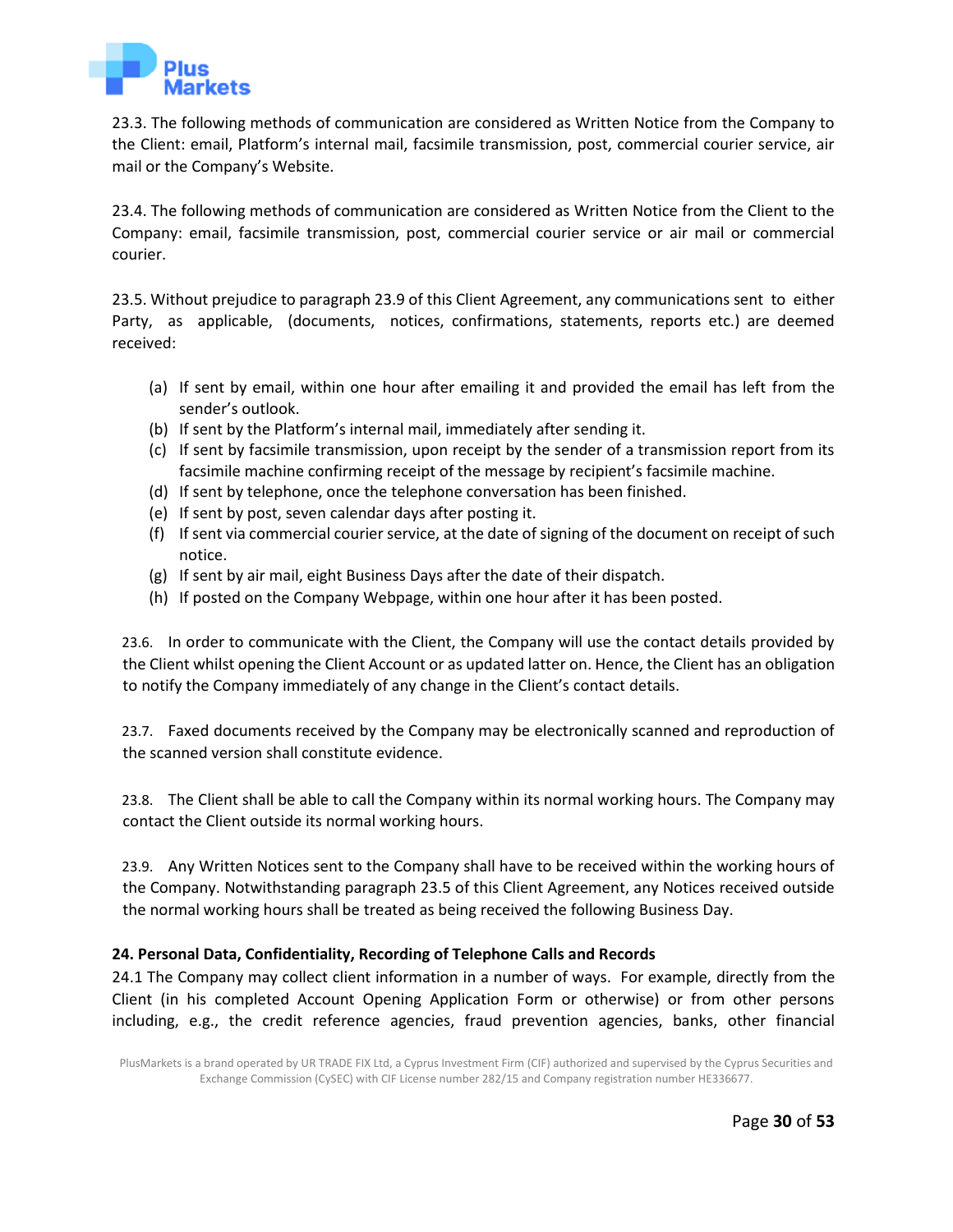23.3. The following methods of communication are considered as Written Notice from the Company to the Client: email, Platform's internal mail, facsimile transmission, post, commercial courier service, air mail or the Company's Website.

23.4. The following methods of communication are considered as Written Notice from the Client to the Company: email, facsimile transmission, post, commercial courier service or air mail or commercial courier.

23.5. Without prejudice to paragraph 23.9 of this Client Agreement, any communications sent to either Party, as applicable, (documents, notices, confirmations, statements, reports etc.) are deemed received:

(a) If sent by email, within one hour after emailing it and provided the email has left from the sender's outlook.
(b) If sent by the Platform's internal mail, immediately after sending it.
(c) If sent by facsimile transmission, upon receipt by the sender of a transmission report from its facsimile machine confirming receipt of the message by recipient's facsimile machine.
(d) If sent by telephone, once the telephone conversation has been finished.
(e) If sent by post, seven calendar days after posting it.
(f) If sent via commercial courier service, at the date of signing of the document on receipt of such notice.
(g) If sent by air mail, eight Business Days after the date of their dispatch.
(h) If posted on the Company Webpage, within one hour after it has been posted.

23.6. In order to communicate with the Client, the Company will use the contact details provided by the Client whilst opening the Client Account or as updated latter on. Hence, the Client has an obligation to notify the Company immediately of any change in the Client's contact details.

23.7. Faxed documents received by the Company may be electronically scanned and reproduction of the scanned version shall constitute evidence.

23.8. The Client shall be able to call the Company within its normal working hours. The Company may contact the Client outside its normal working hours.

23.9. Any Written Notices sent to the Company shall have to be received within the working hours of the Company. Notwithstanding paragraph 23.5 of this Client Agreement, any Notices received outside the normal working hours shall be treated as being received the following Business Day.

**24. Personal Data, Confidentiality, Recording of Telephone Calls and Records**

24.1 The Company may collect client information in a number of ways. For example, directly from the Client (in his completed Account Opening Application Form or otherwise) or from other persons including, e.g., the credit reference agencies, fraud prevention agencies, banks, other financial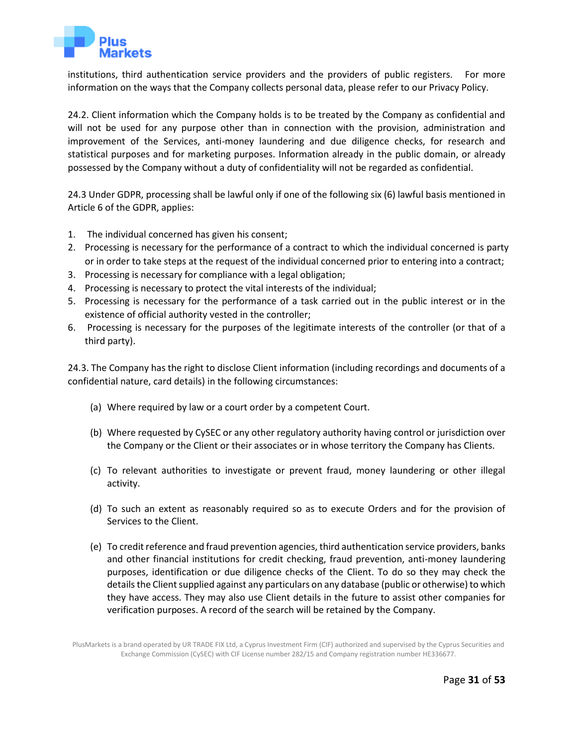institutions, third authentication service providers and the providers of public registers. For more information on the ways that the Company collects personal data, please refer to our Privacy Policy.

24.2. Client information which the Company holds is to be treated by the Company as confidential and will not be used for any purpose other than in connection with the provision, administration and improvement of the Services, anti-money laundering and due diligence checks, for research and statistical purposes and for marketing purposes. Information already in the public domain, or already possessed by the Company without a duty of confidentiality will not be regarded as confidential.

24.3 Under GDPR, processing shall be lawful only if one of the following six (6) lawful basis mentioned in Article 6 of the GDPR, applies:

1. The individual concerned has given his consent;
2. Processing is necessary for the performance of a contract to which the individual concerned is party or in order to take steps at the request of the individual concerned prior to entering into a contract;
3. Processing is necessary for compliance with a legal obligation;
4. Processing is necessary to protect the vital interests of the individual;
5. Processing is necessary for the performance of a task carried out in the public interest or in the existence of official authority vested in the controller;
6. Processing is necessary for the purposes of the legitimate interests of the controller (or that of a third party).

24.3. The Company has the right to disclose Client information (including recordings and documents of a confidential nature, card details) in the following circumstances:

(a) Where required by law or a court order by a competent Court.

(b) Where requested by CySEC or any other regulatory authority having control or jurisdiction over the Company or the Client or their associates or in whose territory the Company has Clients.

(c) To relevant authorities to investigate or prevent fraud, money laundering or other illegal activity.

(d) To such an extent as reasonably required so as to execute Orders and for the provision of Services to the Client.

(e) To credit reference and fraud prevention agencies, third authentication service providers, banks and other financial institutions for credit checking, fraud prevention, anti-money laundering purposes, identification or due diligence checks of the Client. To do so they may check the details the Client supplied against any particulars on any database (public or otherwise) to which they have access. They may also use Client details in the future to assist other companies for verification purposes. A record of the search will be retained by the Company.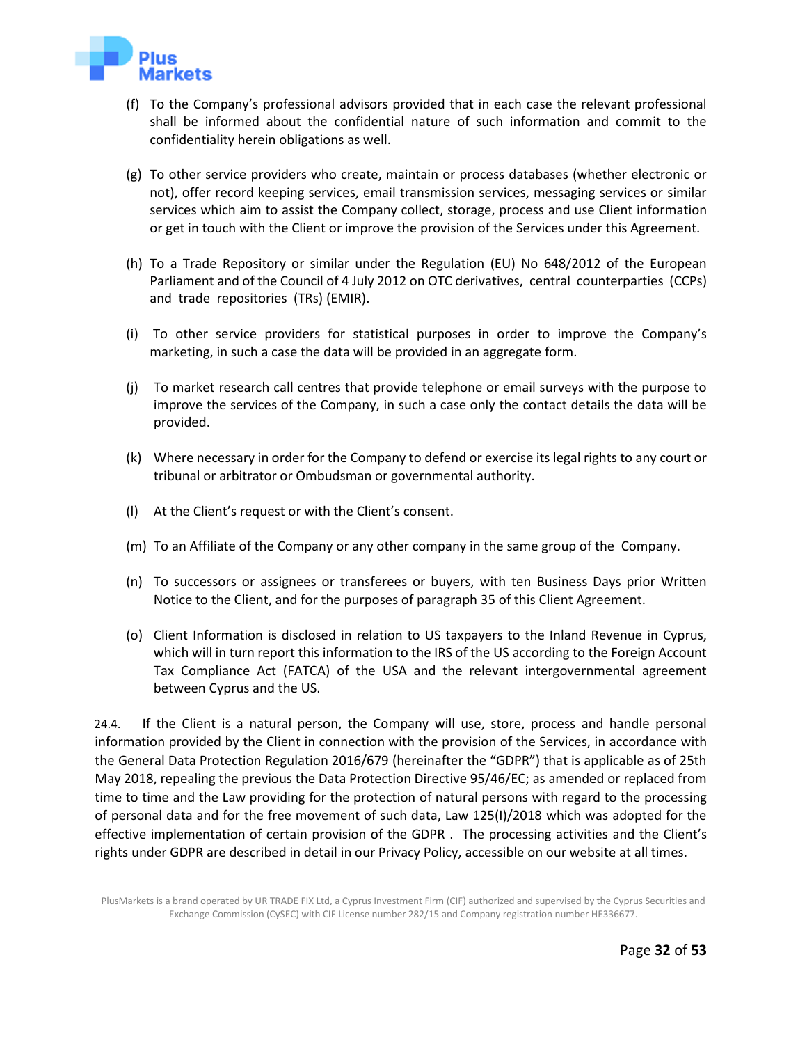(f) To the Company's professional advisors provided that in each case the relevant professional shall be informed about the confidential nature of such information and commit to the confidentiality herein obligations as well.

(g) To other service providers who create, maintain or process databases (whether electronic or not), offer record keeping services, email transmission services, messaging services or similar services which aim to assist the Company collect, storage, process and use Client information or get in touch with the Client or improve the provision of the Services under this Agreement.

(h) To a Trade Repository or similar under the Regulation (EU) No 648/2012 of the European Parliament and of the Council of 4 July 2012 on OTC derivatives, central counterparties (CCPs) and trade repositories (TRs) (EMIR).

(i) To other service providers for statistical purposes in order to improve the Company's marketing, in such a case the data will be provided in an aggregate form.

(j) To market research call centres that provide telephone or email surveys with the purpose to improve the services of the Company, in such a case only the contact details the data will be provided.

(k) Where necessary in order for the Company to defend or exercise its legal rights to any court or tribunal or arbitrator or Ombudsman or governmental authority.

(l) At the Client's request or with the Client's consent.

(m) To an Affiliate of the Company or any other company in the same group of the Company.

(n) To successors or assignees or transferees or buyers, with ten Business Days prior Written Notice to the Client, and for the purposes of paragraph 35 of this Client Agreement.

(o) Client Information is disclosed in relation to US taxpayers to the Inland Revenue in Cyprus, which will in turn report this information to the IRS of the US according to the Foreign Account Tax Compliance Act (FATCA) of the USA and the relevant intergovernmental agreement between Cyprus and the US.

24.4. If the Client is a natural person, the Company will use, store, process and handle personal information provided by the Client in connection with the provision of the Services, in accordance with the General Data Protection Regulation 2016/679 (hereinafter the "GDPR") that is applicable as of 25th May 2018, repealing the previous the Data Protection Directive 95/46/EC; as amended or replaced from time to time and the Law providing for the protection of natural persons with regard to the processing of personal data and for the free movement of such data, Law 125(I)/2018 which was adopted for the effective implementation of certain provision of the GDPR . The processing activities and the Client's rights under GDPR are described in detail in our Privacy Policy, accessible on our website at all times.

PlusMarkets is a brand operated by UR TRADE FIX Ltd, a Cyprus Investment Firm (CIF) authorized and supervised by the Cyprus Securities and Exchange Commission (CySEC) with CIF License number 282/15 and Company registration number HE336677.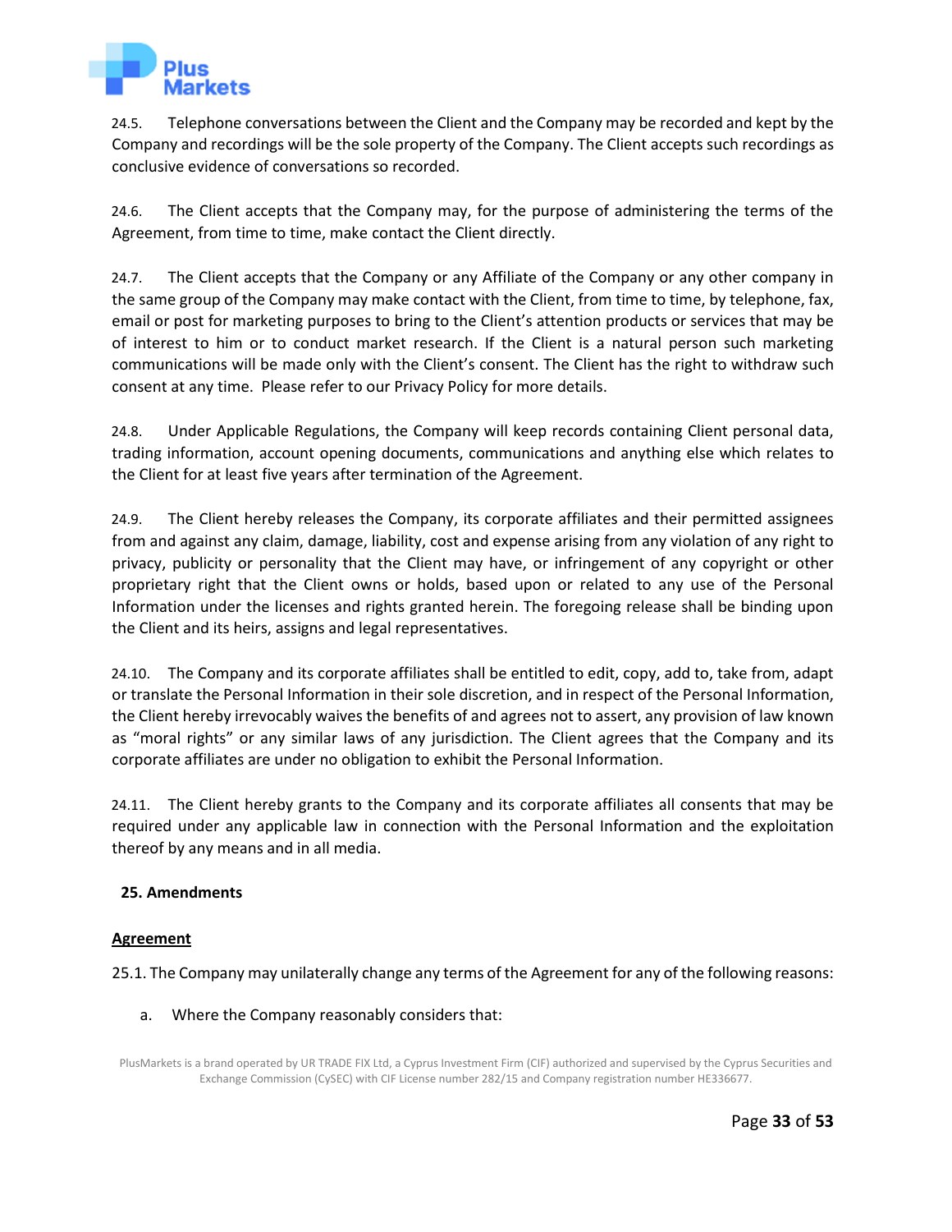24.5. Telephone conversations between the Client and the Company may be recorded and kept by the Company and recordings will be the sole property of the Company. The Client accepts such recordings as conclusive evidence of conversations so recorded.

24.6. The Client accepts that the Company may, for the purpose of administering the terms of the Agreement, from time to time, make contact the Client directly.

24.7. The Client accepts that the Company or any Affiliate of the Company or any other company in the same group of the Company may make contact with the Client, from time to time, by telephone, fax, email or post for marketing purposes to bring to the Client's attention products or services that may be of interest to him or to conduct market research. If the Client is a natural person such marketing communications will be made only with the Client's consent. The Client has the right to withdraw such consent at any time. Please refer to our Privacy Policy for more details.

24.8. Under Applicable Regulations, the Company will keep records containing Client personal data, trading information, account opening documents, communications and anything else which relates to the Client for at least five years after termination of the Agreement.

24.9. The Client hereby releases the Company, its corporate affiliates and their permitted assignees from and against any claim, damage, liability, cost and expense arising from any violation of any right to privacy, publicity or personality that the Client may have, or infringement of any copyright or other proprietary right that the Client owns or holds, based upon or related to any use of the Personal Information under the licenses and rights granted herein. The foregoing release shall be binding upon the Client and its heirs, assigns and legal representatives.

24.10. The Company and its corporate affiliates shall be entitled to edit, copy, add to, take from, adapt or translate the Personal Information in their sole discretion, and in respect of the Personal Information, the Client hereby irrevocably waives the benefits of and agrees not to assert, any provision of law known as "moral rights" or any similar laws of any jurisdiction. The Client agrees that the Company and its corporate affiliates are under no obligation to exhibit the Personal Information.

24.11. The Client hereby grants to the Company and its corporate affiliates all consents that may be required under any applicable law in connection with the Personal Information and the exploitation thereof by any means and in all media.

## 25. Amendments

**Agreement**

25.1. The Company may unilaterally change any terms of the Agreement for any of the following reasons:

a. Where the Company reasonably considers that:

PlusMarkets is a brand operated by UR TRADE FIX Ltd, a Cyprus Investment Firm (CIF) authorized and supervised by the Cyprus Securities and Exchange Commission (CySEC) with CIF License number 282/15 and Company registration number HE336677.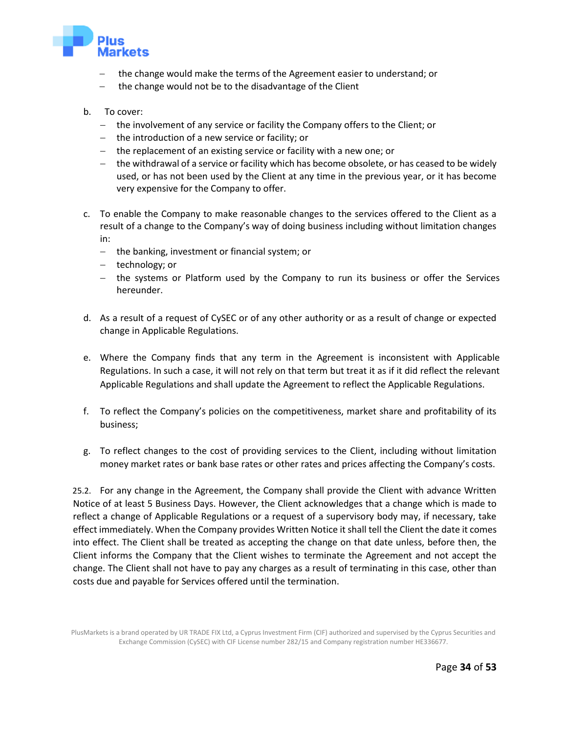- the change would make the terms of the Agreement easier to understand; or
- the change would not be to the disadvantage of the Client

b. To cover:
   - the involvement of any service or facility the Company offers to the Client; or
   - the introduction of a new service or facility; or
   - the replacement of an existing service or facility with a new one; or
   - the withdrawal of a service or facility which has become obsolete, or has ceased to be widely used, or has not been used by the Client at any time in the previous year, or it has become very expensive for the Company to offer.

c. To enable the Company to make reasonable changes to the services offered to the Client as a result of a change to the Company's way of doing business including without limitation changes in:
   - the banking, investment or financial system; or
   - technology; or
   - the systems or Platform used by the Company to run its business or offer the Services hereunder.

d. As a result of a request of CySEC or of any other authority or as a result of change or expected change in Applicable Regulations.

e. Where the Company finds that any term in the Agreement is inconsistent with Applicable Regulations. In such a case, it will not rely on that term but treat it as if it did reflect the relevant Applicable Regulations and shall update the Agreement to reflect the Applicable Regulations.

f. To reflect the Company's policies on the competitiveness, market share and profitability of its business;

g. To reflect changes to the cost of providing services to the Client, including without limitation money market rates or bank base rates or other rates and prices affecting the Company's costs.

25.2. For any change in the Agreement, the Company shall provide the Client with advance Written Notice of at least 5 Business Days. However, the Client acknowledges that a change which is made to reflect a change of Applicable Regulations or a request of a supervisory body may, if necessary, take effect immediately. When the Company provides Written Notice it shall tell the Client the date it comes into effect. The Client shall be treated as accepting the change on that date unless, before then, the Client informs the Company that the Client wishes to terminate the Agreement and not accept the change. The Client shall not have to pay any charges as a result of terminating in this case, other than costs due and payable for Services offered until the termination.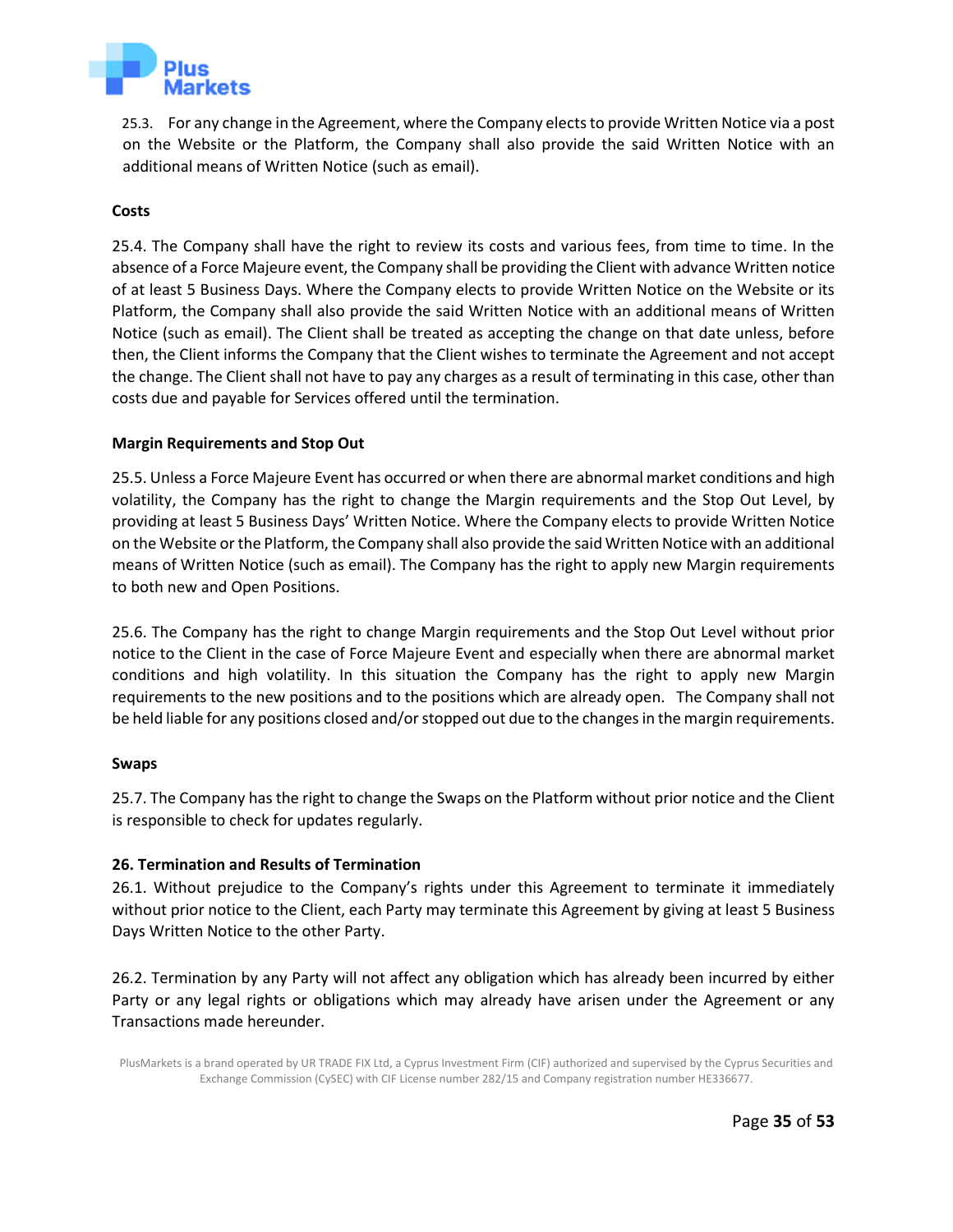25.3. For any change in the Agreement, where the Company elects to provide Written Notice via a post on the Website or the Platform, the Company shall also provide the said Written Notice with an additional means of Written Notice (such as email).

**Costs**

25.4. The Company shall have the right to review its costs and various fees, from time to time. In the absence of a Force Majeure event, the Company shall be providing the Client with advance Written notice of at least 5 Business Days. Where the Company elects to provide Written Notice on the Website or its Platform, the Company shall also provide the said Written Notice with an additional means of Written Notice (such as email). The Client shall be treated as accepting the change on that date unless, before then, the Client informs the Company that the Client wishes to terminate the Agreement and not accept the change. The Client shall not have to pay any charges as a result of terminating in this case, other than costs due and payable for Services offered until the termination.

**Margin Requirements and Stop Out**

25.5. Unless a Force Majeure Event has occurred or when there are abnormal market conditions and high volatility, the Company has the right to change the Margin requirements and the Stop Out Level, by providing at least 5 Business Days' Written Notice. Where the Company elects to provide Written Notice on the Website or the Platform, the Company shall also provide the said Written Notice with an additional means of Written Notice (such as email). The Company has the right to apply new Margin requirements to both new and Open Positions.

25.6. The Company has the right to change Margin requirements and the Stop Out Level without prior notice to the Client in the case of Force Majeure Event and especially when there are abnormal market conditions and high volatility. In this situation the Company has the right to apply new Margin requirements to the new positions and to the positions which are already open. The Company shall not be held liable for any positions closed and/or stopped out due to the changes in the margin requirements.

**Swaps**

25.7. The Company has the right to change the Swaps on the Platform without prior notice and the Client is responsible to check for updates regularly.

**26. Termination and Results of Termination**

26.1. Without prejudice to the Company's rights under this Agreement to terminate it immediately without prior notice to the Client, each Party may terminate this Agreement by giving at least 5 Business Days Written Notice to the other Party.

26.2. Termination by any Party will not affect any obligation which has already been incurred by either Party or any legal rights or obligations which may already have arisen under the Agreement or any Transactions made hereunder.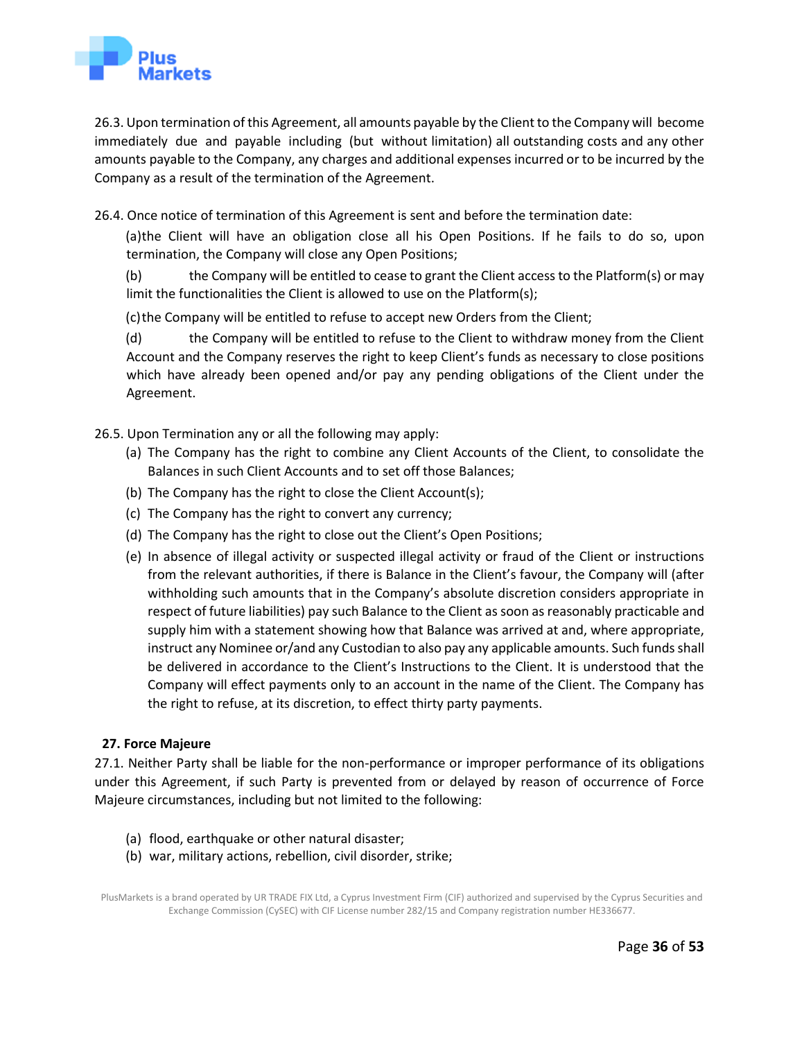26.3. Upon termination of this Agreement, all amounts payable by the Client to the Company will become immediately due and payable including (but without limitation) all outstanding costs and any other amounts payable to the Company, any charges and additional expenses incurred or to be incurred by the Company as a result of the termination of the Agreement.

26.4. Once notice of termination of this Agreement is sent and before the termination date:

(a) the Client will have an obligation close all his Open Positions. If he fails to do so, upon termination, the Company will close any Open Positions;

(b) the Company will be entitled to cease to grant the Client access to the Platform(s) or may limit the functionalities the Client is allowed to use on the Platform(s);

(c) the Company will be entitled to refuse to accept new Orders from the Client;

(d) the Company will be entitled to refuse to the Client to withdraw money from the Client Account and the Company reserves the right to keep Client's funds as necessary to close positions which have already been opened and/or pay any pending obligations of the Client under the Agreement.

26.5. Upon Termination any or all the following may apply:

(a) The Company has the right to combine any Client Accounts of the Client, to consolidate the Balances in such Client Accounts and to set off those Balances;
(b) The Company has the right to close the Client Account(s);
(c) The Company has the right to convert any currency;
(d) The Company has the right to close out the Client's Open Positions;
(e) In absence of illegal activity or suspected illegal activity or fraud of the Client or instructions from the relevant authorities, if there is Balance in the Client's favour, the Company will (after withholding such amounts that in the Company's absolute discretion considers appropriate in respect of future liabilities) pay such Balance to the Client as soon as reasonably practicable and supply him with a statement showing how that Balance was arrived at and, where appropriate, instruct any Nominee or/and any Custodian to also pay any applicable amounts. Such funds shall be delivered in accordance to the Client's Instructions to the Client. It is understood that the Company will effect payments only to an account in the name of the Client. The Company has the right to refuse, at its discretion, to effect thirty party payments.

**27. Force Majeure**

27.1. Neither Party shall be liable for the non-performance or improper performance of its obligations under this Agreement, if such Party is prevented from or delayed by reason of occurrence of Force Majeure circumstances, including but not limited to the following:

(a) flood, earthquake or other natural disaster;
(b) war, military actions, rebellion, civil disorder, strike;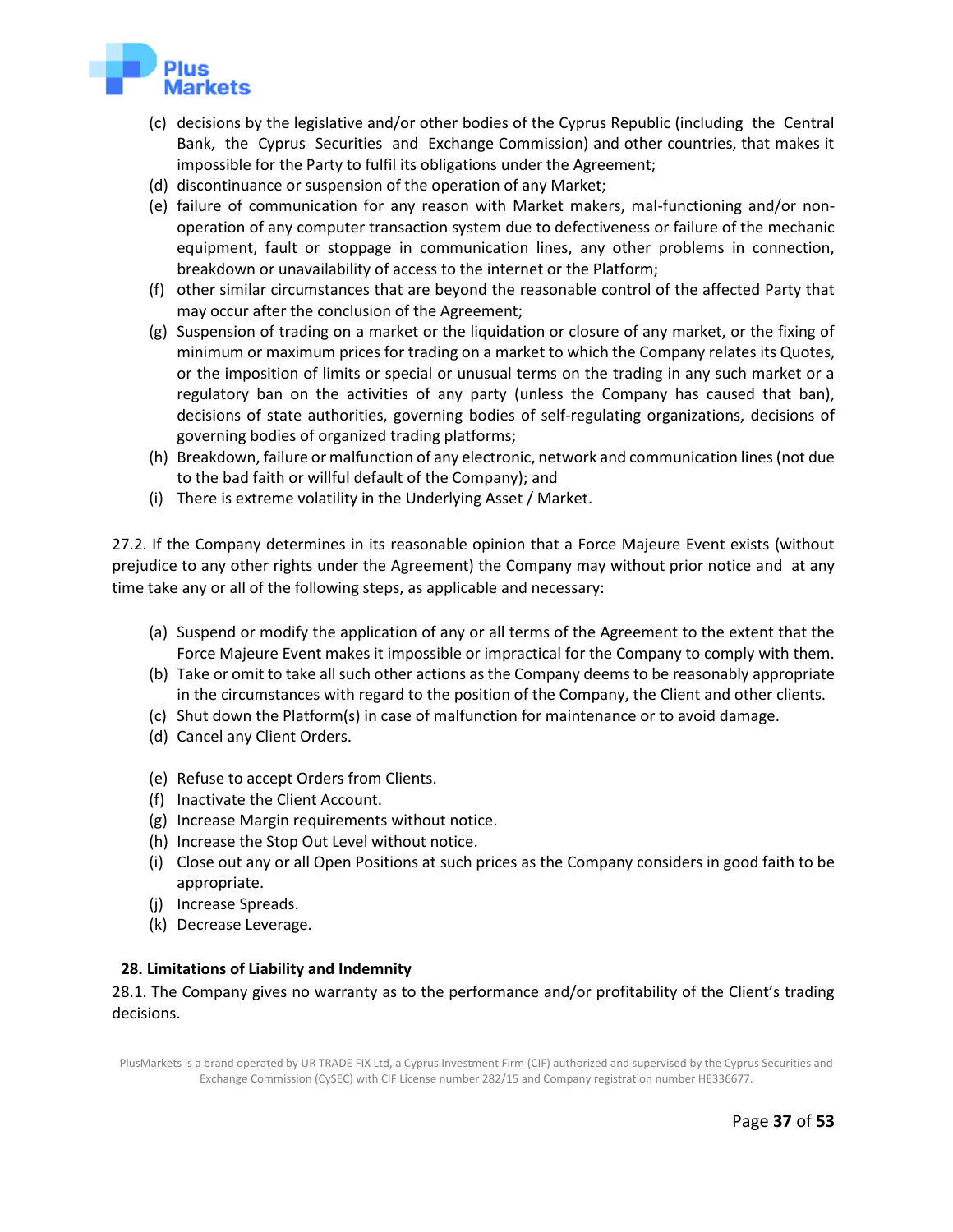(c) decisions by the legislative and/or other bodies of the Cyprus Republic (including the Central Bank, the Cyprus Securities and Exchange Commission) and other countries, that makes it impossible for the Party to fulfil its obligations under the Agreement;
(d) discontinuance or suspension of the operation of any Market;
(e) failure of communication for any reason with Market makers, mal-functioning and/or non-operation of any computer transaction system due to defectiveness or failure of the mechanic equipment, fault or stoppage in communication lines, any other problems in connection, breakdown or unavailability of access to the internet or the Platform;
(f) other similar circumstances that are beyond the reasonable control of the affected Party that may occur after the conclusion of the Agreement;
(g) Suspension of trading on a market or the liquidation or closure of any market, or the fixing of minimum or maximum prices for trading on a market to which the Company relates its Quotes, or the imposition of limits or special or unusual terms on the trading in any such market or a regulatory ban on the activities of any party (unless the Company has caused that ban), decisions of state authorities, governing bodies of self-regulating organizations, decisions of governing bodies of organized trading platforms;
(h) Breakdown, failure or malfunction of any electronic, network and communication lines (not due to the bad faith or willful default of the Company); and
(i) There is extreme volatility in the Underlying Asset / Market.

27.2. If the Company determines in its reasonable opinion that a Force Majeure Event exists (without prejudice to any other rights under the Agreement) the Company may without prior notice and at any time take any or all of the following steps, as applicable and necessary:

(a) Suspend or modify the application of any or all terms of the Agreement to the extent that the Force Majeure Event makes it impossible or impractical for the Company to comply with them.
(b) Take or omit to take all such other actions as the Company deems to be reasonably appropriate in the circumstances with regard to the position of the Company, the Client and other clients.
(c) Shut down the Platform(s) in case of malfunction for maintenance or to avoid damage.
(d) Cancel any Client Orders.
(e) Refuse to accept Orders from Clients.
(f) Inactivate the Client Account.
(g) Increase Margin requirements without notice.
(h) Increase the Stop Out Level without notice.
(i) Close out any or all Open Positions at such prices as the Company considers in good faith to be appropriate.
(j) Increase Spreads.
(k) Decrease Leverage.

## 28. Limitations of Liability and Indemnity

28.1. The Company gives no warranty as to the performance and/or profitability of the Client's trading decisions.

PlusMarkets is a brand operated by UR TRADE FIX Ltd, a Cyprus Investment Firm (CIF) authorized and supervised by the Cyprus Securities and Exchange Commission (CySEC) with CIF License number 282/15 and Company registration number HE336677.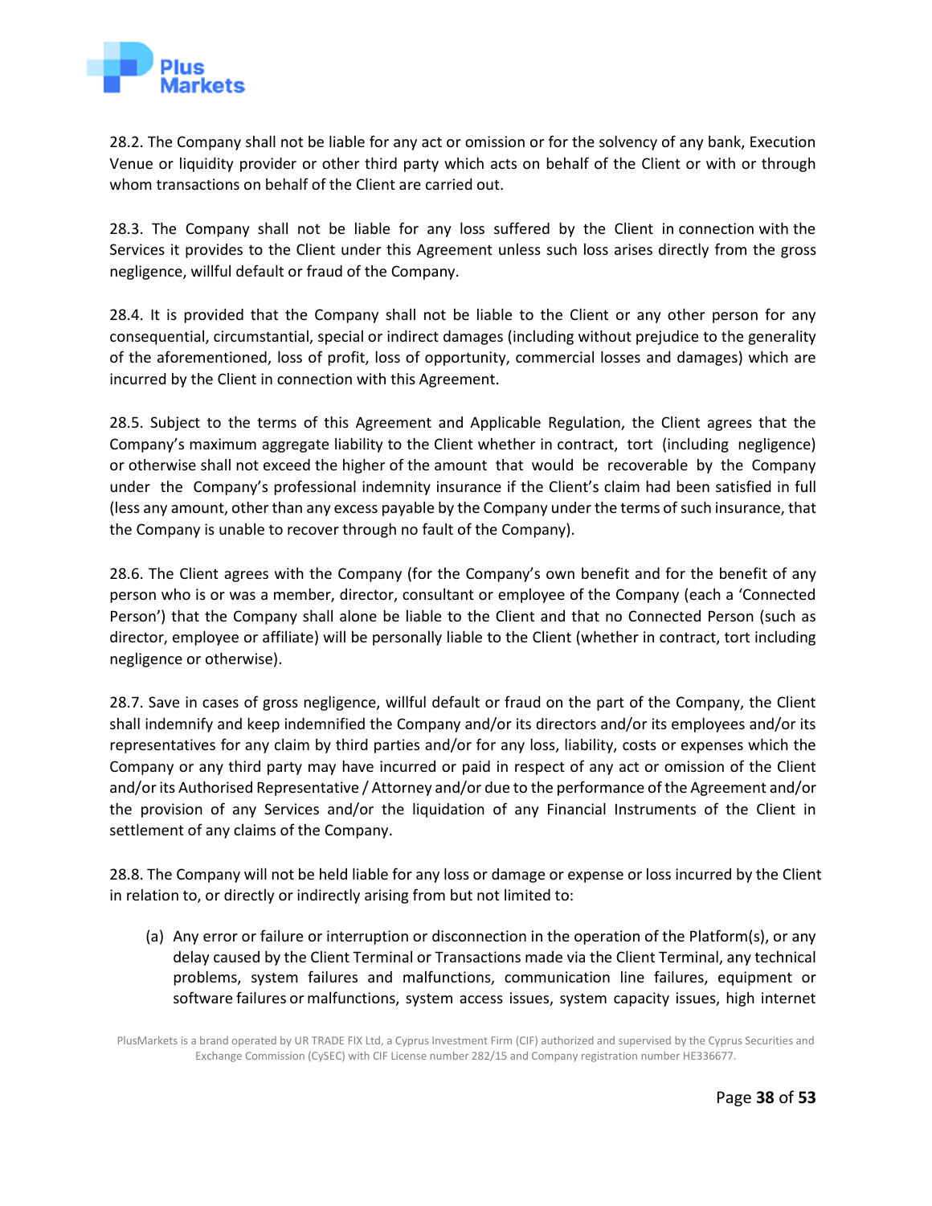28.2. The Company shall not be liable for any act or omission or for the solvency of any bank, Execution Venue or liquidity provider or other third party which acts on behalf of the Client or with or through whom transactions on behalf of the Client are carried out.

28.3. The Company shall not be liable for any loss suffered by the Client in connection with the Services it provides to the Client under this Agreement unless such loss arises directly from the gross negligence, willful default or fraud of the Company.

28.4. It is provided that the Company shall not be liable to the Client or any other person for any consequential, circumstantial, special or indirect damages (including without prejudice to the generality of the aforementioned, loss of profit, loss of opportunity, commercial losses and damages) which are incurred by the Client in connection with this Agreement.

28.5. Subject to the terms of this Agreement and Applicable Regulation, the Client agrees that the Company's maximum aggregate liability to the Client whether in contract, tort (including negligence) or otherwise shall not exceed the higher of the amount that would be recoverable by the Company under the Company's professional indemnity insurance if the Client's claim had been satisfied in full (less any amount, other than any excess payable by the Company under the terms of such insurance, that the Company is unable to recover through no fault of the Company).

28.6. The Client agrees with the Company (for the Company's own benefit and for the benefit of any person who is or was a member, director, consultant or employee of the Company (each a 'Connected Person') that the Company shall alone be liable to the Client and that no Connected Person (such as director, employee or affiliate) will be personally liable to the Client (whether in contract, tort including negligence or otherwise).

28.7. Save in cases of gross negligence, willful default or fraud on the part of the Company, the Client shall indemnify and keep indemnified the Company and/or its directors and/or its employees and/or its representatives for any claim by third parties and/or for any loss, liability, costs or expenses which the Company or any third party may have incurred or paid in respect of any act or omission of the Client and/or its Authorised Representative / Attorney and/or due to the performance of the Agreement and/or the provision of any Services and/or the liquidation of any Financial Instruments of the Client in settlement of any claims of the Company.

28.8. The Company will not be held liable for any loss or damage or expense or loss incurred by the Client in relation to, or directly or indirectly arising from but not limited to:

(a) Any error or failure or interruption or disconnection in the operation of the Platform(s), or any delay caused by the Client Terminal or Transactions made via the Client Terminal, any technical problems, system failures and malfunctions, communication line failures, equipment or software failures or malfunctions, system access issues, system capacity issues, high internet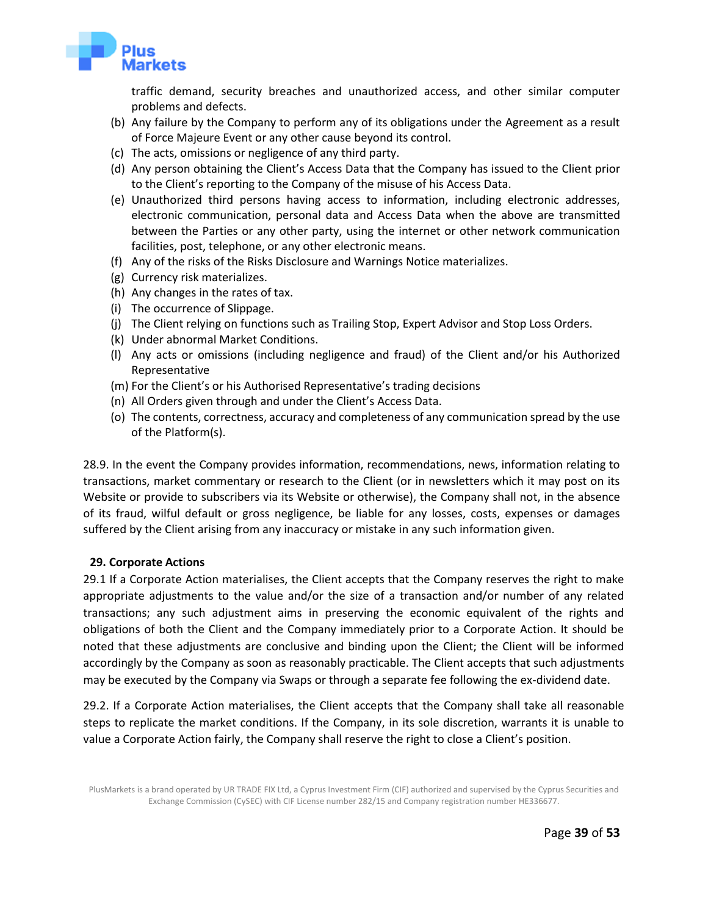traffic demand, security breaches and unauthorized access, and other similar computer problems and defects.

(b) Any failure by the Company to perform any of its obligations under the Agreement as a result of Force Majeure Event or any other cause beyond its control.
(c) The acts, omissions or negligence of any third party.
(d) Any person obtaining the Client's Access Data that the Company has issued to the Client prior to the Client's reporting to the Company of the misuse of his Access Data.
(e) Unauthorized third persons having access to information, including electronic addresses, electronic communication, personal data and Access Data when the above are transmitted between the Parties or any other party, using the internet or other network communication facilities, post, telephone, or any other electronic means.
(f) Any of the risks of the Risks Disclosure and Warnings Notice materializes.
(g) Currency risk materializes.
(h) Any changes in the rates of tax.
(i) The occurrence of Slippage.
(j) The Client relying on functions such as Trailing Stop, Expert Advisor and Stop Loss Orders.
(k) Under abnormal Market Conditions.
(l) Any acts or omissions (including negligence and fraud) of the Client and/or his Authorized Representative
(m) For the Client's or his Authorised Representative's trading decisions
(n) All Orders given through and under the Client's Access Data.
(o) The contents, correctness, accuracy and completeness of any communication spread by the use of the Platform(s).

28.9. In the event the Company provides information, recommendations, news, information relating to transactions, market commentary or research to the Client (or in newsletters which it may post on its Website or provide to subscribers via its Website or otherwise), the Company shall not, in the absence of its fraud, wilful default or gross negligence, be liable for any losses, costs, expenses or damages suffered by the Client arising from any inaccuracy or mistake in any such information given.

## 29. Corporate Actions

29.1 If a Corporate Action materialises, the Client accepts that the Company reserves the right to make appropriate adjustments to the value and/or the size of a transaction and/or number of any related transactions; any such adjustment aims in preserving the economic equivalent of the rights and obligations of both the Client and the Company immediately prior to a Corporate Action. It should be noted that these adjustments are conclusive and binding upon the Client; the Client will be informed accordingly by the Company as soon as reasonably practicable. The Client accepts that such adjustments may be executed by the Company via Swaps or through a separate fee following the ex-dividend date.

29.2. If a Corporate Action materialises, the Client accepts that the Company shall take all reasonable steps to replicate the market conditions. If the Company, in its sole discretion, warrants it is unable to value a Corporate Action fairly, the Company shall reserve the right to close a Client's position.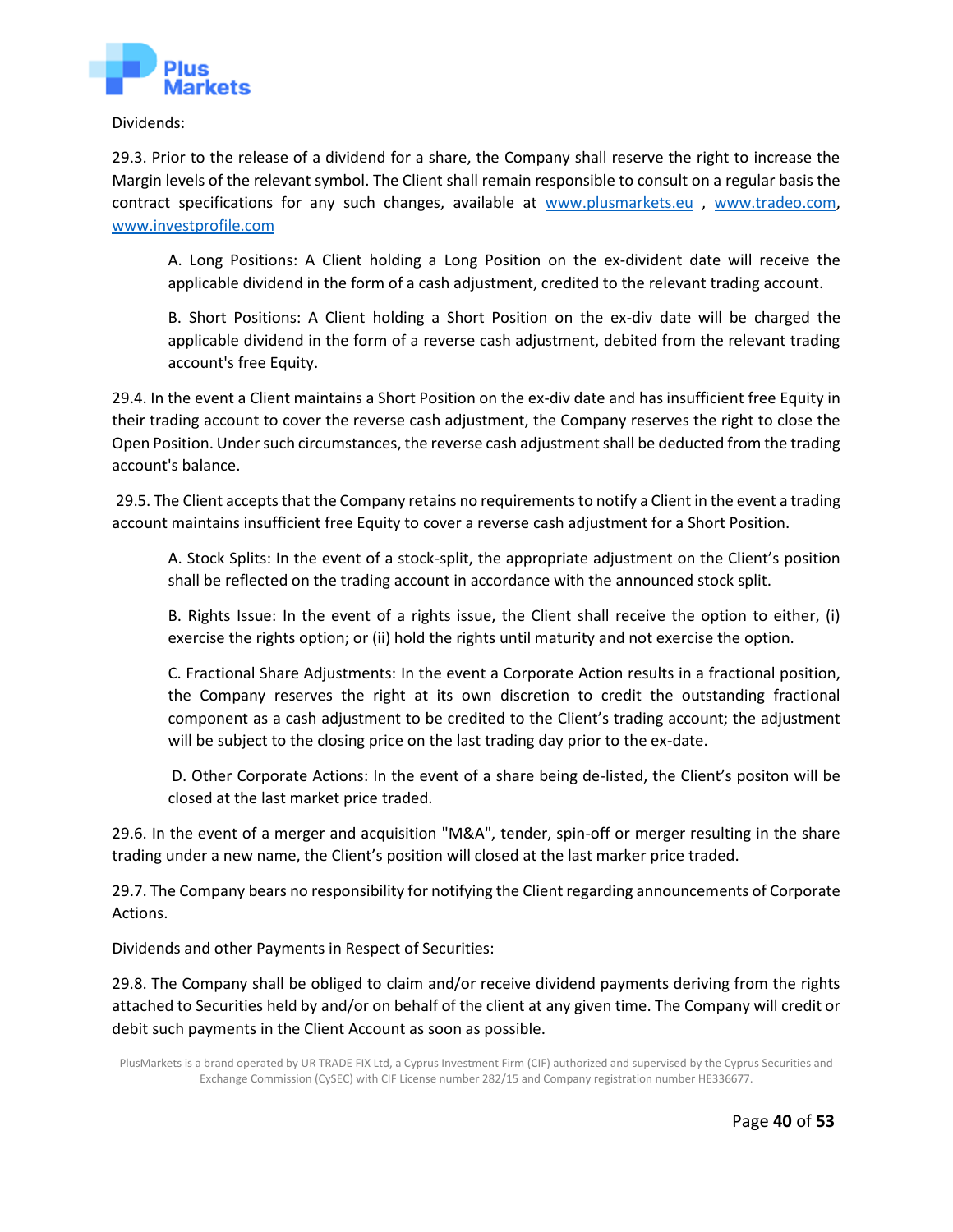Dividends:

29.3. Prior to the release of a dividend for a share, the Company shall reserve the right to increase the Margin levels of the relevant symbol. The Client shall remain responsible to consult on a regular basis the contract specifications for any such changes, available at www.plusmarkets.eu , www.tradeo.com, www.investprofile.com

> A. Long Positions: A Client holding a Long Position on the ex-divident date will receive the applicable dividend in the form of a cash adjustment, credited to the relevant trading account.
>
> B. Short Positions: A Client holding a Short Position on the ex-div date will be charged the applicable dividend in the form of a reverse cash adjustment, debited from the relevant trading account's free Equity.

29.4. In the event a Client maintains a Short Position on the ex-div date and has insufficient free Equity in their trading account to cover the reverse cash adjustment, the Company reserves the right to close the Open Position. Under such circumstances, the reverse cash adjustment shall be deducted from the trading account's balance.

29.5. The Client accepts that the Company retains no requirements to notify a Client in the event a trading account maintains insufficient free Equity to cover a reverse cash adjustment for a Short Position.

> A. Stock Splits: In the event of a stock-split, the appropriate adjustment on the Client's position shall be reflected on the trading account in accordance with the announced stock split.
>
> B. Rights Issue: In the event of a rights issue, the Client shall receive the option to either, (i) exercise the rights option; or (ii) hold the rights until maturity and not exercise the option.
>
> C. Fractional Share Adjustments: In the event a Corporate Action results in a fractional position, the Company reserves the right at its own discretion to credit the outstanding fractional component as a cash adjustment to be credited to the Client's trading account; the adjustment will be subject to the closing price on the last trading day prior to the ex-date.
>
> D. Other Corporate Actions: In the event of a share being de-listed, the Client's positon will be closed at the last market price traded.

29.6. In the event of a merger and acquisition "M&A", tender, spin-off or merger resulting in the share trading under a new name, the Client's position will closed at the last marker price traded.

29.7. The Company bears no responsibility for notifying the Client regarding announcements of Corporate Actions.

Dividends and other Payments in Respect of Securities:

29.8. The Company shall be obliged to claim and/or receive dividend payments deriving from the rights attached to Securities held by and/or on behalf of the client at any given time. The Company will credit or debit such payments in the Client Account as soon as possible.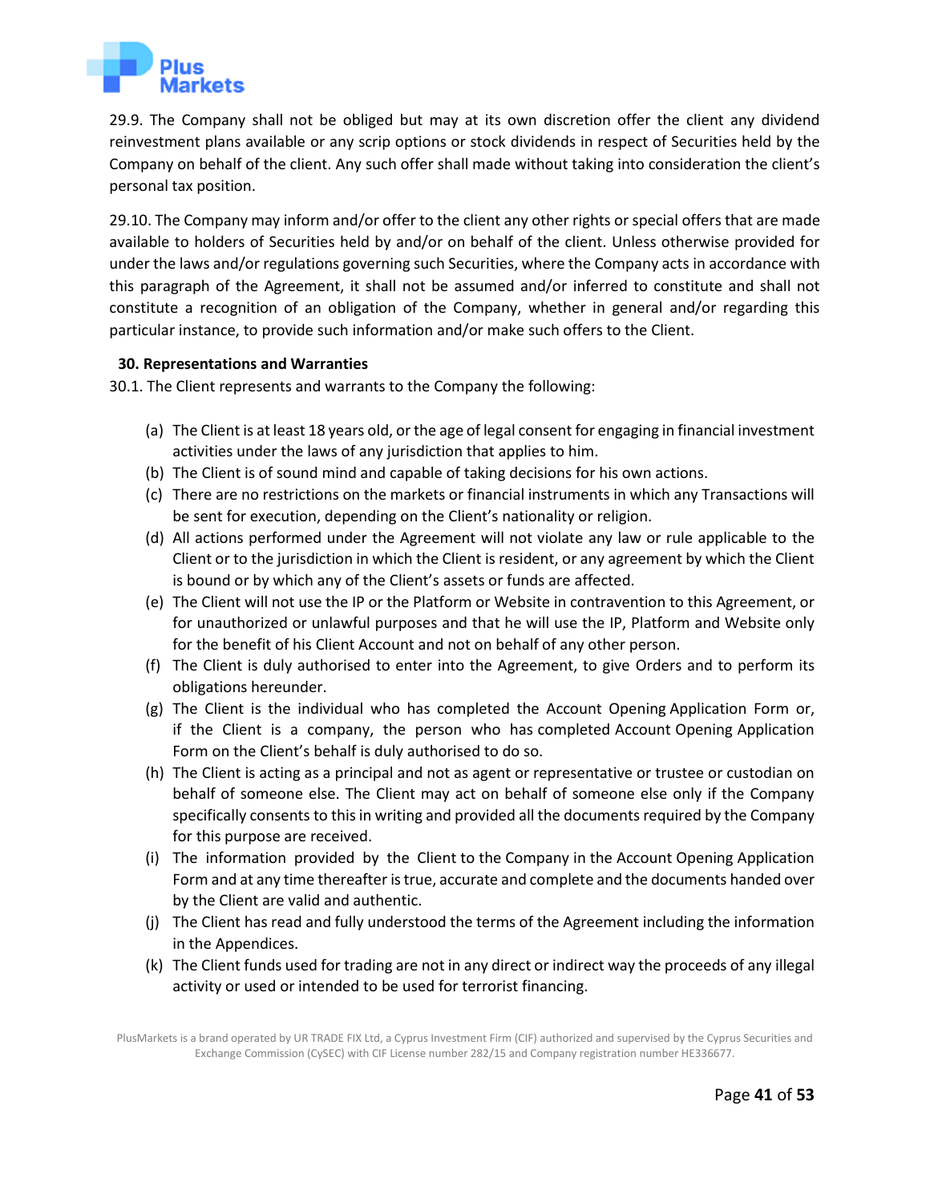29.9. The Company shall not be obliged but may at its own discretion offer the client any dividend reinvestment plans available or any scrip options or stock dividends in respect of Securities held by the Company on behalf of the client. Any such offer shall made without taking into consideration the client's personal tax position.

29.10. The Company may inform and/or offer to the client any other rights or special offers that are made available to holders of Securities held by and/or on behalf of the client. Unless otherwise provided for under the laws and/or regulations governing such Securities, where the Company acts in accordance with this paragraph of the Agreement, it shall not be assumed and/or inferred to constitute and shall not constitute a recognition of an obligation of the Company, whether in general and/or regarding this particular instance, to provide such information and/or make such offers to the Client.

**30. Representations and Warranties**

30.1. The Client represents and warrants to the Company the following:

(a) The Client is at least 18 years old, or the age of legal consent for engaging in financial investment activities under the laws of any jurisdiction that applies to him.

(b) The Client is of sound mind and capable of taking decisions for his own actions.

(c) There are no restrictions on the markets or financial instruments in which any Transactions will be sent for execution, depending on the Client's nationality or religion.

(d) All actions performed under the Agreement will not violate any law or rule applicable to the Client or to the jurisdiction in which the Client is resident, or any agreement by which the Client is bound or by which any of the Client's assets or funds are affected.

(e) The Client will not use the IP or the Platform or Website in contravention to this Agreement, or for unauthorized or unlawful purposes and that he will use the IP, Platform and Website only for the benefit of his Client Account and not on behalf of any other person.

(f) The Client is duly authorised to enter into the Agreement, to give Orders and to perform its obligations hereunder.

(g) The Client is the individual who has completed the Account Opening Application Form or, if the Client is a company, the person who has completed Account Opening Application Form on the Client's behalf is duly authorised to do so.

(h) The Client is acting as a principal and not as agent or representative or trustee or custodian on behalf of someone else. The Client may act on behalf of someone else only if the Company specifically consents to this in writing and provided all the documents required by the Company for this purpose are received.

(i) The information provided by the Client to the Company in the Account Opening Application Form and at any time thereafter is true, accurate and complete and the documents handed over by the Client are valid and authentic.

(j) The Client has read and fully understood the terms of the Agreement including the information in the Appendices.

(k) The Client funds used for trading are not in any direct or indirect way the proceeds of any illegal activity or used or intended to be used for terrorist financing.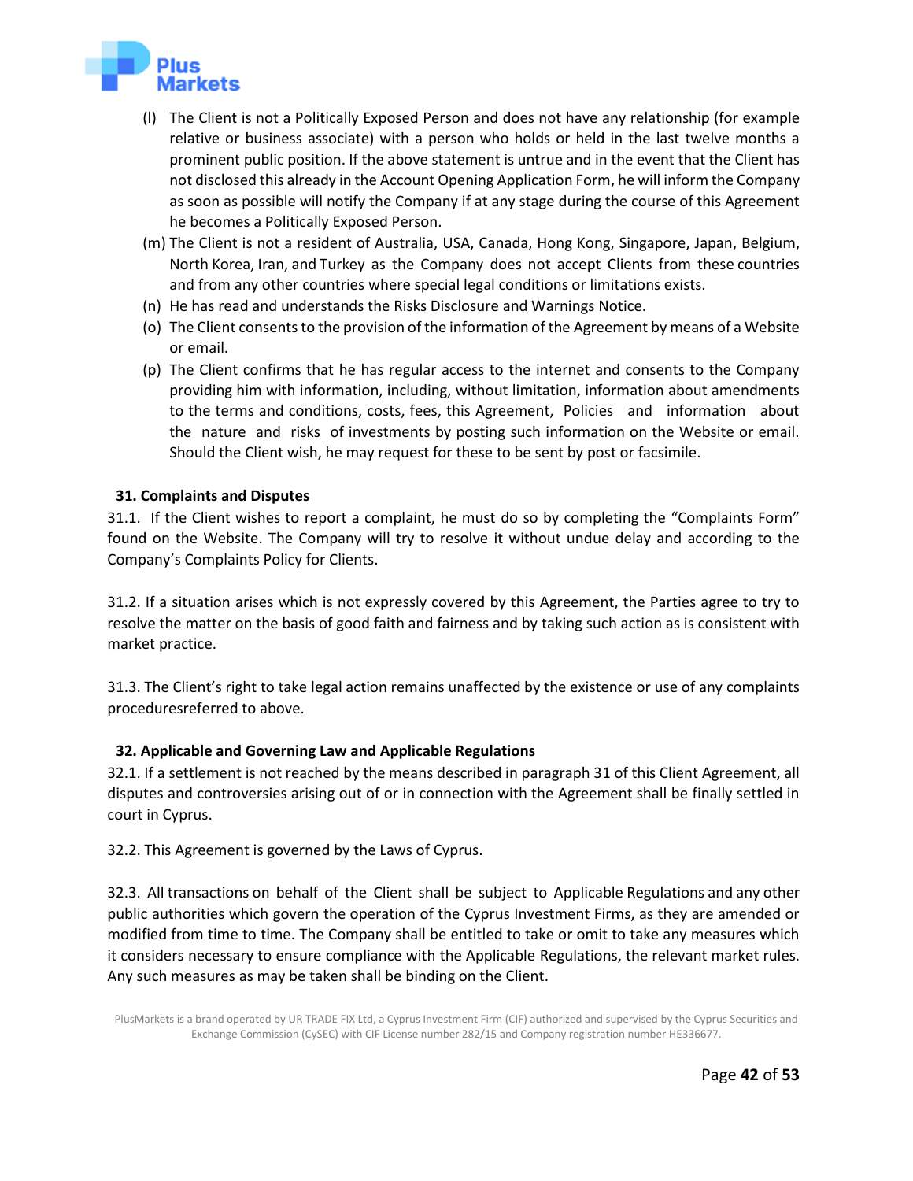(l) The Client is not a Politically Exposed Person and does not have any relationship (for example relative or business associate) with a person who holds or held in the last twelve months a prominent public position. If the above statement is untrue and in the event that the Client has not disclosed this already in the Account Opening Application Form, he will inform the Company as soon as possible will notify the Company if at any stage during the course of this Agreement he becomes a Politically Exposed Person.

(m) The Client is not a resident of Australia, USA, Canada, Hong Kong, Singapore, Japan, Belgium, North Korea, Iran, and Turkey as the Company does not accept Clients from these countries and from any other countries where special legal conditions or limitations exists.

(n) He has read and understands the Risks Disclosure and Warnings Notice.

(o) The Client consents to the provision of the information of the Agreement by means of a Website or email.

(p) The Client confirms that he has regular access to the internet and consents to the Company providing him with information, including, without limitation, information about amendments to the terms and conditions, costs, fees, this Agreement, Policies and information about the nature and risks of investments by posting such information on the Website or email. Should the Client wish, he may request for these to be sent by post or facsimile.

**31. Complaints and Disputes**

31.1. If the Client wishes to report a complaint, he must do so by completing the "Complaints Form" found on the Website. The Company will try to resolve it without undue delay and according to the Company's Complaints Policy for Clients.

31.2. If a situation arises which is not expressly covered by this Agreement, the Parties agree to try to resolve the matter on the basis of good faith and fairness and by taking such action as is consistent with market practice.

31.3. The Client's right to take legal action remains unaffected by the existence or use of any complaints proceduresreferred to above.

**32. Applicable and Governing Law and Applicable Regulations**

32.1. If a settlement is not reached by the means described in paragraph 31 of this Client Agreement, all disputes and controversies arising out of or in connection with the Agreement shall be finally settled in court in Cyprus.

32.2. This Agreement is governed by the Laws of Cyprus.

32.3. All transactions on behalf of the Client shall be subject to Applicable Regulations and any other public authorities which govern the operation of the Cyprus Investment Firms, as they are amended or modified from time to time. The Company shall be entitled to take or omit to take any measures which it considers necessary to ensure compliance with the Applicable Regulations, the relevant market rules. Any such measures as may be taken shall be binding on the Client.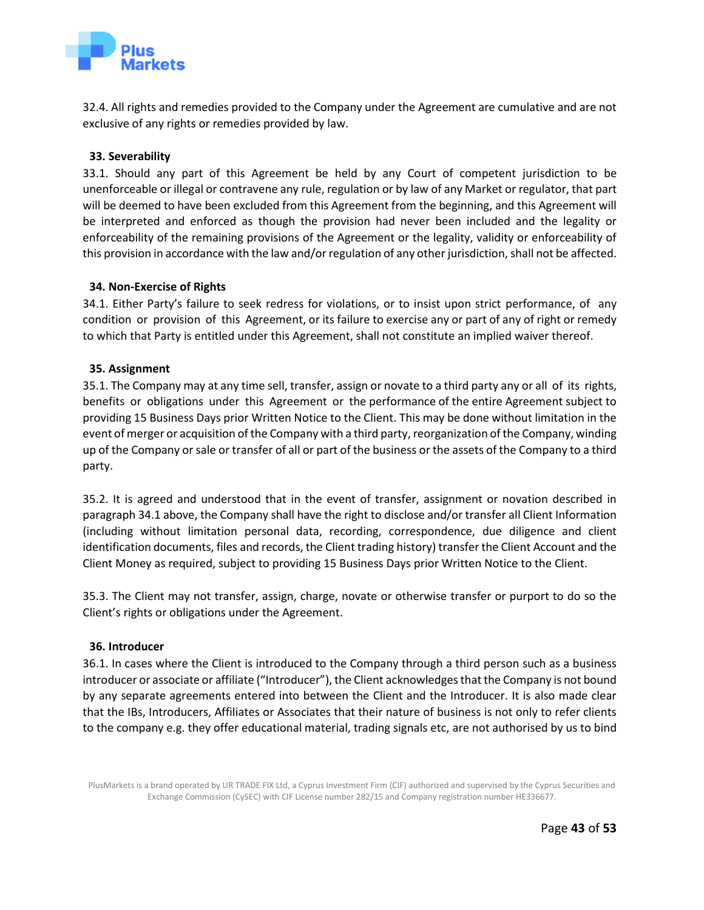32.4. All rights and remedies provided to the Company under the Agreement are cumulative and are not exclusive of any rights or remedies provided by law.

**33. Severability**

33.1. Should any part of this Agreement be held by any Court of competent jurisdiction to be unenforceable or illegal or contravene any rule, regulation or by law of any Market or regulator, that part will be deemed to have been excluded from this Agreement from the beginning, and this Agreement will be interpreted and enforced as though the provision had never been included and the legality or enforceability of the remaining provisions of the Agreement or the legality, validity or enforceability of this provision in accordance with the law and/or regulation of any other jurisdiction, shall not be affected.

**34. Non-Exercise of Rights**

34.1. Either Party's failure to seek redress for violations, or to insist upon strict performance, of any condition or provision of this Agreement, or its failure to exercise any or part of any of right or remedy to which that Party is entitled under this Agreement, shall not constitute an implied waiver thereof.

**35. Assignment**

35.1. The Company may at any time sell, transfer, assign or novate to a third party any or all of its rights, benefits or obligations under this Agreement or the performance of the entire Agreement subject to providing 15 Business Days prior Written Notice to the Client. This may be done without limitation in the event of merger or acquisition of the Company with a third party, reorganization of the Company, winding up of the Company or sale or transfer of all or part of the business or the assets of the Company to a third party.

35.2. It is agreed and understood that in the event of transfer, assignment or novation described in paragraph 34.1 above, the Company shall have the right to disclose and/or transfer all Client Information (including without limitation personal data, recording, correspondence, due diligence and client identification documents, files and records, the Client trading history) transfer the Client Account and the Client Money as required, subject to providing 15 Business Days prior Written Notice to the Client.

35.3. The Client may not transfer, assign, charge, novate or otherwise transfer or purport to do so the Client's rights or obligations under the Agreement.

**36. Introducer**

36.1. In cases where the Client is introduced to the Company through a third person such as a business introducer or associate or affiliate ("Introducer"), the Client acknowledges that the Company is not bound by any separate agreements entered into between the Client and the Introducer. It is also made clear that the IBs, Introducers, Affiliates or Associates that their nature of business is not only to refer clients to the company e.g. they offer educational material, trading signals etc, are not authorised by us to bind

PlusMarkets is a brand operated by UR TRADE FIX Ltd, a Cyprus Investment Firm (CIF) authorized and supervised by the Cyprus Securities and Exchange Commission (CySEC) with CIF License number 282/15 and Company registration number HE336677.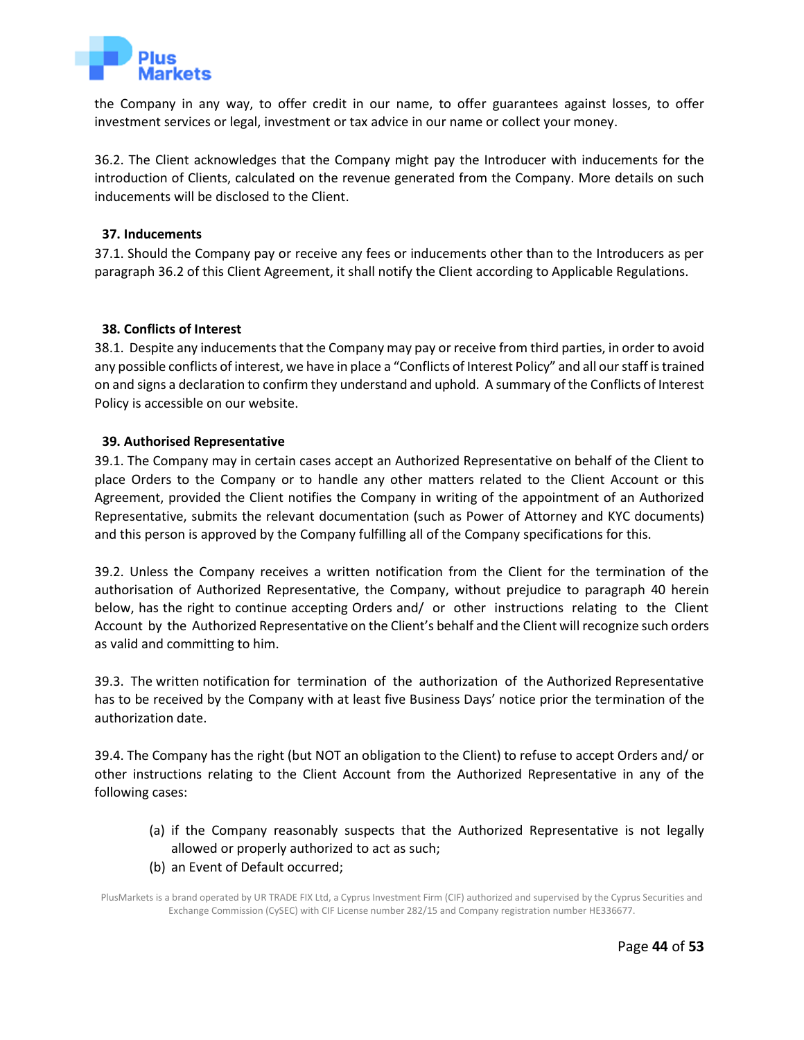the Company in any way, to offer credit in our name, to offer guarantees against losses, to offer investment services or legal, investment or tax advice in our name or collect your money.

36.2. The Client acknowledges that the Company might pay the Introducer with inducements for the introduction of Clients, calculated on the revenue generated from the Company. More details on such inducements will be disclosed to the Client.

**37. Inducements**

37.1. Should the Company pay or receive any fees or inducements other than to the Introducers as per paragraph 36.2 of this Client Agreement, it shall notify the Client according to Applicable Regulations.

**38. Conflicts of Interest**

38.1. Despite any inducements that the Company may pay or receive from third parties, in order to avoid any possible conflicts of interest, we have in place a "Conflicts of Interest Policy" and all our staff is trained on and signs a declaration to confirm they understand and uphold. A summary of the Conflicts of Interest Policy is accessible on our website.

**39. Authorised Representative**

39.1. The Company may in certain cases accept an Authorized Representative on behalf of the Client to place Orders to the Company or to handle any other matters related to the Client Account or this Agreement, provided the Client notifies the Company in writing of the appointment of an Authorized Representative, submits the relevant documentation (such as Power of Attorney and KYC documents) and this person is approved by the Company fulfilling all of the Company specifications for this.

39.2. Unless the Company receives a written notification from the Client for the termination of the authorisation of Authorized Representative, the Company, without prejudice to paragraph 40 herein below, has the right to continue accepting Orders and/ or other instructions relating to the Client Account by the Authorized Representative on the Client's behalf and the Client will recognize such orders as valid and committing to him.

39.3. The written notification for termination of the authorization of the Authorized Representative has to be received by the Company with at least five Business Days' notice prior the termination of the authorization date.

39.4. The Company has the right (but NOT an obligation to the Client) to refuse to accept Orders and/ or other instructions relating to the Client Account from the Authorized Representative in any of the following cases:

(a) if the Company reasonably suspects that the Authorized Representative is not legally allowed or properly authorized to act as such;

(b) an Event of Default occurred;

PlusMarkets is a brand operated by UR TRADE FIX Ltd, a Cyprus Investment Firm (CIF) authorized and supervised by the Cyprus Securities and Exchange Commission (CySEC) with CIF License number 282/15 and Company registration number HE336677.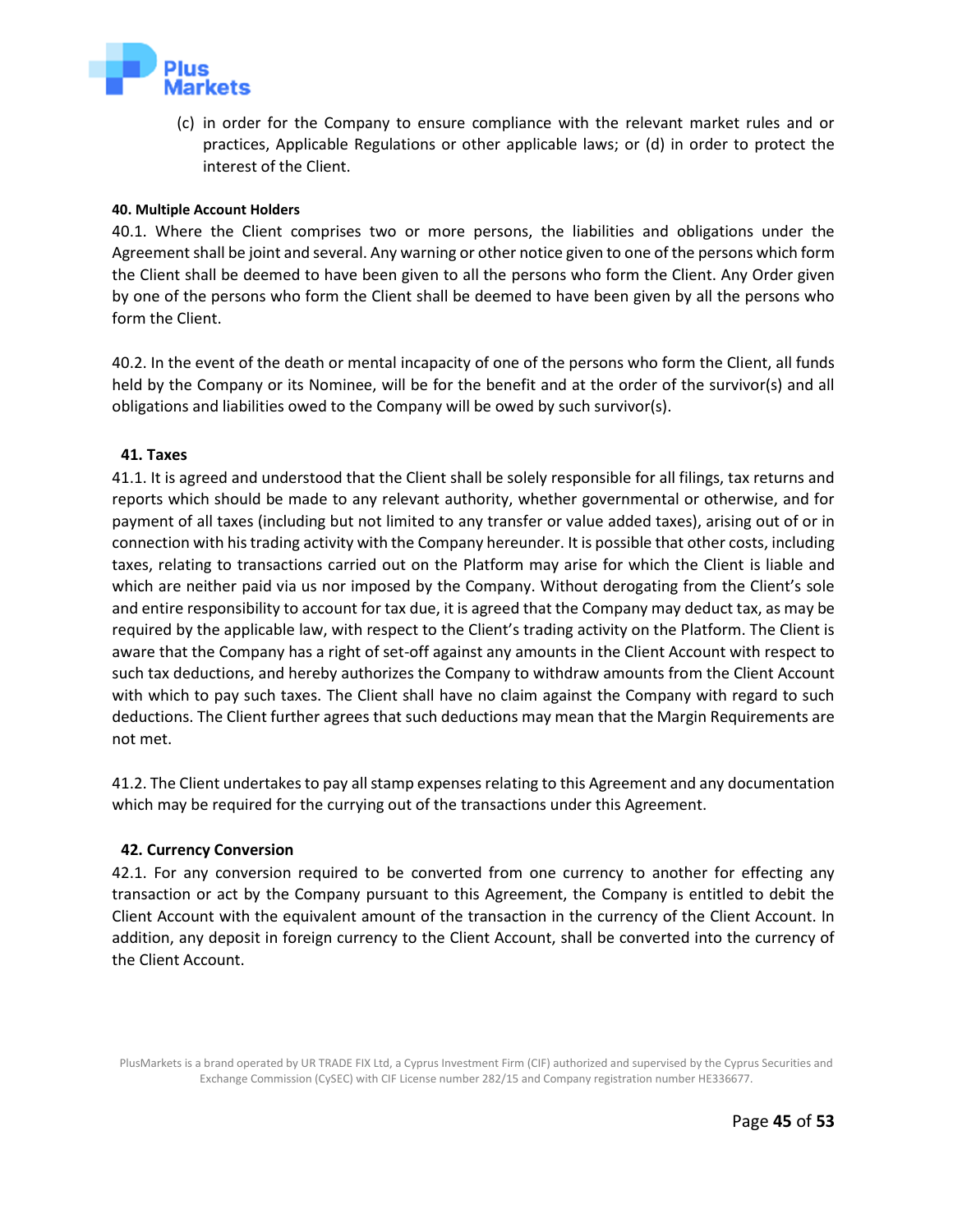(c) in order for the Company to ensure compliance with the relevant market rules and or practices, Applicable Regulations or other applicable laws; or (d) in order to protect the interest of the Client.

#### 40. Multiple Account Holders

40.1. Where the Client comprises two or more persons, the liabilities and obligations under the Agreement shall be joint and several. Any warning or other notice given to one of the persons which form the Client shall be deemed to have been given to all the persons who form the Client. Any Order given by one of the persons who form the Client shall be deemed to have been given by all the persons who form the Client.

40.2. In the event of the death or mental incapacity of one of the persons who form the Client, all funds held by the Company or its Nominee, will be for the benefit and at the order of the survivor(s) and all obligations and liabilities owed to the Company will be owed by such survivor(s).

### 41. Taxes

41.1. It is agreed and understood that the Client shall be solely responsible for all filings, tax returns and reports which should be made to any relevant authority, whether governmental or otherwise, and for payment of all taxes (including but not limited to any transfer or value added taxes), arising out of or in connection with his trading activity with the Company hereunder. It is possible that other costs, including taxes, relating to transactions carried out on the Platform may arise for which the Client is liable and which are neither paid via us nor imposed by the Company. Without derogating from the Client's sole and entire responsibility to account for tax due, it is agreed that the Company may deduct tax, as may be required by the applicable law, with respect to the Client's trading activity on the Platform. The Client is aware that the Company has a right of set-off against any amounts in the Client Account with respect to such tax deductions, and hereby authorizes the Company to withdraw amounts from the Client Account with which to pay such taxes. The Client shall have no claim against the Company with regard to such deductions. The Client further agrees that such deductions may mean that the Margin Requirements are not met.

41.2. The Client undertakes to pay all stamp expenses relating to this Agreement and any documentation which may be required for the currying out of the transactions under this Agreement.

### 42. Currency Conversion

42.1. For any conversion required to be converted from one currency to another for effecting any transaction or act by the Company pursuant to this Agreement, the Company is entitled to debit the Client Account with the equivalent amount of the transaction in the currency of the Client Account. In addition, any deposit in foreign currency to the Client Account, shall be converted into the currency of the Client Account.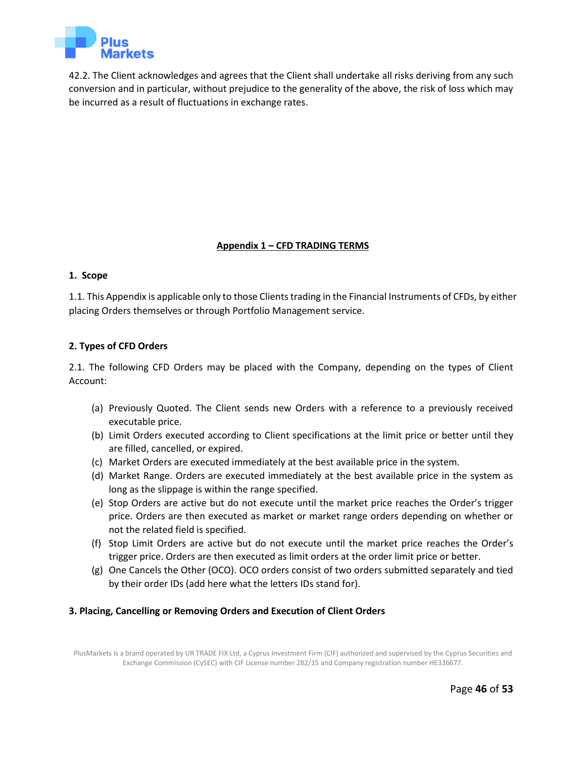42.2. The Client acknowledges and agrees that the Client shall undertake all risks deriving from any such conversion and in particular, without prejudice to the generality of the above, the risk of loss which may be incurred as a result of fluctuations in exchange rates.

## Appendix 1 – CFD TRADING TERMS

### 1. Scope

1.1. This Appendix is applicable only to those Clients trading in the Financial Instruments of CFDs, by either placing Orders themselves or through Portfolio Management service.

### 2. Types of CFD Orders

2.1. The following CFD Orders may be placed with the Company, depending on the types of Client Account:

(a) Previously Quoted. The Client sends new Orders with a reference to a previously received executable price.
(b) Limit Orders executed according to Client specifications at the limit price or better until they are filled, cancelled, or expired.
(c) Market Orders are executed immediately at the best available price in the system.
(d) Market Range. Orders are executed immediately at the best available price in the system as long as the slippage is within the range specified.
(e) Stop Orders are active but do not execute until the market price reaches the Order's trigger price. Orders are then executed as market or market range orders depending on whether or not the related field is specified.
(f) Stop Limit Orders are active but do not execute until the market price reaches the Order's trigger price. Orders are then executed as limit orders at the order limit price or better.
(g) One Cancels the Other (OCO). OCO orders consist of two orders submitted separately and tied by their order IDs (add here what the letters IDs stand for).

### 3. Placing, Cancelling or Removing Orders and Execution of Client Orders

PlusMarkets is a brand operated by UR TRADE FIX Ltd, a Cyprus Investment Firm (CIF) authorized and supervised by the Cyprus Securities and Exchange Commission (CySEC) with CIF License number 282/15 and Company registration number HE336677.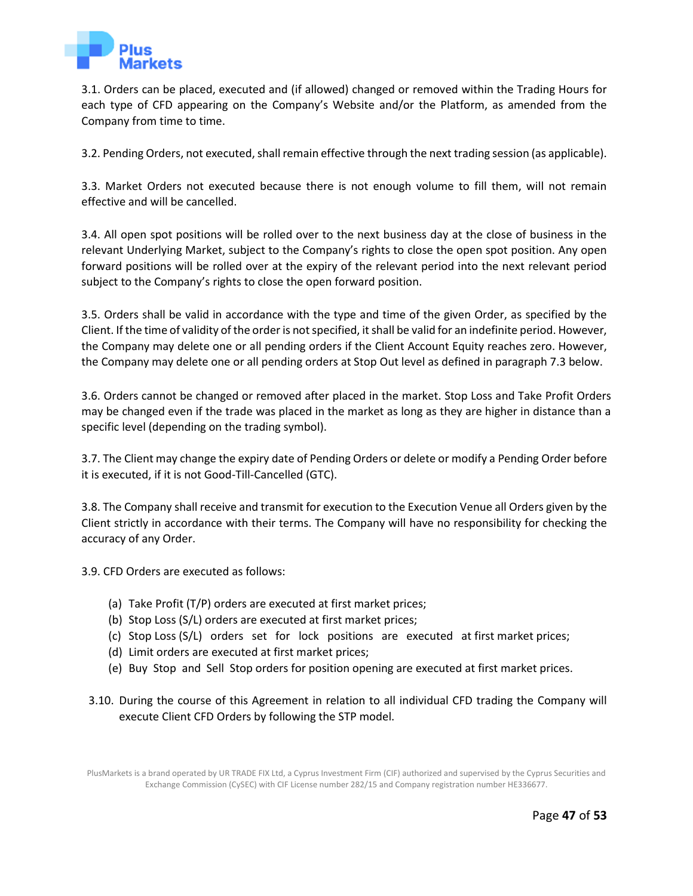3.1. Orders can be placed, executed and (if allowed) changed or removed within the Trading Hours for each type of CFD appearing on the Company's Website and/or the Platform, as amended from the Company from time to time.

3.2. Pending Orders, not executed, shall remain effective through the next trading session (as applicable).

3.3. Market Orders not executed because there is not enough volume to fill them, will not remain effective and will be cancelled.

3.4. All open spot positions will be rolled over to the next business day at the close of business in the relevant Underlying Market, subject to the Company's rights to close the open spot position. Any open forward positions will be rolled over at the expiry of the relevant period into the next relevant period subject to the Company's rights to close the open forward position.

3.5. Orders shall be valid in accordance with the type and time of the given Order, as specified by the Client. If the time of validity of the order is not specified, it shall be valid for an indefinite period. However, the Company may delete one or all pending orders if the Client Account Equity reaches zero. However, the Company may delete one or all pending orders at Stop Out level as defined in paragraph 7.3 below.

3.6. Orders cannot be changed or removed after placed in the market. Stop Loss and Take Profit Orders may be changed even if the trade was placed in the market as long as they are higher in distance than a specific level (depending on the trading symbol).

3.7. The Client may change the expiry date of Pending Orders or delete or modify a Pending Order before it is executed, if it is not Good-Till-Cancelled (GTC).

3.8. The Company shall receive and transmit for execution to the Execution Venue all Orders given by the Client strictly in accordance with their terms. The Company will have no responsibility for checking the accuracy of any Order.

3.9. CFD Orders are executed as follows:

(a) Take Profit (T/P) orders are executed at first market prices;
(b) Stop Loss (S/L) orders are executed at first market prices;
(c) Stop Loss (S/L) orders set for lock positions are executed at first market prices;
(d) Limit orders are executed at first market prices;
(e) Buy Stop and Sell Stop orders for position opening are executed at first market prices.

3.10. During the course of this Agreement in relation to all individual CFD trading the Company will execute Client CFD Orders by following the STP model.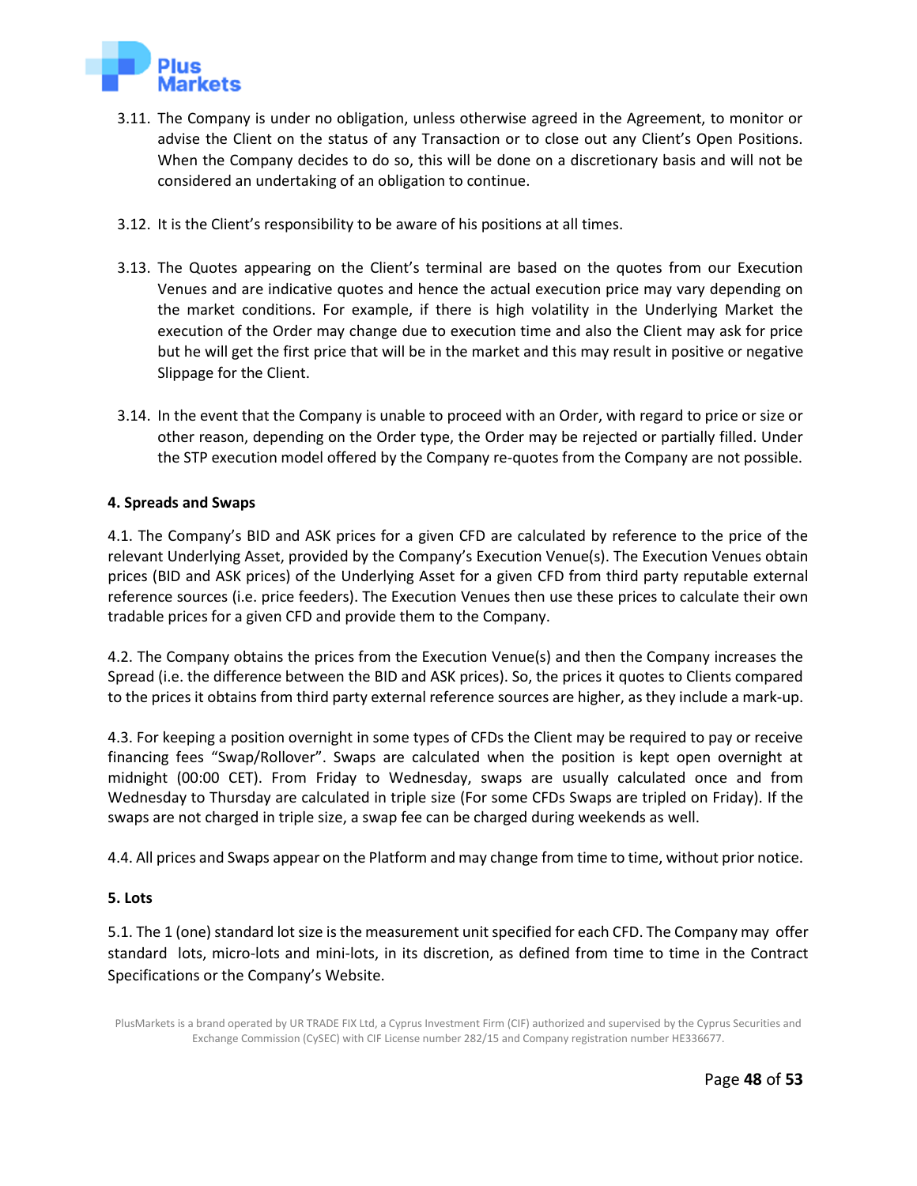3.11. The Company is under no obligation, unless otherwise agreed in the Agreement, to monitor or advise the Client on the status of any Transaction or to close out any Client's Open Positions. When the Company decides to do so, this will be done on a discretionary basis and will not be considered an undertaking of an obligation to continue.

3.12. It is the Client's responsibility to be aware of his positions at all times.

3.13. The Quotes appearing on the Client's terminal are based on the quotes from our Execution Venues and are indicative quotes and hence the actual execution price may vary depending on the market conditions. For example, if there is high volatility in the Underlying Market the execution of the Order may change due to execution time and also the Client may ask for price but he will get the first price that will be in the market and this may result in positive or negative Slippage for the Client.

3.14. In the event that the Company is unable to proceed with an Order, with regard to price or size or other reason, depending on the Order type, the Order may be rejected or partially filled. Under the STP execution model offered by the Company re-quotes from the Company are not possible.

**4. Spreads and Swaps**

4.1. The Company's BID and ASK prices for a given CFD are calculated by reference to the price of the relevant Underlying Asset, provided by the Company's Execution Venue(s). The Execution Venues obtain prices (BID and ASK prices) of the Underlying Asset for a given CFD from third party reputable external reference sources (i.e. price feeders). The Execution Venues then use these prices to calculate their own tradable prices for a given CFD and provide them to the Company.

4.2. The Company obtains the prices from the Execution Venue(s) and then the Company increases the Spread (i.e. the difference between the BID and ASK prices). So, the prices it quotes to Clients compared to the prices it obtains from third party external reference sources are higher, as they include a mark-up.

4.3. For keeping a position overnight in some types of CFDs the Client may be required to pay or receive financing fees "Swap/Rollover". Swaps are calculated when the position is kept open overnight at midnight (00:00 CET). From Friday to Wednesday, swaps are usually calculated once and from Wednesday to Thursday are calculated in triple size (For some CFDs Swaps are tripled on Friday). If the swaps are not charged in triple size, a swap fee can be charged during weekends as well.

4.4. All prices and Swaps appear on the Platform and may change from time to time, without prior notice.

**5. Lots**

5.1. The 1 (one) standard lot size is the measurement unit specified for each CFD. The Company may offer standard lots, micro-lots and mini-lots, in its discretion, as defined from time to time in the Contract Specifications or the Company's Website.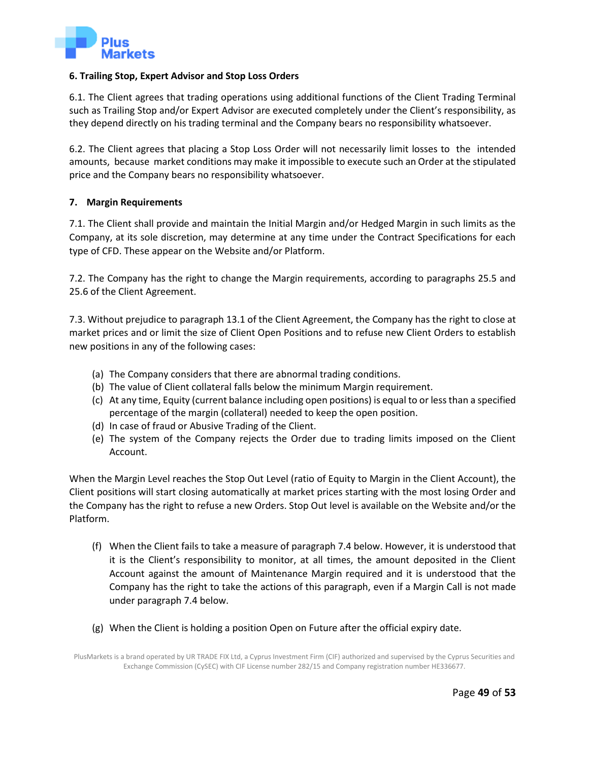### 6. Trailing Stop, Expert Advisor and Stop Loss Orders

6.1. The Client agrees that trading operations using additional functions of the Client Trading Terminal such as Trailing Stop and/or Expert Advisor are executed completely under the Client's responsibility, as they depend directly on his trading terminal and the Company bears no responsibility whatsoever.

6.2. The Client agrees that placing a Stop Loss Order will not necessarily limit losses to the intended amounts, because market conditions may make it impossible to execute such an Order at the stipulated price and the Company bears no responsibility whatsoever.

### 7. Margin Requirements

7.1. The Client shall provide and maintain the Initial Margin and/or Hedged Margin in such limits as the Company, at its sole discretion, may determine at any time under the Contract Specifications for each type of CFD. These appear on the Website and/or Platform.

7.2. The Company has the right to change the Margin requirements, according to paragraphs 25.5 and 25.6 of the Client Agreement.

7.3. Without prejudice to paragraph 13.1 of the Client Agreement, the Company has the right to close at market prices and or limit the size of Client Open Positions and to refuse new Client Orders to establish new positions in any of the following cases:

(a) The Company considers that there are abnormal trading conditions.
(b) The value of Client collateral falls below the minimum Margin requirement.
(c) At any time, Equity (current balance including open positions) is equal to or less than a specified percentage of the margin (collateral) needed to keep the open position.
(d) In case of fraud or Abusive Trading of the Client.
(e) The system of the Company rejects the Order due to trading limits imposed on the Client Account.

When the Margin Level reaches the Stop Out Level (ratio of Equity to Margin in the Client Account), the Client positions will start closing automatically at market prices starting with the most losing Order and the Company has the right to refuse a new Orders. Stop Out level is available on the Website and/or the Platform.

(f) When the Client fails to take a measure of paragraph 7.4 below. However, it is understood that it is the Client's responsibility to monitor, at all times, the amount deposited in the Client Account against the amount of Maintenance Margin required and it is understood that the Company has the right to take the actions of this paragraph, even if a Margin Call is not made under paragraph 7.4 below.

(g) When the Client is holding a position Open on Future after the official expiry date.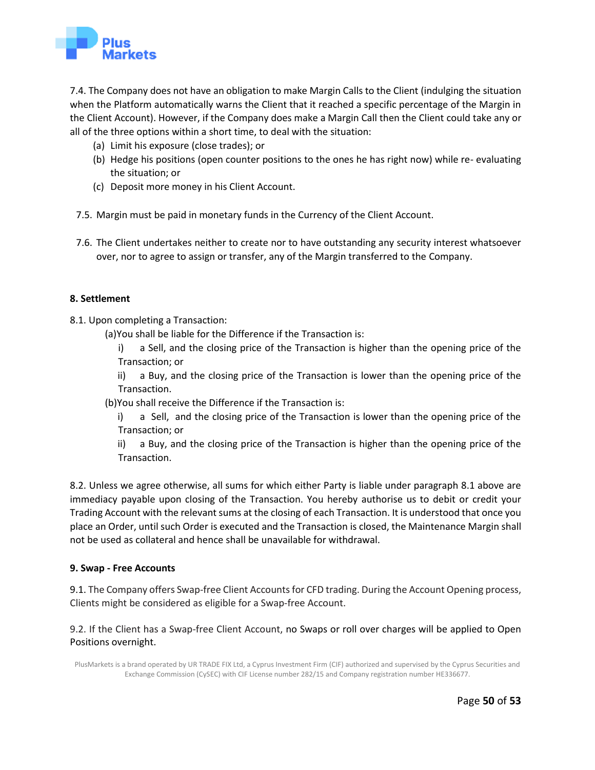7.4. The Company does not have an obligation to make Margin Calls to the Client (indulging the situation when the Platform automatically warns the Client that it reached a specific percentage of the Margin in the Client Account). However, if the Company does make a Margin Call then the Client could take any or all of the three options within a short time, to deal with the situation:

(a) Limit his exposure (close trades); or
(b) Hedge his positions (open counter positions to the ones he has right now) while re- evaluating the situation; or
(c) Deposit more money in his Client Account.

7.5. Margin must be paid in monetary funds in the Currency of the Client Account.

7.6. The Client undertakes neither to create nor to have outstanding any security interest whatsoever over, nor to agree to assign or transfer, any of the Margin transferred to the Company.

**8. Settlement**

8.1. Upon completing a Transaction:

(a)You shall be liable for the Difference if the Transaction is:

i) a Sell, and the closing price of the Transaction is higher than the opening price of the Transaction; or

ii) a Buy, and the closing price of the Transaction is lower than the opening price of the Transaction.

(b)You shall receive the Difference if the Transaction is:

i) a Sell, and the closing price of the Transaction is lower than the opening price of the Transaction; or

ii) a Buy, and the closing price of the Transaction is higher than the opening price of the Transaction.

8.2. Unless we agree otherwise, all sums for which either Party is liable under paragraph 8.1 above are immediacy payable upon closing of the Transaction. You hereby authorise us to debit or credit your Trading Account with the relevant sums at the closing of each Transaction. It is understood that once you place an Order, until such Order is executed and the Transaction is closed, the Maintenance Margin shall not be used as collateral and hence shall be unavailable for withdrawal.

**9. Swap - Free Accounts**

9.1. The Company offers Swap-free Client Accounts for CFD trading. During the Account Opening process, Clients might be considered as eligible for a Swap-free Account.

9.2. If the Client has a Swap-free Client Account, no Swaps or roll over charges will be applied to Open Positions overnight.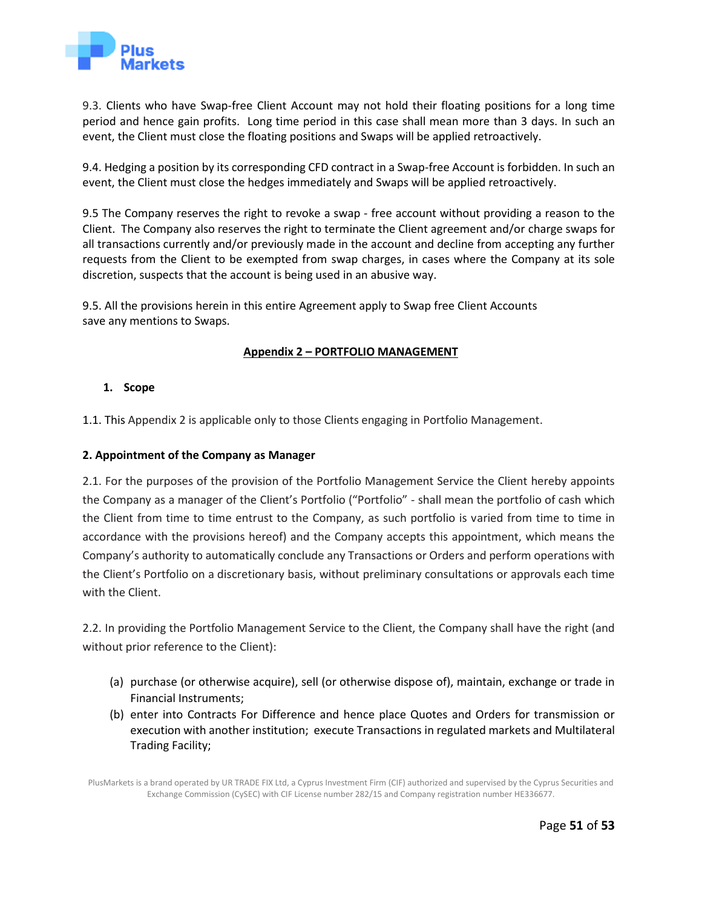9.3. Clients who have Swap-free Client Account may not hold their floating positions for a long time period and hence gain profits. Long time period in this case shall mean more than 3 days. In such an event, the Client must close the floating positions and Swaps will be applied retroactively.

9.4. Hedging a position by its corresponding CFD contract in a Swap-free Account is forbidden. In such an event, the Client must close the hedges immediately and Swaps will be applied retroactively.

9.5 The Company reserves the right to revoke a swap - free account without providing a reason to the Client. The Company also reserves the right to terminate the Client agreement and/or charge swaps for all transactions currently and/or previously made in the account and decline from accepting any further requests from the Client to be exempted from swap charges, in cases where the Company at its sole discretion, suspects that the account is being used in an abusive way.

9.5. All the provisions herein in this entire Agreement apply to Swap free Client Accounts save any mentions to Swaps.

## Appendix 2 – PORTFOLIO MANAGEMENT

### 1. Scope

1.1. This Appendix 2 is applicable only to those Clients engaging in Portfolio Management.

### 2. Appointment of the Company as Manager

2.1. For the purposes of the provision of the Portfolio Management Service the Client hereby appoints the Company as a manager of the Client's Portfolio ("Portfolio" - shall mean the portfolio of cash which the Client from time to time entrust to the Company, as such portfolio is varied from time to time in accordance with the provisions hereof) and the Company accepts this appointment, which means the Company's authority to automatically conclude any Transactions or Orders and perform operations with the Client's Portfolio on a discretionary basis, without preliminary consultations or approvals each time with the Client.

2.2. In providing the Portfolio Management Service to the Client, the Company shall have the right (and without prior reference to the Client):

(a) purchase (or otherwise acquire), sell (or otherwise dispose of), maintain, exchange or trade in Financial Instruments;

(b) enter into Contracts For Difference and hence place Quotes and Orders for transmission or execution with another institution; execute Transactions in regulated markets and Multilateral Trading Facility;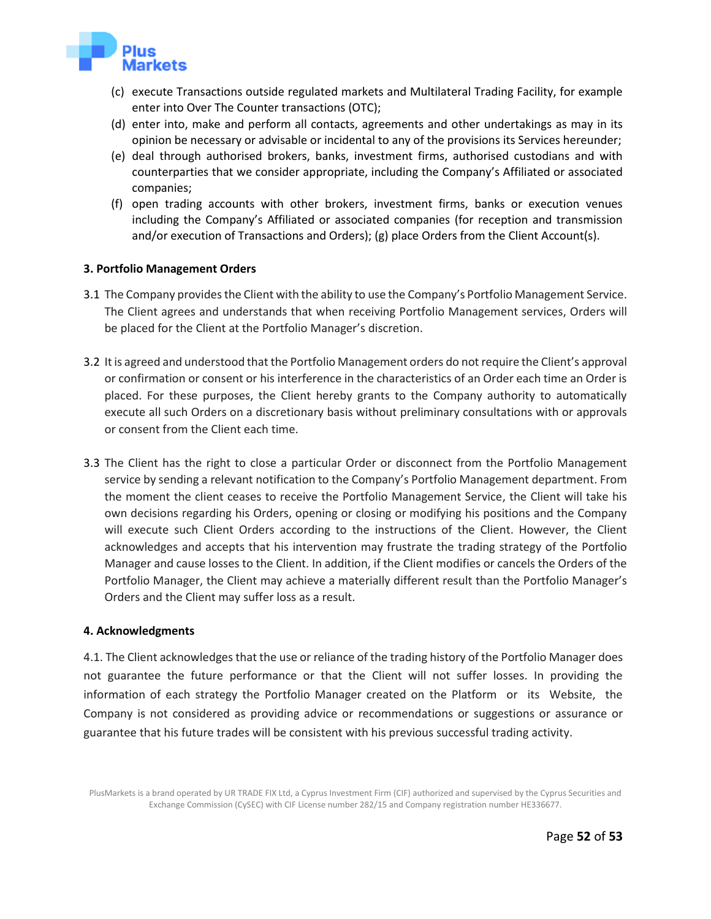(c) execute Transactions outside regulated markets and Multilateral Trading Facility, for example enter into Over The Counter transactions (OTC);

(d) enter into, make and perform all contacts, agreements and other undertakings as may in its opinion be necessary or advisable or incidental to any of the provisions its Services hereunder;

(e) deal through authorised brokers, banks, investment firms, authorised custodians and with counterparties that we consider appropriate, including the Company's Affiliated or associated companies;

(f) open trading accounts with other brokers, investment firms, banks or execution venues including the Company's Affiliated or associated companies (for reception and transmission and/or execution of Transactions and Orders); (g) place Orders from the Client Account(s).

**3. Portfolio Management Orders**

3.1 The Company provides the Client with the ability to use the Company's Portfolio Management Service. The Client agrees and understands that when receiving Portfolio Management services, Orders will be placed for the Client at the Portfolio Manager's discretion.

3.2 It is agreed and understood that the Portfolio Management orders do not require the Client's approval or confirmation or consent or his interference in the characteristics of an Order each time an Order is placed. For these purposes, the Client hereby grants to the Company authority to automatically execute all such Orders on a discretionary basis without preliminary consultations with or approvals or consent from the Client each time.

3.3 The Client has the right to close a particular Order or disconnect from the Portfolio Management service by sending a relevant notification to the Company's Portfolio Management department. From the moment the client ceases to receive the Portfolio Management Service, the Client will take his own decisions regarding his Orders, opening or closing or modifying his positions and the Company will execute such Client Orders according to the instructions of the Client. However, the Client acknowledges and accepts that his intervention may frustrate the trading strategy of the Portfolio Manager and cause losses to the Client. In addition, if the Client modifies or cancels the Orders of the Portfolio Manager, the Client may achieve a materially different result than the Portfolio Manager's Orders and the Client may suffer loss as a result.

**4. Acknowledgments**

4.1. The Client acknowledges that the use or reliance of the trading history of the Portfolio Manager does not guarantee the future performance or that the Client will not suffer losses. In providing the information of each strategy the Portfolio Manager created on the Platform or its Website, the Company is not considered as providing advice or recommendations or suggestions or assurance or guarantee that his future trades will be consistent with his previous successful trading activity.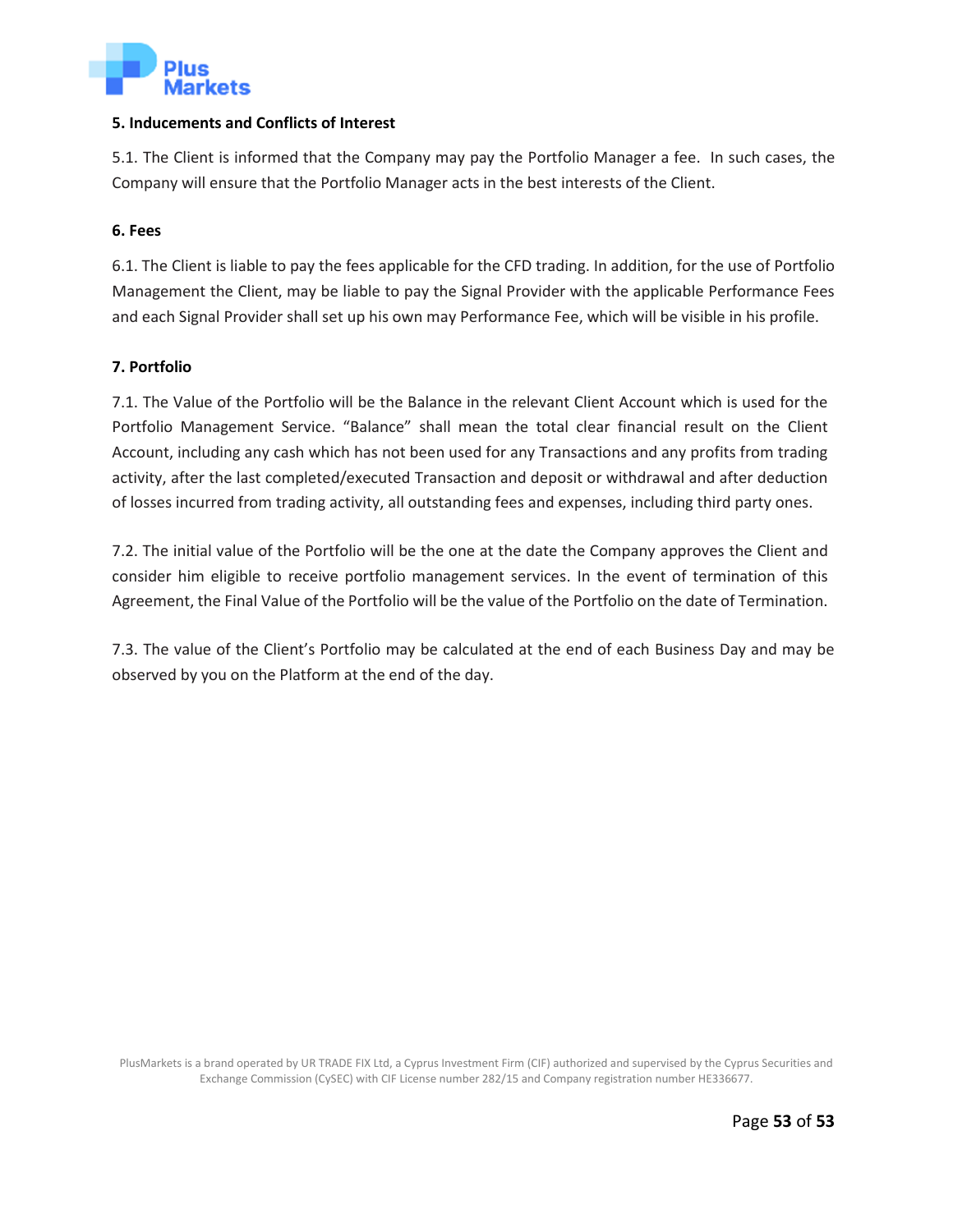### 5. Inducements and Conflicts of Interest

5.1. The Client is informed that the Company may pay the Portfolio Manager a fee. In such cases, the Company will ensure that the Portfolio Manager acts in the best interests of the Client.

### 6. Fees

6.1. The Client is liable to pay the fees applicable for the CFD trading. In addition, for the use of Portfolio Management the Client, may be liable to pay the Signal Provider with the applicable Performance Fees and each Signal Provider shall set up his own may Performance Fee, which will be visible in his profile.

### 7. Portfolio

7.1. The Value of the Portfolio will be the Balance in the relevant Client Account which is used for the Portfolio Management Service. "Balance" shall mean the total clear financial result on the Client Account, including any cash which has not been used for any Transactions and any profits from trading activity, after the last completed/executed Transaction and deposit or withdrawal and after deduction of losses incurred from trading activity, all outstanding fees and expenses, including third party ones.

7.2. The initial value of the Portfolio will be the one at the date the Company approves the Client and consider him eligible to receive portfolio management services. In the event of termination of this Agreement, the Final Value of the Portfolio will be the value of the Portfolio on the date of Termination.

7.3. The value of the Client's Portfolio may be calculated at the end of each Business Day and may be observed by you on the Platform at the end of the day.